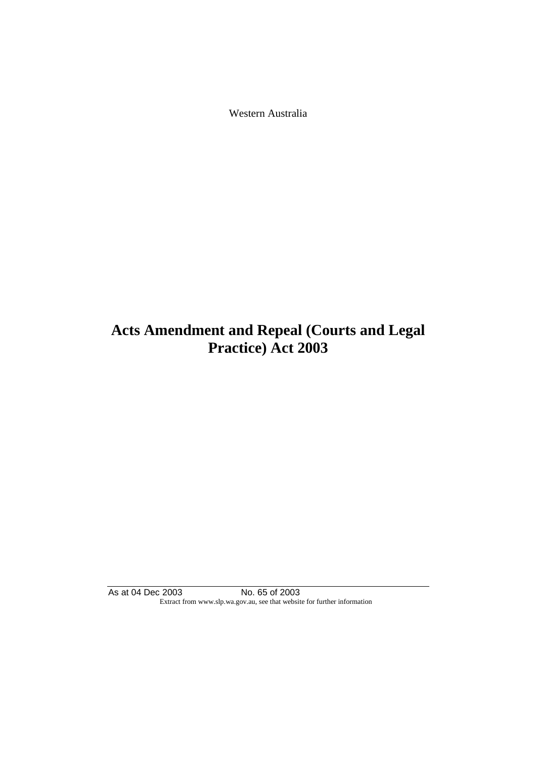Western Australia

# Acts Amendment and Repeal (Courts and Legal Practice) Act 2003

As at 04 Dec 2003 No. 65 of 2003

Extract from www.slp.wa.gov.au, see that website for further information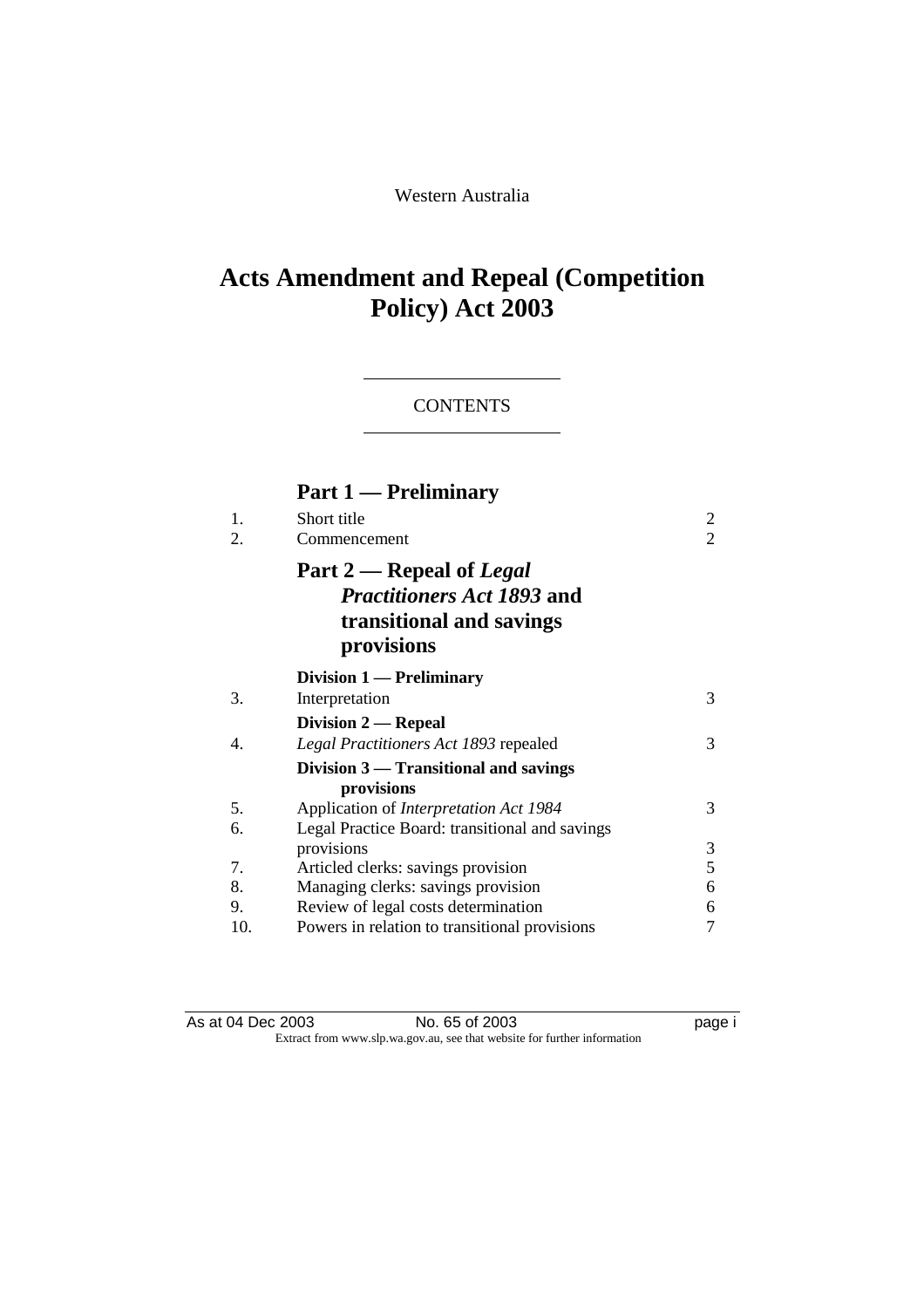Western Australia

# Acts Amendment and Repeal (Competition Policy) Act 2003

CONTENTS

## Part 1 — Preliminary

| | | |
|---|---|---|
| 1. | Short title | 2 |
| 2. | Commencement | 2 |

## Part 2 — Repeal of *Legal Practitioners Act 1893* and transitional and savings provisions

### Division 1 — Preliminary

| | | |
|---|---|---|
| 3. | Interpretation | 3 |

### Division 2 — Repeal

| | | |
|---|---|---|
| 4. | *Legal Practitioners Act 1893* repealed | 3 |

### Division 3 — Transitional and savings provisions

| | | |
|---|---|---|
| 5. | Application of *Interpretation Act 1984* | 3 |
| 6. | Legal Practice Board: transitional and savings provisions | 3 |
| 7. | Articled clerks: savings provision | 5 |
| 8. | Managing clerks: savings provision | 6 |
| 9. | Review of legal costs determination | 6 |
| 10. | Powers in relation to transitional provisions | 7 |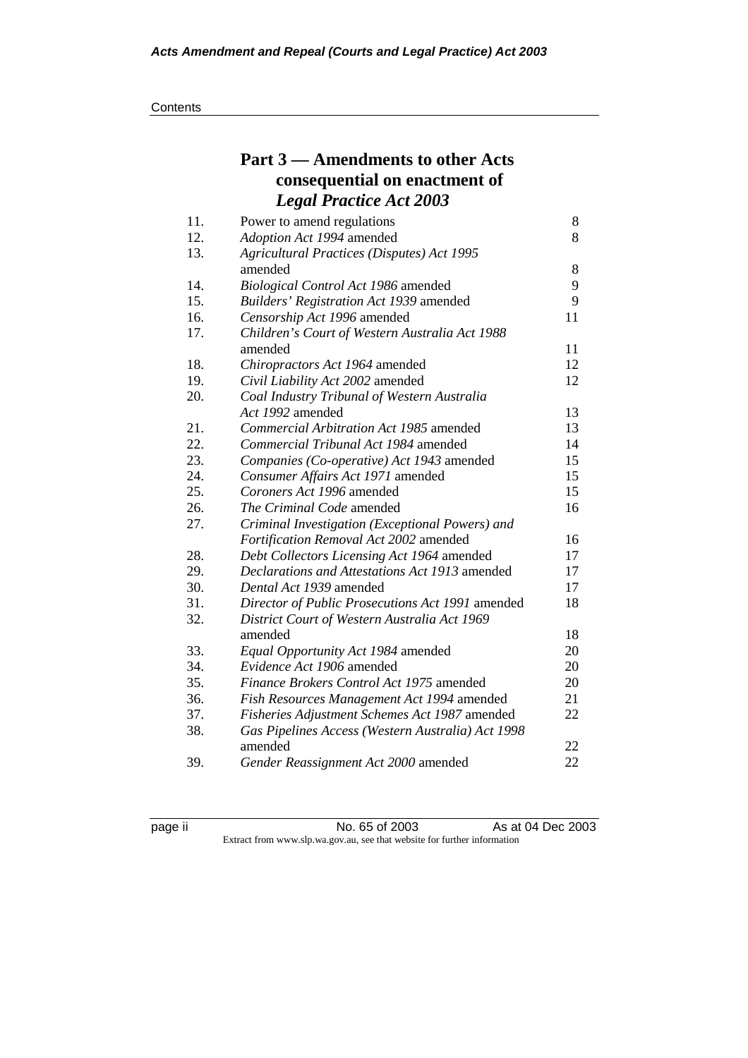## Part 3 — Amendments to other Acts consequential on enactment of *Legal Practice Act 2003*

| | | |
|---|---|---|
| 11. | Power to amend regulations | 8 |
| 12. | *Adoption Act 1994* amended | 8 |
| 13. | *Agricultural Practices (Disputes) Act 1995* amended | 8 |
| 14. | *Biological Control Act 1986* amended | 9 |
| 15. | *Builders' Registration Act 1939* amended | 9 |
| 16. | *Censorship Act 1996* amended | 11 |
| 17. | *Children's Court of Western Australia Act 1988* amended | 11 |
| 18. | *Chiropractors Act 1964* amended | 12 |
| 19. | *Civil Liability Act 2002* amended | 12 |
| 20. | *Coal Industry Tribunal of Western Australia Act 1992* amended | 13 |
| 21. | *Commercial Arbitration Act 1985* amended | 13 |
| 22. | *Commercial Tribunal Act 1984* amended | 14 |
| 23. | *Companies (Co-operative) Act 1943* amended | 15 |
| 24. | *Consumer Affairs Act 1971* amended | 15 |
| 25. | *Coroners Act 1996* amended | 15 |
| 26. | *The Criminal Code* amended | 16 |
| 27. | *Criminal Investigation (Exceptional Powers) and Fortification Removal Act 2002* amended | 16 |
| 28. | *Debt Collectors Licensing Act 1964* amended | 17 |
| 29. | *Declarations and Attestations Act 1913* amended | 17 |
| 30. | *Dental Act 1939* amended | 17 |
| 31. | *Director of Public Prosecutions Act 1991* amended | 18 |
| 32. | *District Court of Western Australia Act 1969* amended | 18 |
| 33. | *Equal Opportunity Act 1984* amended | 20 |
| 34. | *Evidence Act 1906* amended | 20 |
| 35. | *Finance Brokers Control Act 1975* amended | 20 |
| 36. | *Fish Resources Management Act 1994* amended | 21 |
| 37. | *Fisheries Adjustment Schemes Act 1987* amended | 22 |
| 38. | *Gas Pipelines Access (Western Australia) Act 1998* amended | 22 |
| 39. | *Gender Reassignment Act 2000* amended | 22 |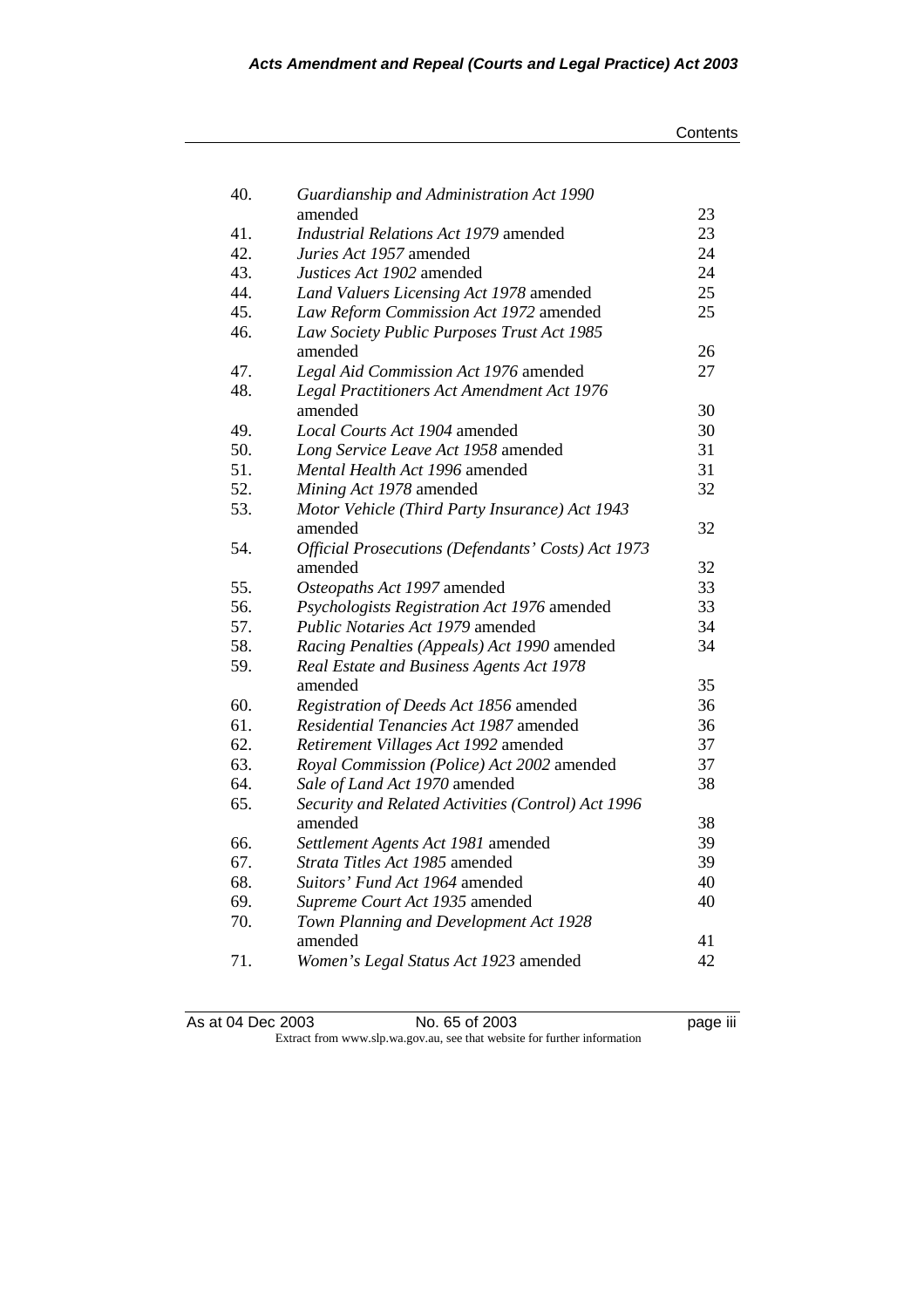| | | |
|---|---|---|
| 40. | *Guardianship and Administration Act 1990* amended | 23 |
| 41. | *Industrial Relations Act 1979* amended | 23 |
| 42. | *Juries Act 1957* amended | 24 |
| 43. | *Justices Act 1902* amended | 24 |
| 44. | *Land Valuers Licensing Act 1978* amended | 25 |
| 45. | *Law Reform Commission Act 1972* amended | 25 |
| 46. | *Law Society Public Purposes Trust Act 1985* amended | 26 |
| 47. | *Legal Aid Commission Act 1976* amended | 27 |
| 48. | *Legal Practitioners Act Amendment Act 1976* amended | 30 |
| 49. | *Local Courts Act 1904* amended | 30 |
| 50. | *Long Service Leave Act 1958* amended | 31 |
| 51. | *Mental Health Act 1996* amended | 31 |
| 52. | *Mining Act 1978* amended | 32 |
| 53. | *Motor Vehicle (Third Party Insurance) Act 1943* amended | 32 |
| 54. | *Official Prosecutions (Defendants' Costs) Act 1973* amended | 32 |
| 55. | *Osteopaths Act 1997* amended | 33 |
| 56. | *Psychologists Registration Act 1976* amended | 33 |
| 57. | *Public Notaries Act 1979* amended | 34 |
| 58. | *Racing Penalties (Appeals) Act 1990* amended | 34 |
| 59. | *Real Estate and Business Agents Act 1978* amended | 35 |
| 60. | *Registration of Deeds Act 1856* amended | 36 |
| 61. | *Residential Tenancies Act 1987* amended | 36 |
| 62. | *Retirement Villages Act 1992* amended | 37 |
| 63. | *Royal Commission (Police) Act 2002* amended | 37 |
| 64. | *Sale of Land Act 1970* amended | 38 |
| 65. | *Security and Related Activities (Control) Act 1996* amended | 38 |
| 66. | *Settlement Agents Act 1981* amended | 39 |
| 67. | *Strata Titles Act 1985* amended | 39 |
| 68. | *Suitors' Fund Act 1964* amended | 40 |
| 69. | *Supreme Court Act 1935* amended | 40 |
| 70. | *Town Planning and Development Act 1928* amended | 41 |
| 71. | *Women's Legal Status Act 1923* amended | 42 |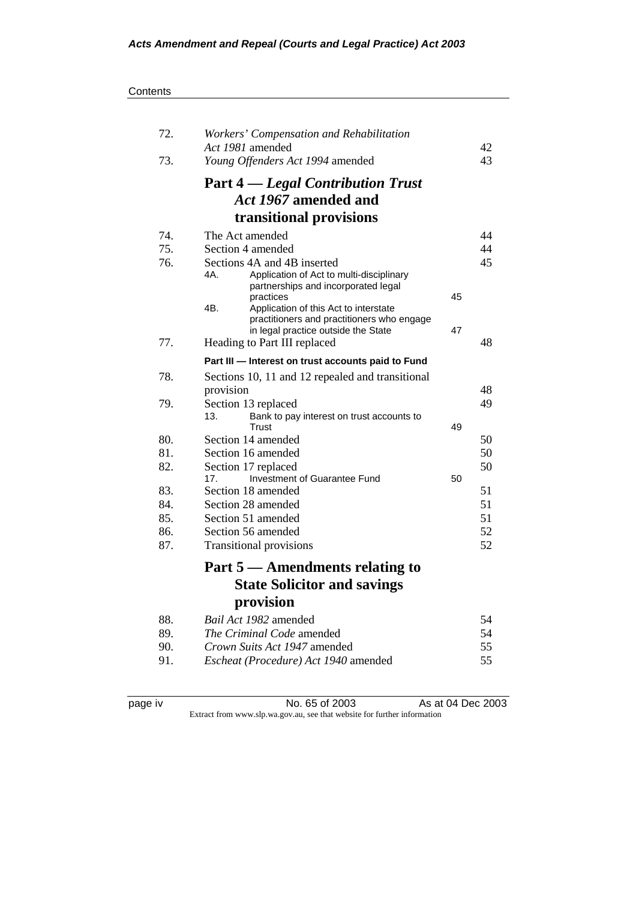| | | |
|---|---|---|
| 72. | *Workers' Compensation and Rehabilitation Act 1981* amended | 42 |
| 73. | *Young Offenders Act 1994* amended | 43 |

## Part 4 — *Legal Contribution Trust Act 1967* amended and transitional provisions

| | | |
|---|---|---|
| 74. | The Act amended | 44 |
| 75. | Section 4 amended | 44 |
| 76. | Sections 4A and 4B inserted | 45 |
| | 4A. Application of Act to multi-disciplinary partnerships and incorporated legal practices | 45 |
| | 4B. Application of this Act to interstate practitioners and practitioners who engage in legal practice outside the State | 47 |
| 77. | Heading to Part III replaced | 48 |
| | **Part III — Interest on trust accounts paid to Fund** | |
| 78. | Sections 10, 11 and 12 repealed and transitional provision | 48 |
| 79. | Section 13 replaced | 49 |
| | 13. Bank to pay interest on trust accounts to Trust | 49 |
| 80. | Section 14 amended | 50 |
| 81. | Section 16 amended | 50 |
| 82. | Section 17 replaced | 50 |
| | 17. Investment of Guarantee Fund | 50 |
| 83. | Section 18 amended | 51 |
| 84. | Section 28 amended | 51 |
| 85. | Section 51 amended | 51 |
| 86. | Section 56 amended | 52 |
| 87. | Transitional provisions | 52 |

## Part 5 — Amendments relating to State Solicitor and savings provision

| | | |
|---|---|---|
| 88. | *Bail Act 1982* amended | 54 |
| 89. | *The Criminal Code* amended | 54 |
| 90. | *Crown Suits Act 1947* amended | 55 |
| 91. | *Escheat (Procedure) Act 1940* amended | 55 |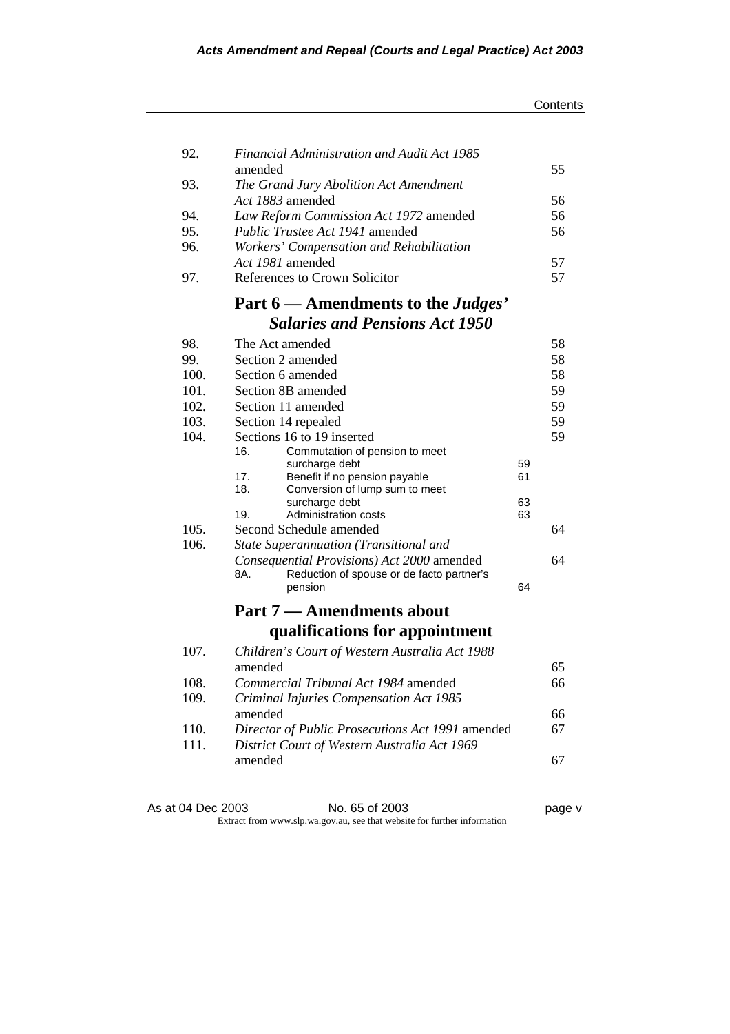| | | |
|---|---|---|
| 92. | *Financial Administration and Audit Act 1985* amended | 55 |
| 93. | *The Grand Jury Abolition Act Amendment Act 1883* amended | 56 |
| 94. | *Law Reform Commission Act 1972* amended | 56 |
| 95. | *Public Trustee Act 1941* amended | 56 |
| 96. | *Workers' Compensation and Rehabilitation Act 1981* amended | 57 |
| 97. | References to Crown Solicitor | 57 |

## Part 6 — Amendments to the *Judges' Salaries and Pensions Act 1950*

| | | |
|---|---|---|
| 98. | The Act amended | 58 |
| 99. | Section 2 amended | 58 |
| 100. | Section 6 amended | 58 |
| 101. | Section 8B amended | 59 |
| 102. | Section 11 amended | 59 |
| 103. | Section 14 repealed | 59 |
| 104. | Sections 16 to 19 inserted | 59 |
| | 16. Commutation of pension to meet surcharge debt — 59 | |
| | 17. Benefit if no pension payable — 61 | |
| | 18. Conversion of lump sum to meet surcharge debt — 63 | |
| | 19. Administration costs — 63 | |
| 105. | Second Schedule amended | 64 |
| 106. | *State Superannuation (Transitional and Consequential Provisions) Act 2000* amended | 64 |
| | 8A. Reduction of spouse or de facto partner's pension — 64 | |

## Part 7 — Amendments about qualifications for appointment

| | | |
|---|---|---|
| 107. | *Children's Court of Western Australia Act 1988* amended | 65 |
| 108. | *Commercial Tribunal Act 1984* amended | 66 |
| 109. | *Criminal Injuries Compensation Act 1985* amended | 66 |
| 110. | *Director of Public Prosecutions Act 1991* amended | 67 |
| 111. | *District Court of Western Australia Act 1969* amended | 67 |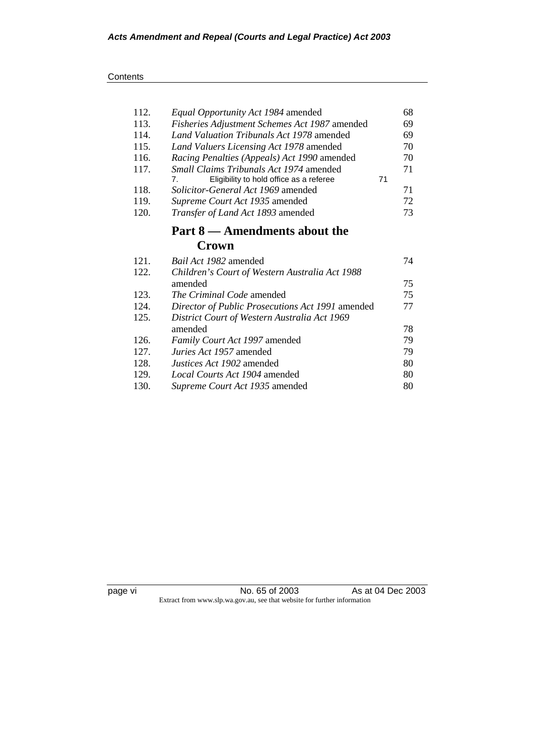Contents

| | | |
|---|---|---|
| 112. | *Equal Opportunity Act 1984* amended | 68 |
| 113. | *Fisheries Adjustment Schemes Act 1987* amended | 69 |
| 114. | *Land Valuation Tribunals Act 1978* amended | 69 |
| 115. | *Land Valuers Licensing Act 1978* amended | 70 |
| 116. | *Racing Penalties (Appeals) Act 1990* amended | 70 |
| 117. | *Small Claims Tribunals Act 1974* amended | 71 |
| | 7. Eligibility to hold office as a referee 71 | |
| 118. | *Solicitor-General Act 1969* amended | 71 |
| 119. | *Supreme Court Act 1935* amended | 72 |
| 120. | *Transfer of Land Act 1893* amended | 73 |

## Part 8 — Amendments about the Crown

| | | |
|---|---|---|
| 121. | *Bail Act 1982* amended | 74 |
| 122. | *Children's Court of Western Australia Act 1988* amended | 75 |
| 123. | *The Criminal Code* amended | 75 |
| 124. | *Director of Public Prosecutions Act 1991* amended | 77 |
| 125. | *District Court of Western Australia Act 1969* amended | 78 |
| 126. | *Family Court Act 1997* amended | 79 |
| 127. | *Juries Act 1957* amended | 79 |
| 128. | *Justices Act 1902* amended | 80 |
| 129. | *Local Courts Act 1904* amended | 80 |
| 130. | *Supreme Court Act 1935* amended | 80 |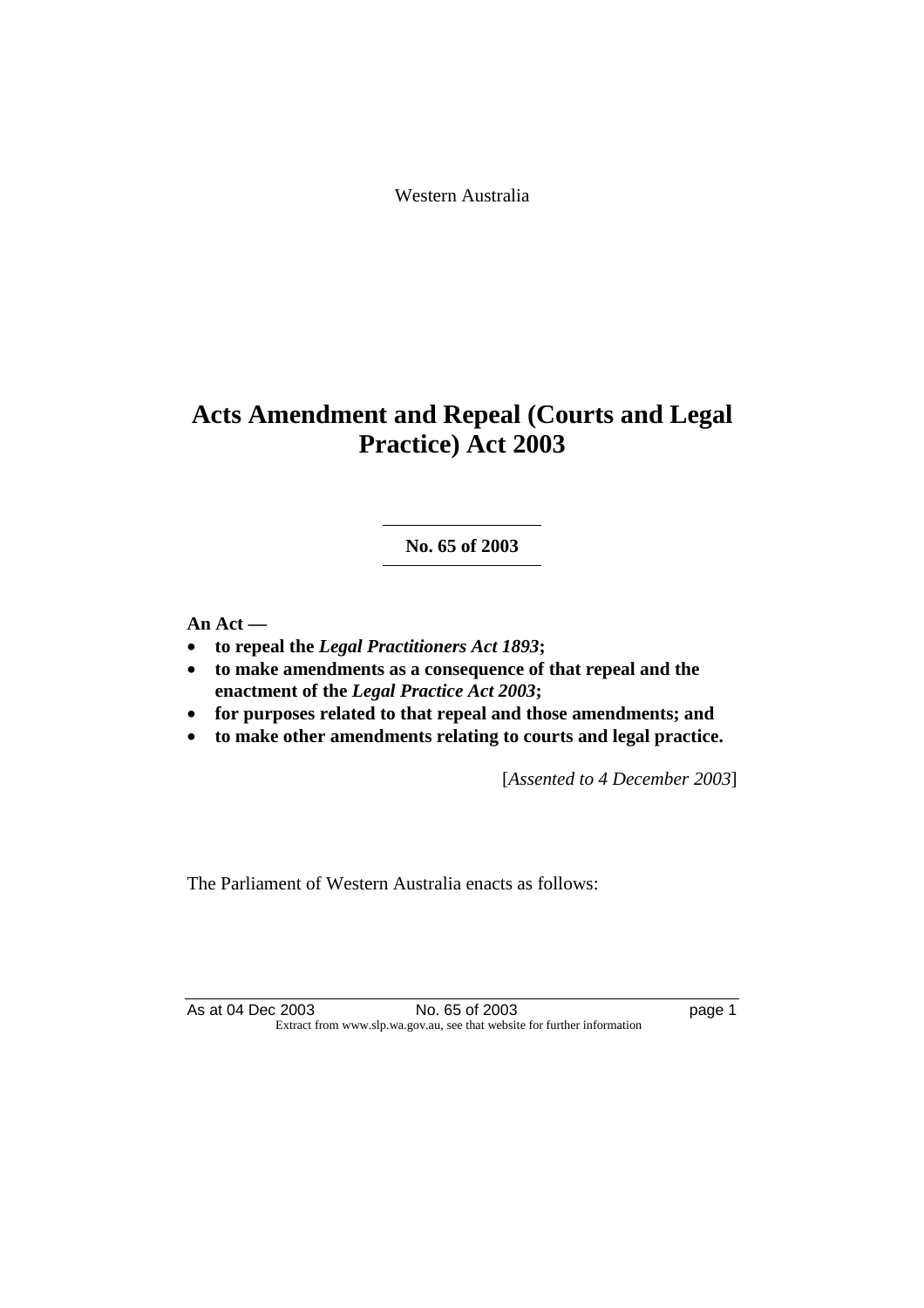Western Australia

# Acts Amendment and Repeal (Courts and Legal Practice) Act 2003

**No. 65 of 2003**

**An Act —**

- **to repeal the *Legal Practitioners Act 1893*;**
- **to make amendments as a consequence of that repeal and the enactment of the *Legal Practice Act 2003*;**
- **for purposes related to that repeal and those amendments; and**
- **to make other amendments relating to courts and legal practice.**

[*Assented to 4 December 2003*]

The Parliament of Western Australia enacts as follows: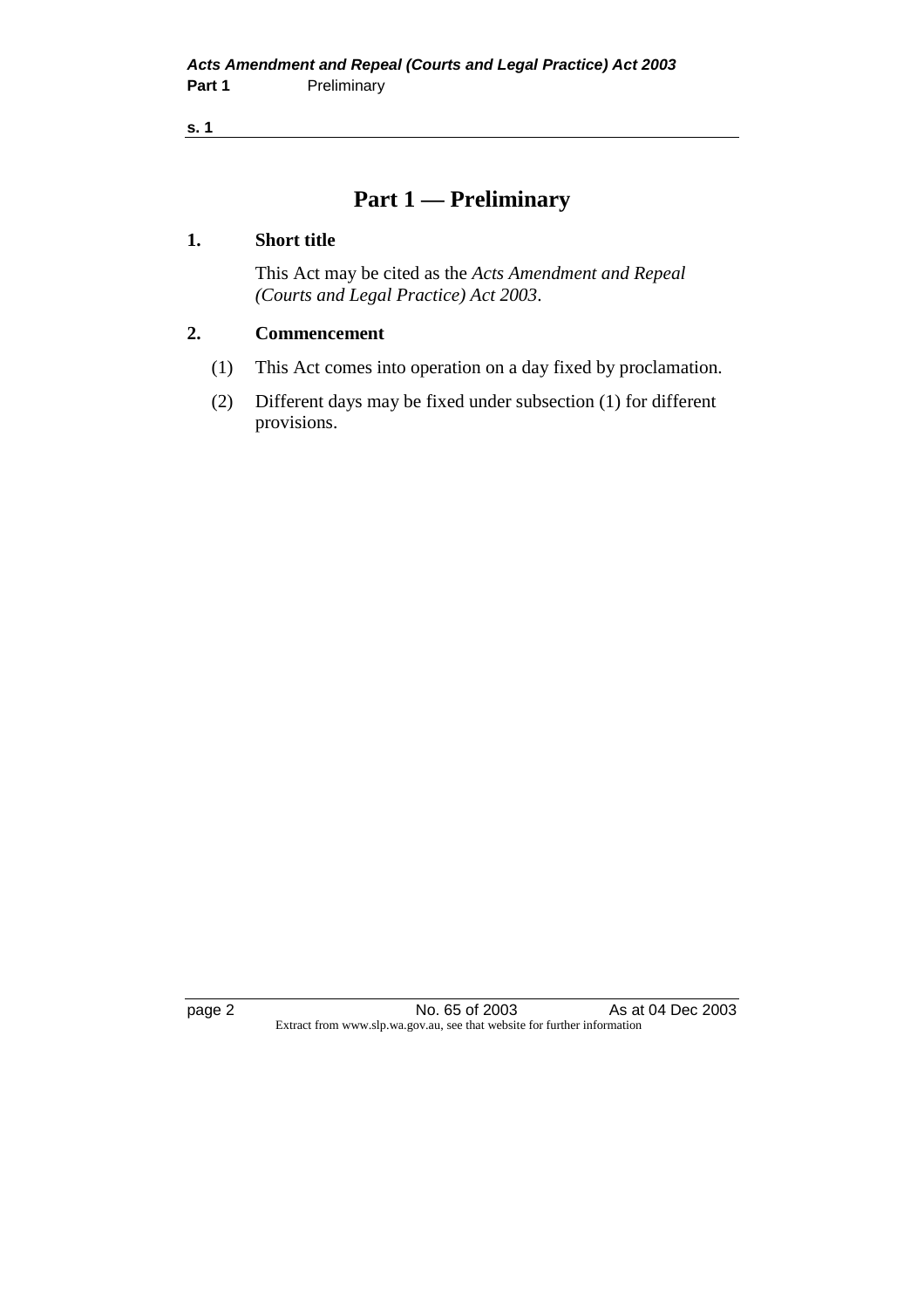# Part 1 — Preliminary

## 1. Short title

This Act may be cited as the *Acts Amendment and Repeal (Courts and Legal Practice) Act 2003*.

## 2. Commencement

(1) This Act comes into operation on a day fixed by proclamation.

(2) Different days may be fixed under subsection (1) for different provisions.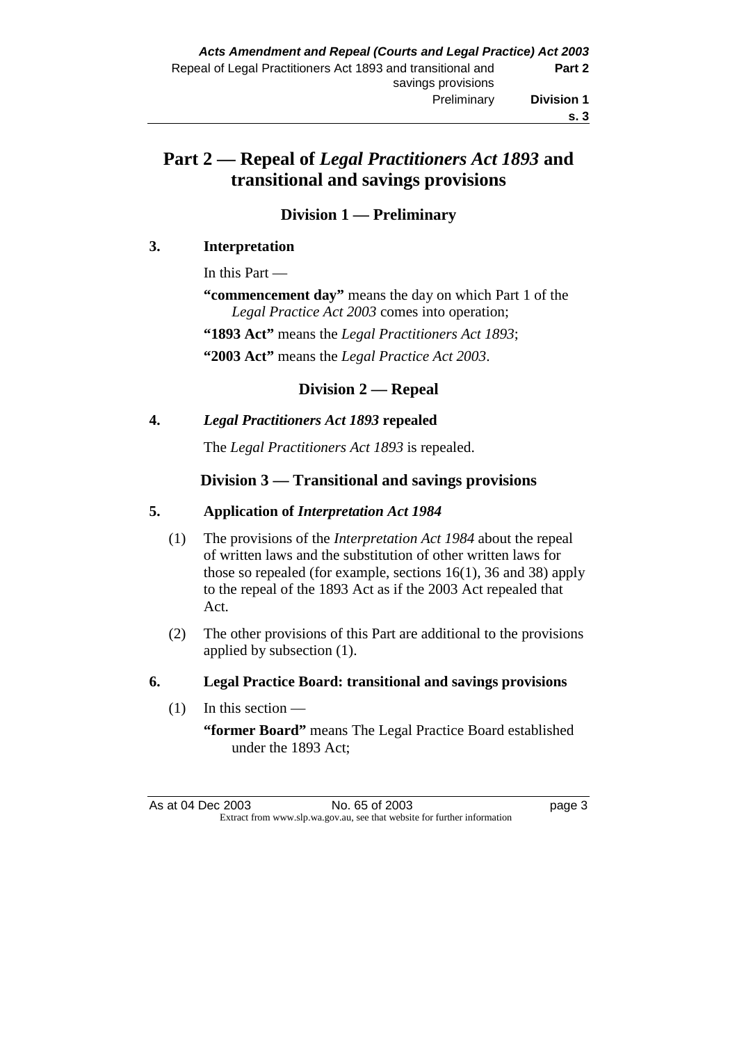# Part 2 — Repeal of *Legal Practitioners Act 1893* and transitional and savings provisions

## Division 1 — Preliminary

### 3. Interpretation

In this Part —

**"commencement day"** means the day on which Part 1 of the *Legal Practice Act 2003* comes into operation;

**"1893 Act"** means the *Legal Practitioners Act 1893*;

**"2003 Act"** means the *Legal Practice Act 2003*.

## Division 2 — Repeal

### 4. *Legal Practitioners Act 1893* repealed

The *Legal Practitioners Act 1893* is repealed.

## Division 3 — Transitional and savings provisions

### 5. Application of *Interpretation Act 1984*

(1) The provisions of the *Interpretation Act 1984* about the repeal of written laws and the substitution of other written laws for those so repealed (for example, sections 16(1), 36 and 38) apply to the repeal of the 1893 Act as if the 2003 Act repealed that Act.

(2) The other provisions of this Part are additional to the provisions applied by subsection (1).

### 6. Legal Practice Board: transitional and savings provisions

(1) In this section —

**"former Board"** means The Legal Practice Board established under the 1893 Act;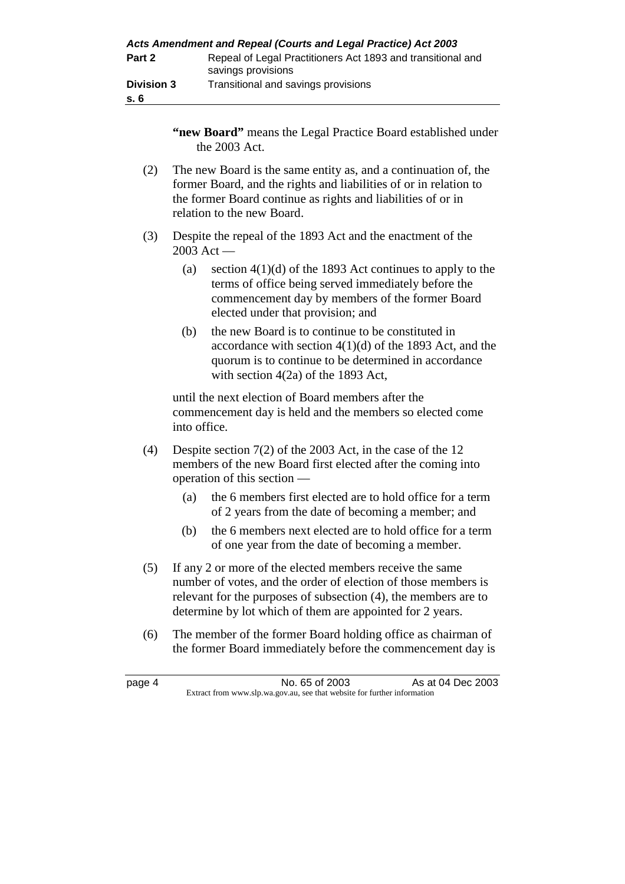**"new Board"** means the Legal Practice Board established under the 2003 Act.

(2) The new Board is the same entity as, and a continuation of, the former Board, and the rights and liabilities of or in relation to the former Board continue as rights and liabilities of or in relation to the new Board.

(3) Despite the repeal of the 1893 Act and the enactment of the 2003 Act —

(a) section 4(1)(d) of the 1893 Act continues to apply to the terms of office being served immediately before the commencement day by members of the former Board elected under that provision; and

(b) the new Board is to continue to be constituted in accordance with section 4(1)(d) of the 1893 Act, and the quorum is to continue to be determined in accordance with section 4(2a) of the 1893 Act,

until the next election of Board members after the commencement day is held and the members so elected come into office.

(4) Despite section 7(2) of the 2003 Act, in the case of the 12 members of the new Board first elected after the coming into operation of this section —

(a) the 6 members first elected are to hold office for a term of 2 years from the date of becoming a member; and

(b) the 6 members next elected are to hold office for a term of one year from the date of becoming a member.

(5) If any 2 or more of the elected members receive the same number of votes, and the order of election of those members is relevant for the purposes of subsection (4), the members are to determine by lot which of them are appointed for 2 years.

(6) The member of the former Board holding office as chairman of the former Board immediately before the commencement day is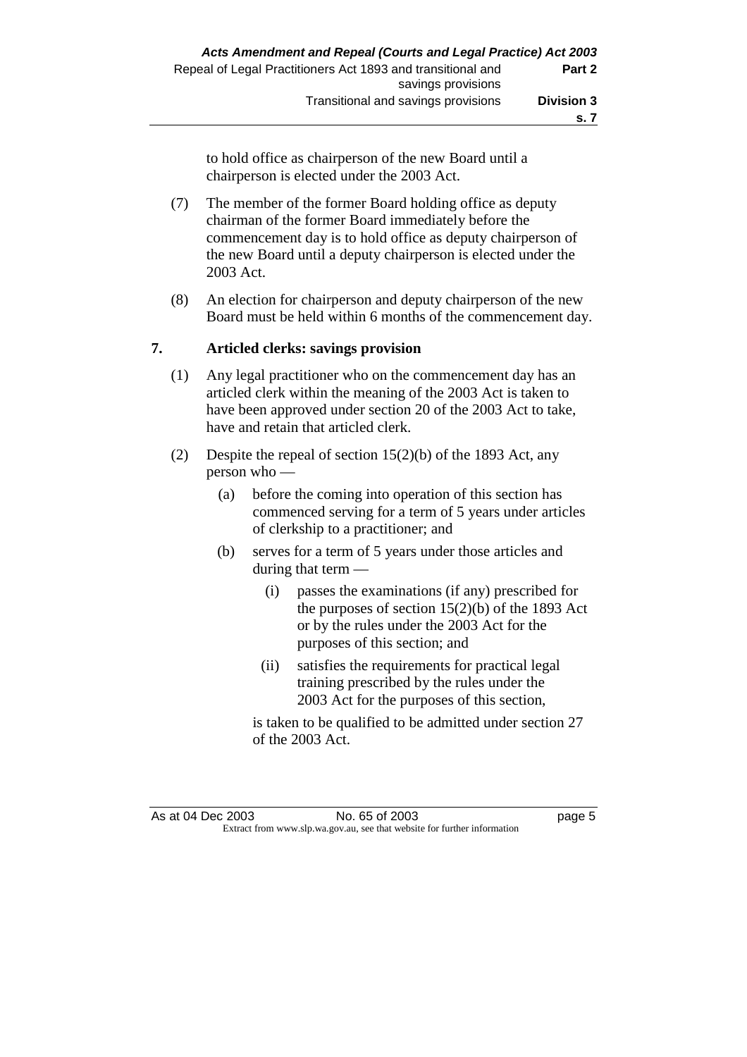to hold office as chairperson of the new Board until a chairperson is elected under the 2003 Act.

(7) The member of the former Board holding office as deputy chairman of the former Board immediately before the commencement day is to hold office as deputy chairperson of the new Board until a deputy chairperson is elected under the 2003 Act.

(8) An election for chairperson and deputy chairperson of the new Board must be held within 6 months of the commencement day.

**7. Articled clerks: savings provision**

(1) Any legal practitioner who on the commencement day has an articled clerk within the meaning of the 2003 Act is taken to have been approved under section 20 of the 2003 Act to take, have and retain that articled clerk.

(2) Despite the repeal of section 15(2)(b) of the 1893 Act, any person who —

(a) before the coming into operation of this section has commenced serving for a term of 5 years under articles of clerkship to a practitioner; and

(b) serves for a term of 5 years under those articles and during that term —

(i) passes the examinations (if any) prescribed for the purposes of section 15(2)(b) of the 1893 Act or by the rules under the 2003 Act for the purposes of this section; and

(ii) satisfies the requirements for practical legal training prescribed by the rules under the 2003 Act for the purposes of this section,

is taken to be qualified to be admitted under section 27 of the 2003 Act.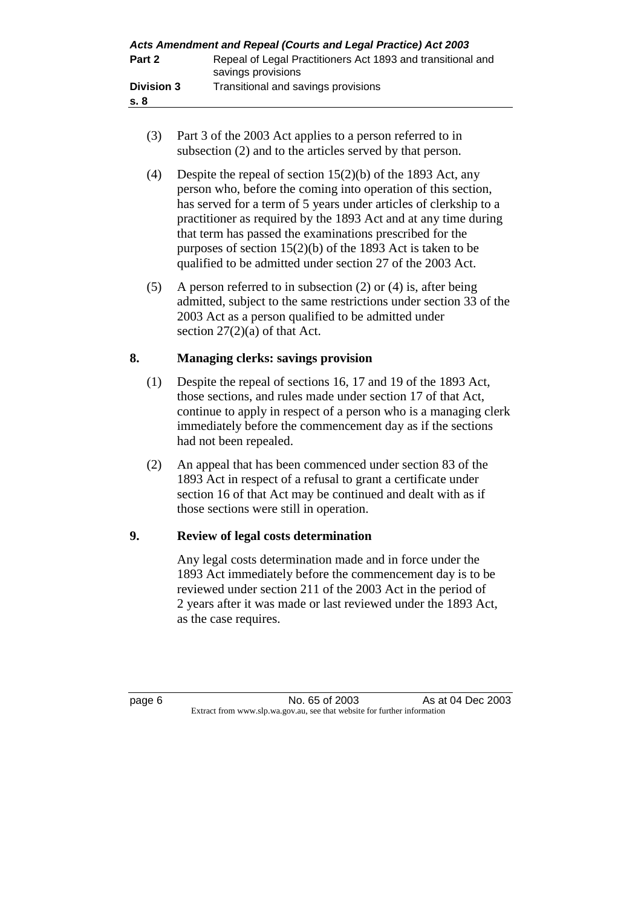(3) Part 3 of the 2003 Act applies to a person referred to in subsection (2) and to the articles served by that person.

(4) Despite the repeal of section 15(2)(b) of the 1893 Act, any person who, before the coming into operation of this section, has served for a term of 5 years under articles of clerkship to a practitioner as required by the 1893 Act and at any time during that term has passed the examinations prescribed for the purposes of section 15(2)(b) of the 1893 Act is taken to be qualified to be admitted under section 27 of the 2003 Act.

(5) A person referred to in subsection (2) or (4) is, after being admitted, subject to the same restrictions under section 33 of the 2003 Act as a person qualified to be admitted under section 27(2)(a) of that Act.

### 8. Managing clerks: savings provision

(1) Despite the repeal of sections 16, 17 and 19 of the 1893 Act, those sections, and rules made under section 17 of that Act, continue to apply in respect of a person who is a managing clerk immediately before the commencement day as if the sections had not been repealed.

(2) An appeal that has been commenced under section 83 of the 1893 Act in respect of a refusal to grant a certificate under section 16 of that Act may be continued and dealt with as if those sections were still in operation.

### 9. Review of legal costs determination

Any legal costs determination made and in force under the 1893 Act immediately before the commencement day is to be reviewed under section 211 of the 2003 Act in the period of 2 years after it was made or last reviewed under the 1893 Act, as the case requires.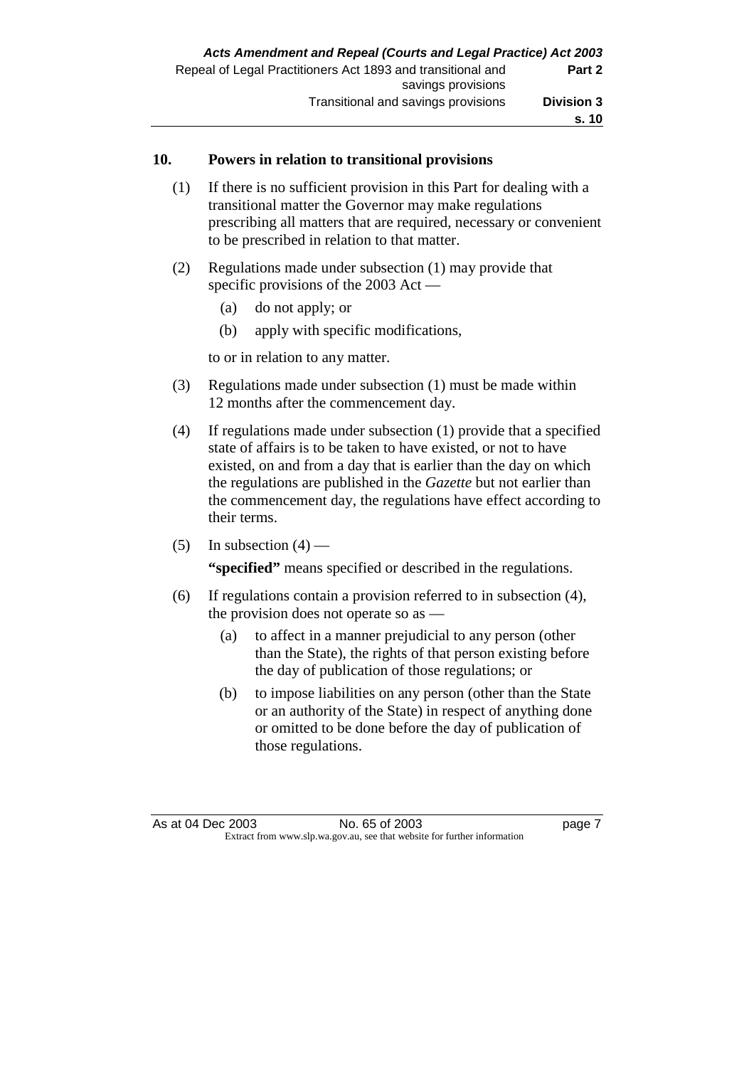### 10. Powers in relation to transitional provisions

(1) If there is no sufficient provision in this Part for dealing with a transitional matter the Governor may make regulations prescribing all matters that are required, necessary or convenient to be prescribed in relation to that matter.

(2) Regulations made under subsection (1) may provide that specific provisions of the 2003 Act —

(a) do not apply; or

(b) apply with specific modifications,

to or in relation to any matter.

(3) Regulations made under subsection (1) must be made within 12 months after the commencement day.

(4) If regulations made under subsection (1) provide that a specified state of affairs is to be taken to have existed, or not to have existed, on and from a day that is earlier than the day on which the regulations are published in the *Gazette* but not earlier than the commencement day, the regulations have effect according to their terms.

(5) In subsection (4) —

**"specified"** means specified or described in the regulations.

(6) If regulations contain a provision referred to in subsection (4), the provision does not operate so as —

(a) to affect in a manner prejudicial to any person (other than the State), the rights of that person existing before the day of publication of those regulations; or

(b) to impose liabilities on any person (other than the State or an authority of the State) in respect of anything done or omitted to be done before the day of publication of those regulations.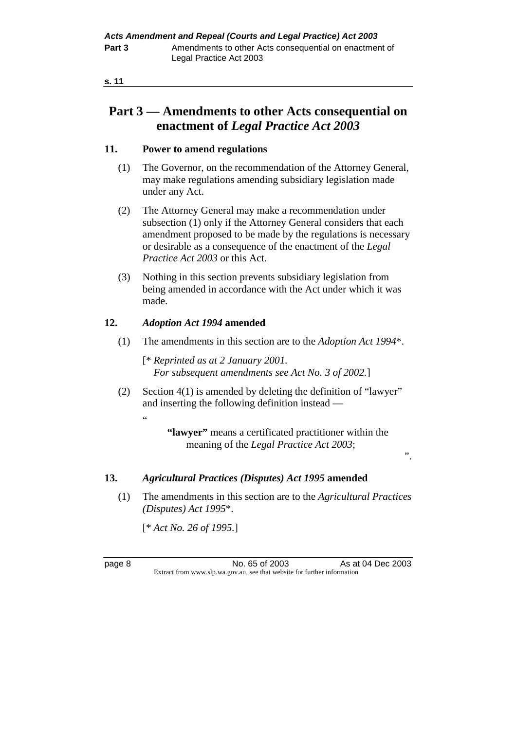## Part 3 — Amendments to other Acts consequential on enactment of *Legal Practice Act 2003*

### 11. Power to amend regulations

(1) The Governor, on the recommendation of the Attorney General, may make regulations amending subsidiary legislation made under any Act.

(2) The Attorney General may make a recommendation under subsection (1) only if the Attorney General considers that each amendment proposed to be made by the regulations is necessary or desirable as a consequence of the enactment of the *Legal Practice Act 2003* or this Act.

(3) Nothing in this section prevents subsidiary legislation from being amended in accordance with the Act under which it was made.

### 12. *Adoption Act 1994* amended

(1) The amendments in this section are to the *Adoption Act 1994*\*.

[\* *Reprinted as at 2 January 2001.*
*For subsequent amendments see Act No. 3 of 2002.*]

(2) Section 4(1) is amended by deleting the definition of "lawyer" and inserting the following definition instead —

"

**"lawyer"** means a certificated practitioner within the meaning of the *Legal Practice Act 2003*;

".

### 13. *Agricultural Practices (Disputes) Act 1995* amended

(1) The amendments in this section are to the *Agricultural Practices (Disputes) Act 1995*\*.

[\* *Act No. 26 of 1995.*]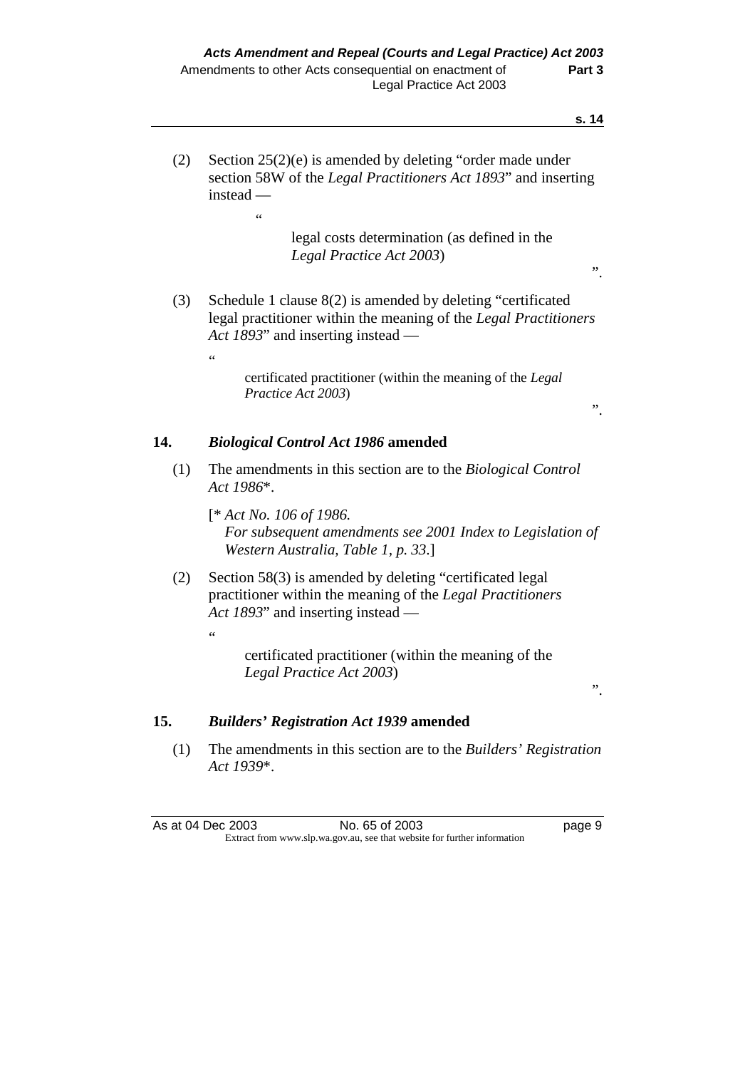(2) Section 25(2)(e) is amended by deleting "order made under section 58W of the *Legal Practitioners Act 1893*" and inserting instead —

"

legal costs determination (as defined in the *Legal Practice Act 2003*)

".

(3) Schedule 1 clause 8(2) is amended by deleting "certificated legal practitioner within the meaning of the *Legal Practitioners Act 1893*" and inserting instead —

"

certificated practitioner (within the meaning of the *Legal Practice Act 2003*)

".

## 14. *Biological Control Act 1986* amended

(1) The amendments in this section are to the *Biological Control Act 1986*\*.

[\* *Act No. 106 of 1986.*
*For subsequent amendments see 2001 Index to Legislation of Western Australia, Table 1, p. 33.*]

(2) Section 58(3) is amended by deleting "certificated legal practitioner within the meaning of the *Legal Practitioners Act 1893*" and inserting instead —

"

certificated practitioner (within the meaning of the *Legal Practice Act 2003*)

".

## 15. *Builders' Registration Act 1939* amended

(1) The amendments in this section are to the *Builders' Registration Act 1939*\*.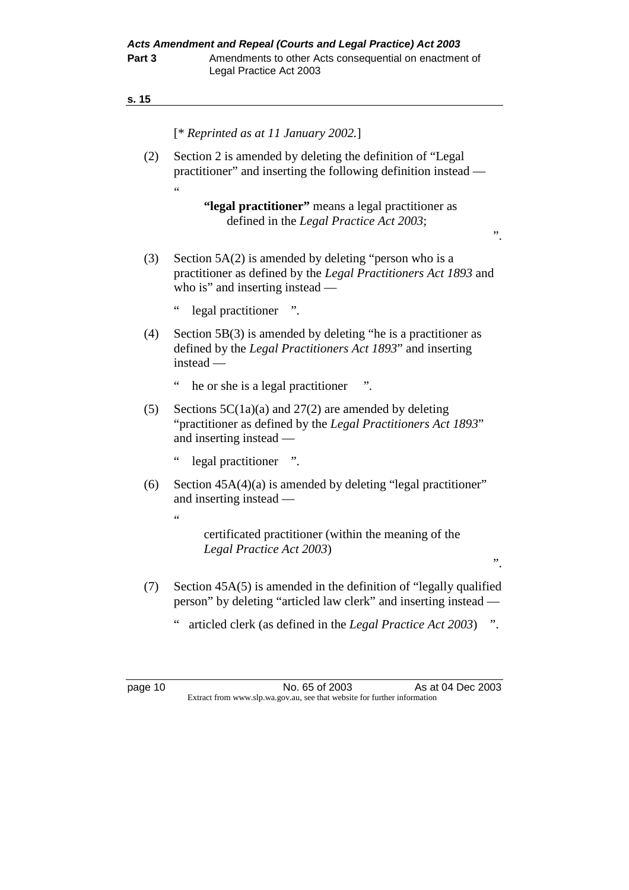[* *Reprinted as at 11 January 2002.*]

(2) Section 2 is amended by deleting the definition of "Legal practitioner" and inserting the following definition instead —

"

> **"legal practitioner"** means a legal practitioner as defined in the *Legal Practice Act 2003*;

".

(3) Section 5A(2) is amended by deleting "person who is a practitioner as defined by the *Legal Practitioners Act 1893* and who is" and inserting instead —

" legal practitioner ".

(4) Section 5B(3) is amended by deleting "he is a practitioner as defined by the *Legal Practitioners Act 1893*" and inserting instead —

" he or she is a legal practitioner ".

(5) Sections 5C(1a)(a) and 27(2) are amended by deleting "practitioner as defined by the *Legal Practitioners Act 1893*" and inserting instead —

" legal practitioner ".

(6) Section 45A(4)(a) is amended by deleting "legal practitioner" and inserting instead —

"

> certificated practitioner (within the meaning of the *Legal Practice Act 2003*)

".

(7) Section 45A(5) is amended in the definition of "legally qualified person" by deleting "articled law clerk" and inserting instead —

" articled clerk (as defined in the *Legal Practice Act 2003*) ".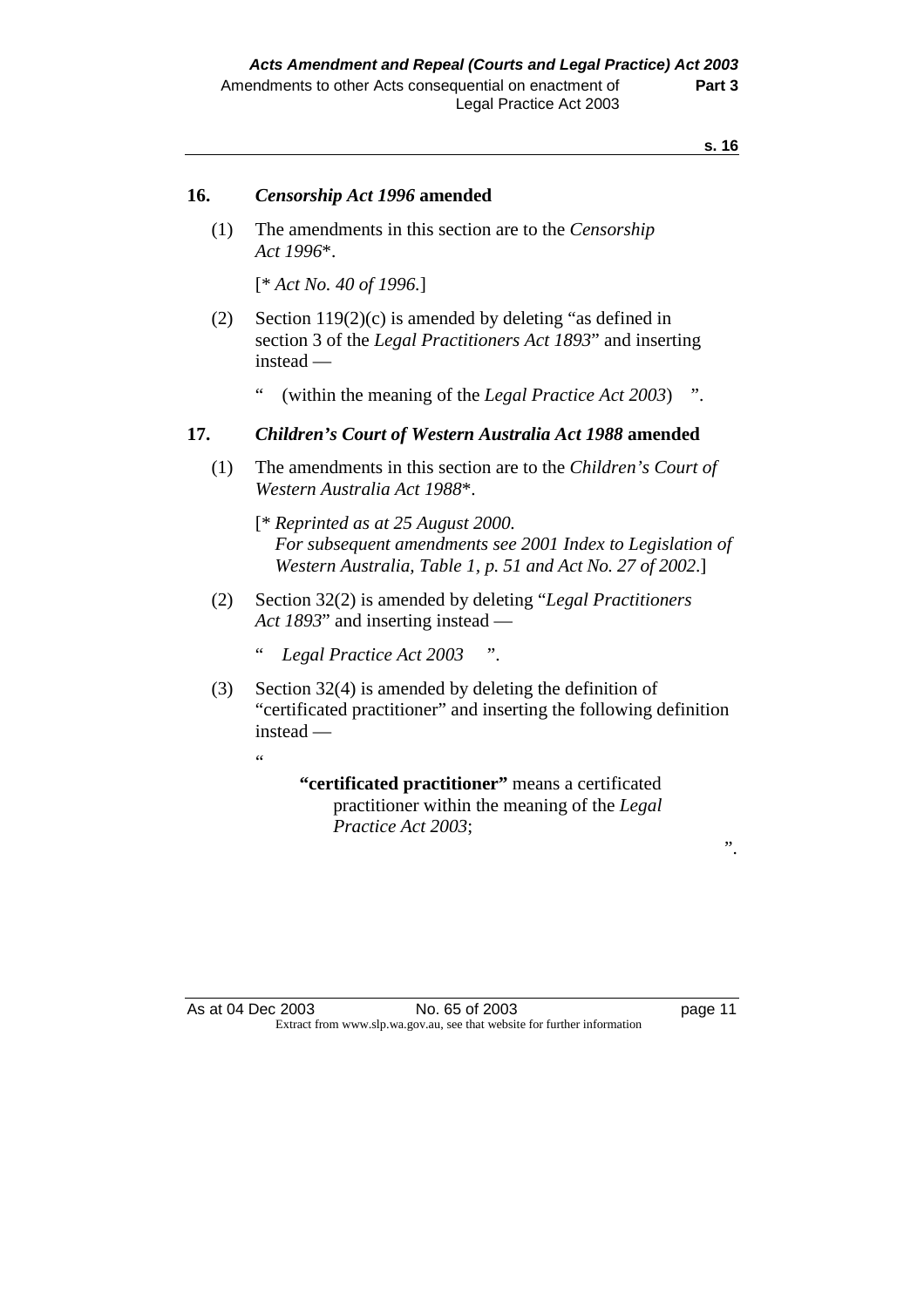## 16. *Censorship Act 1996* amended

(1) The amendments in this section are to the *Censorship Act 1996*\*.

[\* *Act No. 40 of 1996.*]

(2) Section 119(2)(c) is amended by deleting "as defined in section 3 of the *Legal Practitioners Act 1893*" and inserting instead —

" (within the meaning of the *Legal Practice Act 2003*) ".

## 17. *Children's Court of Western Australia Act 1988* amended

(1) The amendments in this section are to the *Children's Court of Western Australia Act 1988*\*.

[\* *Reprinted as at 25 August 2000. For subsequent amendments see 2001 Index to Legislation of Western Australia, Table 1, p. 51 and Act No. 27 of 2002.*]

(2) Section 32(2) is amended by deleting "*Legal Practitioners Act 1893*" and inserting instead —

" *Legal Practice Act 2003* ".

(3) Section 32(4) is amended by deleting the definition of "certificated practitioner" and inserting the following definition instead —

"

**"certificated practitioner"** means a certificated practitioner within the meaning of the *Legal Practice Act 2003*;

".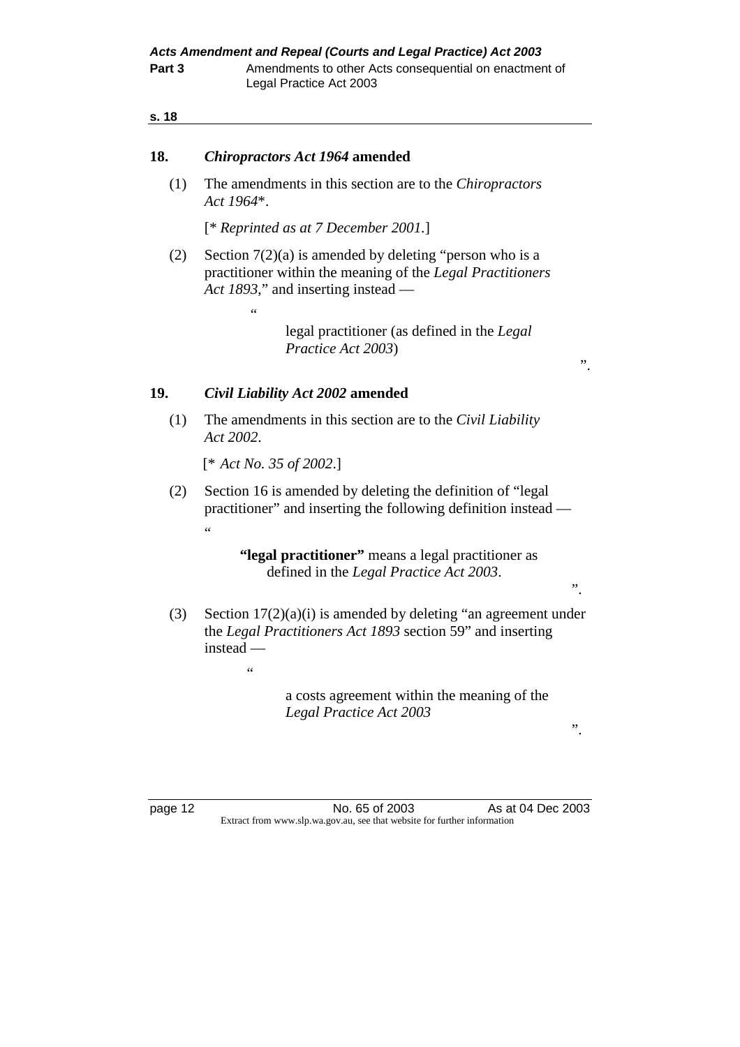## 18. *Chiropractors Act 1964* amended

(1) The amendments in this section are to the *Chiropractors Act 1964*\*.

[\* *Reprinted as at 7 December 2001.*]

(2) Section 7(2)(a) is amended by deleting "person who is a practitioner within the meaning of the *Legal Practitioners Act 1893*," and inserting instead —

"

> legal practitioner (as defined in the *Legal Practice Act 2003*)

".

## 19. *Civil Liability Act 2002* amended

(1) The amendments in this section are to the *Civil Liability Act 2002*.

[\* *Act No. 35 of 2002*.]

(2) Section 16 is amended by deleting the definition of "legal practitioner" and inserting the following definition instead —

"

> **"legal practitioner"** means a legal practitioner as defined in the *Legal Practice Act 2003*.

".

(3) Section 17(2)(a)(i) is amended by deleting "an agreement under the *Legal Practitioners Act 1893* section 59" and inserting instead —

"

> a costs agreement within the meaning of the *Legal Practice Act 2003*

".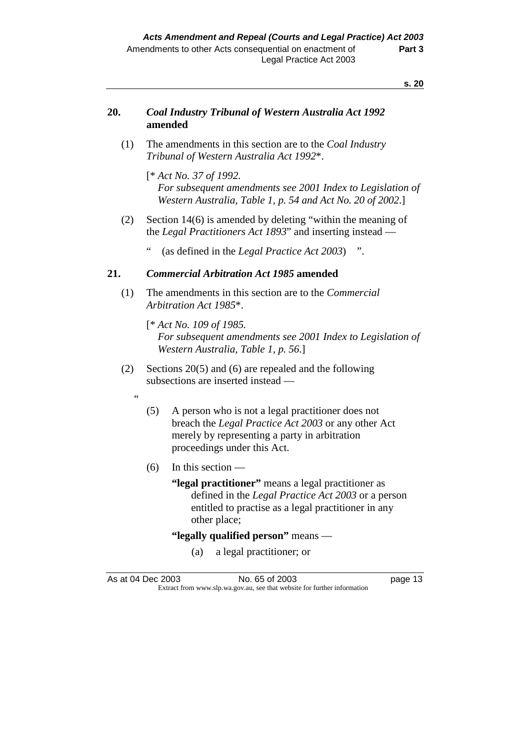## 20. *Coal Industry Tribunal of Western Australia Act 1992* amended

(1) The amendments in this section are to the *Coal Industry Tribunal of Western Australia Act 1992*\*.

[\* *Act No. 37 of 1992.*
*For subsequent amendments see 2001 Index to Legislation of Western Australia, Table 1, p. 54 and Act No. 20 of 2002.*]

(2) Section 14(6) is amended by deleting "within the meaning of the *Legal Practitioners Act 1893*" and inserting instead —

" (as defined in the *Legal Practice Act 2003*) ".

## 21. *Commercial Arbitration Act 1985* amended

(1) The amendments in this section are to the *Commercial Arbitration Act 1985*\*.

[\* *Act No. 109 of 1985.*
*For subsequent amendments see 2001 Index to Legislation of Western Australia, Table 1, p. 56.*]

(2) Sections 20(5) and (6) are repealed and the following subsections are inserted instead —

"

(5) A person who is not a legal practitioner does not breach the *Legal Practice Act 2003* or any other Act merely by representing a party in arbitration proceedings under this Act.

(6) In this section —

**"legal practitioner"** means a legal practitioner as defined in the *Legal Practice Act 2003* or a person entitled to practise as a legal practitioner in any other place;

**"legally qualified person"** means —

(a) a legal practitioner; or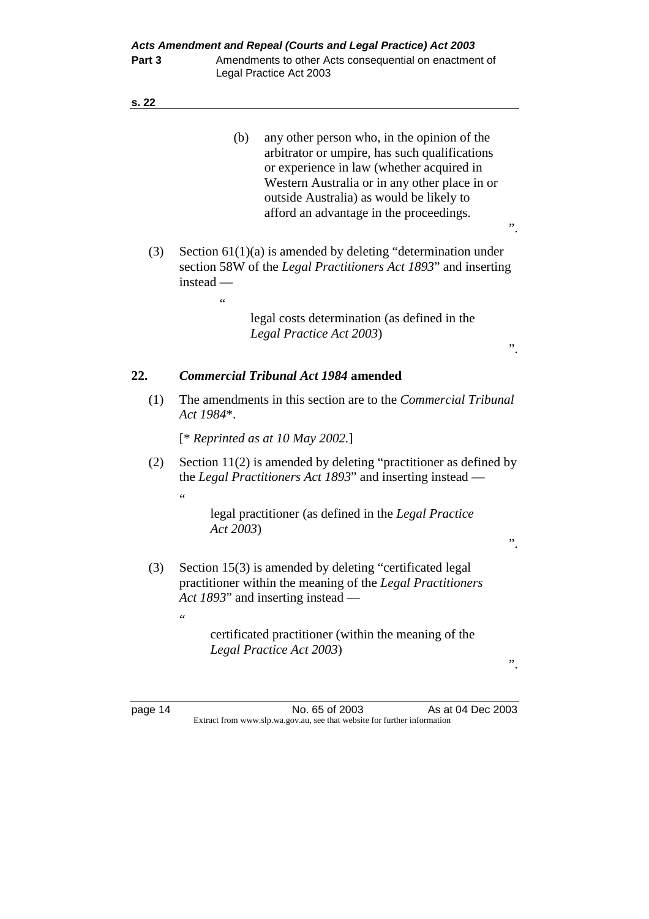(b) any other person who, in the opinion of the arbitrator or umpire, has such qualifications or experience in law (whether acquired in Western Australia or in any other place in or outside Australia) as would be likely to afford an advantage in the proceedings.

".

(3) Section 61(1)(a) is amended by deleting "determination under section 58W of the *Legal Practitioners Act 1893*" and inserting instead —

"

legal costs determination (as defined in the *Legal Practice Act 2003*)

".

## 22. *Commercial Tribunal Act 1984* amended

(1) The amendments in this section are to the *Commercial Tribunal Act 1984*\*.

[\* *Reprinted as at 10 May 2002.*]

(2) Section 11(2) is amended by deleting "practitioner as defined by the *Legal Practitioners Act 1893*" and inserting instead —

"

legal practitioner (as defined in the *Legal Practice Act 2003*)

".

(3) Section 15(3) is amended by deleting "certificated legal practitioner within the meaning of the *Legal Practitioners Act 1893*" and inserting instead —

"

certificated practitioner (within the meaning of the *Legal Practice Act 2003*)

".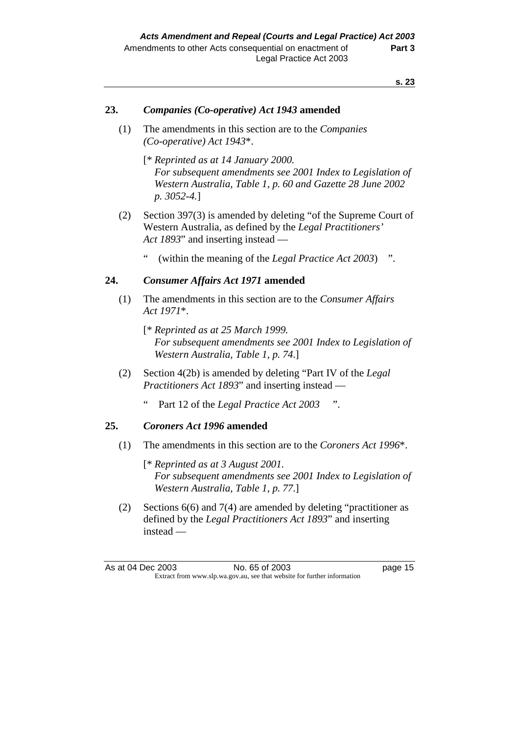### 23. *Companies (Co-operative) Act 1943* amended

(1) The amendments in this section are to the *Companies (Co-operative) Act 1943*\*.

[\* *Reprinted as at 14 January 2000.*
*For subsequent amendments see 2001 Index to Legislation of Western Australia, Table 1, p. 60 and Gazette 28 June 2002 p. 3052-4.*]

(2) Section 397(3) is amended by deleting "of the Supreme Court of Western Australia, as defined by the *Legal Practitioners' Act 1893*" and inserting instead —

" (within the meaning of the *Legal Practice Act 2003*) ".

### 24. *Consumer Affairs Act 1971* amended

(1) The amendments in this section are to the *Consumer Affairs Act 1971*\*.

[\* *Reprinted as at 25 March 1999.*
*For subsequent amendments see 2001 Index to Legislation of Western Australia, Table 1, p. 74.*]

(2) Section 4(2b) is amended by deleting "Part IV of the *Legal Practitioners Act 1893*" and inserting instead —

" Part 12 of the *Legal Practice Act 2003* ".

### 25. *Coroners Act 1996* amended

(1) The amendments in this section are to the *Coroners Act 1996*\*.

[\* *Reprinted as at 3 August 2001.*
*For subsequent amendments see 2001 Index to Legislation of Western Australia, Table 1, p. 77.*]

(2) Sections 6(6) and 7(4) are amended by deleting "practitioner as defined by the *Legal Practitioners Act 1893*" and inserting instead —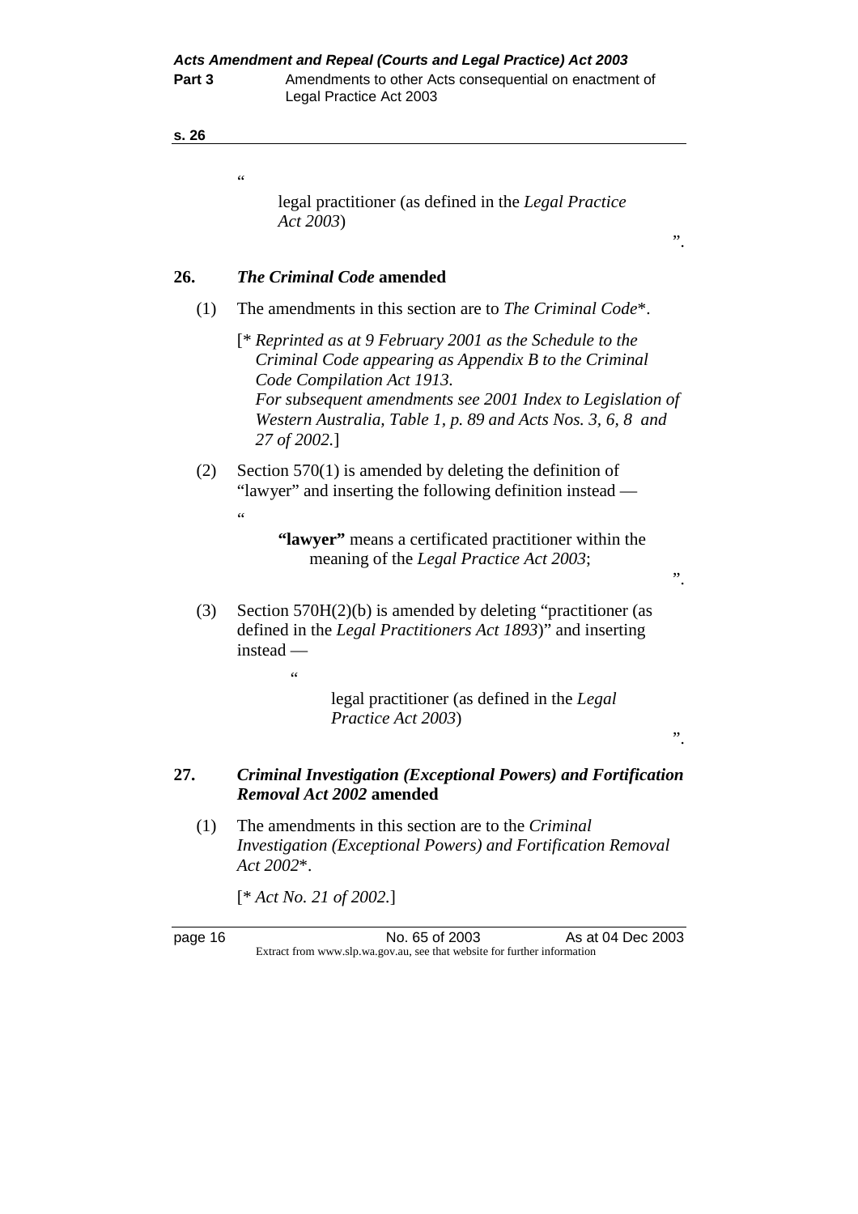"

legal practitioner (as defined in the *Legal Practice Act 2003*)

".

## 26. *The Criminal Code* amended

(1) The amendments in this section are to *The Criminal Code*\*.

[\* *Reprinted as at 9 February 2001 as the Schedule to the Criminal Code appearing as Appendix B to the Criminal Code Compilation Act 1913. For subsequent amendments see 2001 Index to Legislation of Western Australia, Table 1, p. 89 and Acts Nos. 3, 6, 8 and 27 of 2002.*]

(2) Section 570(1) is amended by deleting the definition of "lawyer" and inserting the following definition instead —

"

**"lawyer"** means a certificated practitioner within the meaning of the *Legal Practice Act 2003*;

".

(3) Section 570H(2)(b) is amended by deleting "practitioner (as defined in the *Legal Practitioners Act 1893*)" and inserting instead —

"

legal practitioner (as defined in the *Legal Practice Act 2003*)

".

## 27. *Criminal Investigation (Exceptional Powers) and Fortification Removal Act 2002* amended

(1) The amendments in this section are to the *Criminal Investigation (Exceptional Powers) and Fortification Removal Act 2002*\*.

[\* *Act No. 21 of 2002.*]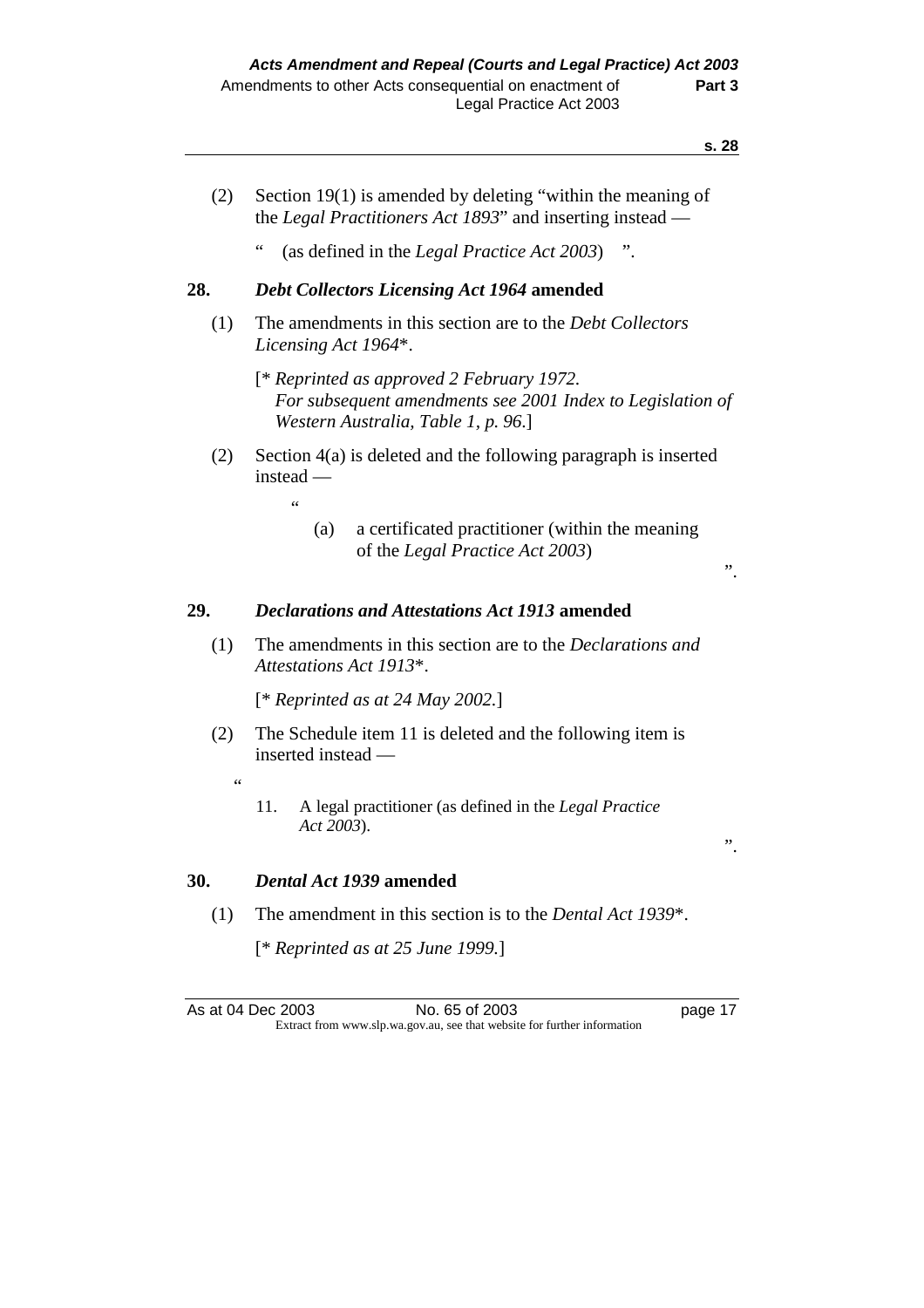(2) Section 19(1) is amended by deleting "within the meaning of the *Legal Practitioners Act 1893*" and inserting instead —

" (as defined in the *Legal Practice Act 2003*) ".

**28. *Debt Collectors Licensing Act 1964* amended**

(1) The amendments in this section are to the *Debt Collectors Licensing Act 1964*\*.

[\* *Reprinted as approved 2 February 1972. For subsequent amendments see 2001 Index to Legislation of Western Australia, Table 1, p. 96.*]

(2) Section 4(a) is deleted and the following paragraph is inserted instead —

"

(a) a certificated practitioner (within the meaning of the *Legal Practice Act 2003*)

".

**29. *Declarations and Attestations Act 1913* amended**

(1) The amendments in this section are to the *Declarations and Attestations Act 1913*\*.

[\* *Reprinted as at 24 May 2002.*]

(2) The Schedule item 11 is deleted and the following item is inserted instead —

"

11. A legal practitioner (as defined in the *Legal Practice Act 2003*).

".

**30. *Dental Act 1939* amended**

(1) The amendment in this section is to the *Dental Act 1939*\*.

[\* *Reprinted as at 25 June 1999.*]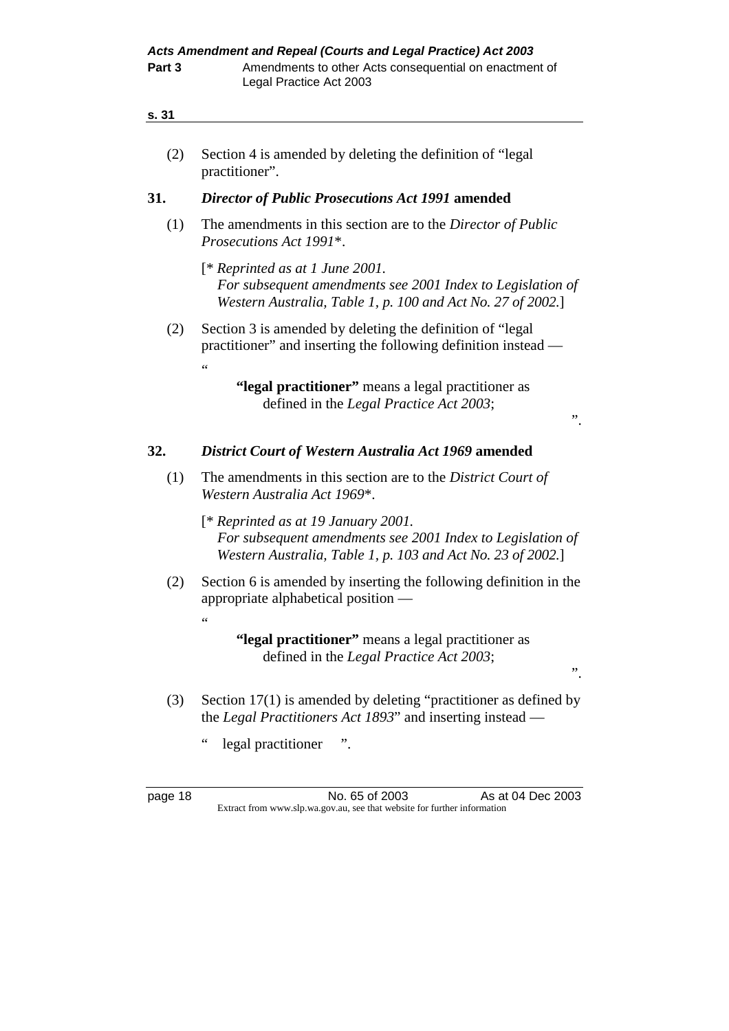(2) Section 4 is amended by deleting the definition of "legal practitioner".

## 31. *Director of Public Prosecutions Act 1991* amended

(1) The amendments in this section are to the *Director of Public Prosecutions Act 1991*\*.

[\* *Reprinted as at 1 June 2001.*
*For subsequent amendments see 2001 Index to Legislation of Western Australia, Table 1, p. 100 and Act No. 27 of 2002.*]

(2) Section 3 is amended by deleting the definition of "legal practitioner" and inserting the following definition instead —

"

**"legal practitioner"** means a legal practitioner as defined in the *Legal Practice Act 2003*;

".

## 32. *District Court of Western Australia Act 1969* amended

(1) The amendments in this section are to the *District Court of Western Australia Act 1969*\*.

[\* *Reprinted as at 19 January 2001.*
*For subsequent amendments see 2001 Index to Legislation of Western Australia, Table 1, p. 103 and Act No. 23 of 2002.*]

(2) Section 6 is amended by inserting the following definition in the appropriate alphabetical position —

"

**"legal practitioner"** means a legal practitioner as defined in the *Legal Practice Act 2003*;

".

(3) Section 17(1) is amended by deleting "practitioner as defined by the *Legal Practitioners Act 1893*" and inserting instead —

" legal practitioner ".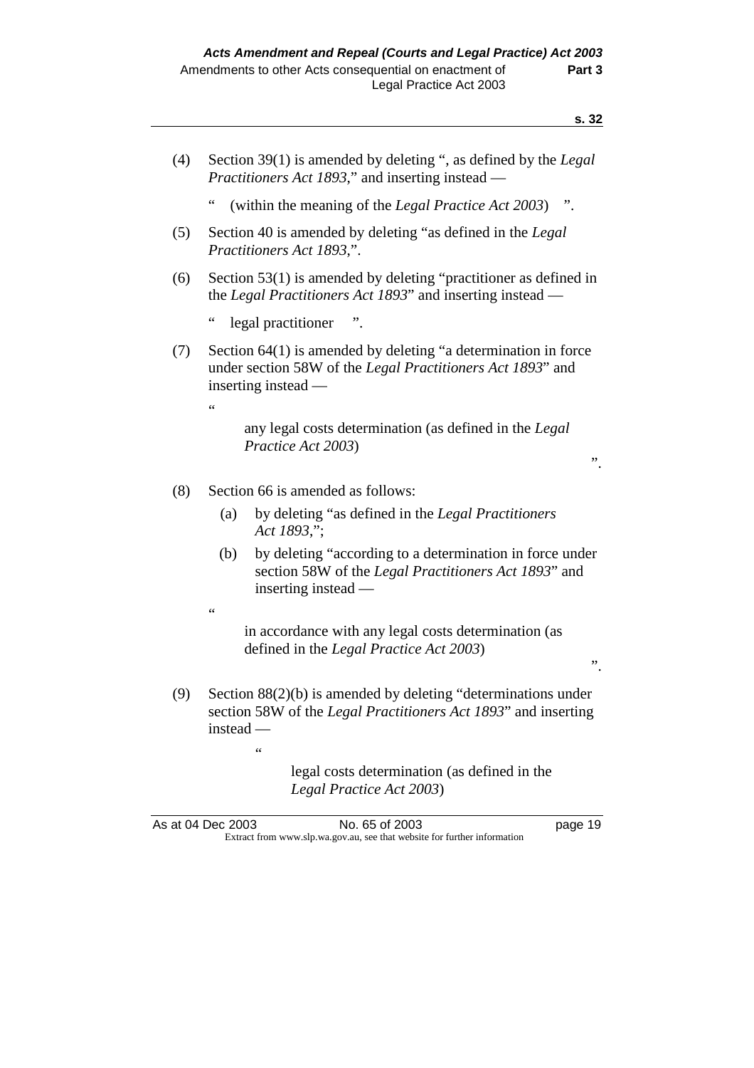(4) Section 39(1) is amended by deleting ", as defined by the *Legal Practitioners Act 1893*," and inserting instead —

" (within the meaning of the *Legal Practice Act 2003*) ".

(5) Section 40 is amended by deleting "as defined in the *Legal Practitioners Act 1893*,".

(6) Section 53(1) is amended by deleting "practitioner as defined in the *Legal Practitioners Act 1893*" and inserting instead —

" legal practitioner ".

(7) Section 64(1) is amended by deleting "a determination in force under section 58W of the *Legal Practitioners Act 1893*" and inserting instead —

"

any legal costs determination (as defined in the *Legal Practice Act 2003*)

".

(8) Section 66 is amended as follows:

(a) by deleting "as defined in the *Legal Practitioners Act 1893*,";

(b) by deleting "according to a determination in force under section 58W of the *Legal Practitioners Act 1893*" and inserting instead —

"

in accordance with any legal costs determination (as defined in the *Legal Practice Act 2003*)

".

(9) Section 88(2)(b) is amended by deleting "determinations under section 58W of the *Legal Practitioners Act 1893*" and inserting instead —

"

legal costs determination (as defined in the *Legal Practice Act 2003*)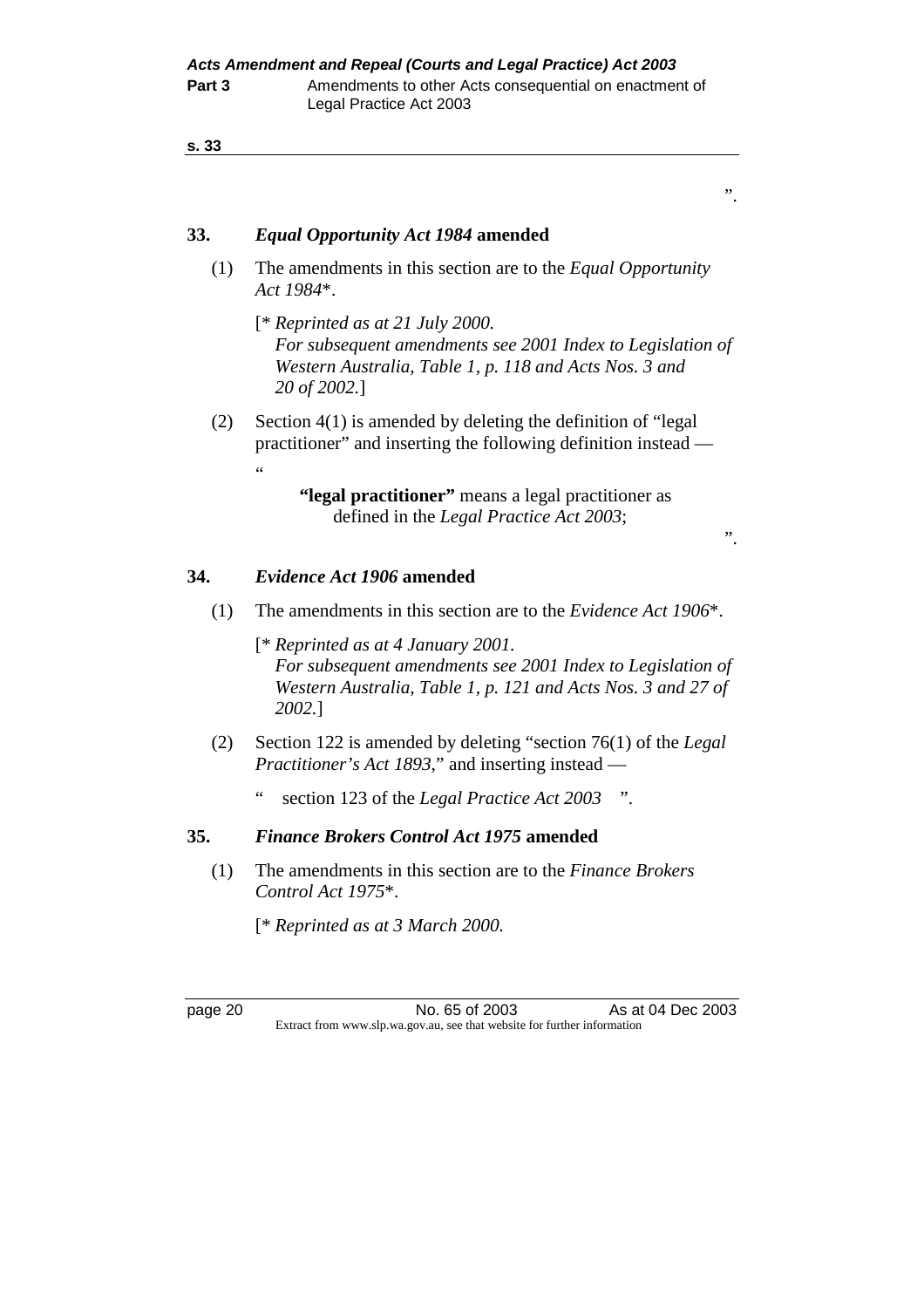”.

## 33. *Equal Opportunity Act 1984* amended

(1) The amendments in this section are to the *Equal Opportunity Act 1984*\*.

[\* *Reprinted as at 21 July 2000. For subsequent amendments see 2001 Index to Legislation of Western Australia, Table 1, p. 118 and Acts Nos. 3 and 20 of 2002.*]

(2) Section 4(1) is amended by deleting the definition of “legal practitioner” and inserting the following definition instead —

“

> **“legal practitioner”** means a legal practitioner as defined in the *Legal Practice Act 2003*;

”.

## 34. *Evidence Act 1906* amended

(1) The amendments in this section are to the *Evidence Act 1906*\*.

[\* *Reprinted as at 4 January 2001. For subsequent amendments see 2001 Index to Legislation of Western Australia, Table 1, p. 121 and Acts Nos. 3 and 27 of 2002.*]

(2) Section 122 is amended by deleting “section 76(1) of the *Legal Practitioner’s Act 1893*,” and inserting instead —

“ section 123 of the *Legal Practice Act 2003* ”.

## 35. *Finance Brokers Control Act 1975* amended

(1) The amendments in this section are to the *Finance Brokers Control Act 1975*\*.

[\* *Reprinted as at 3 March 2000.*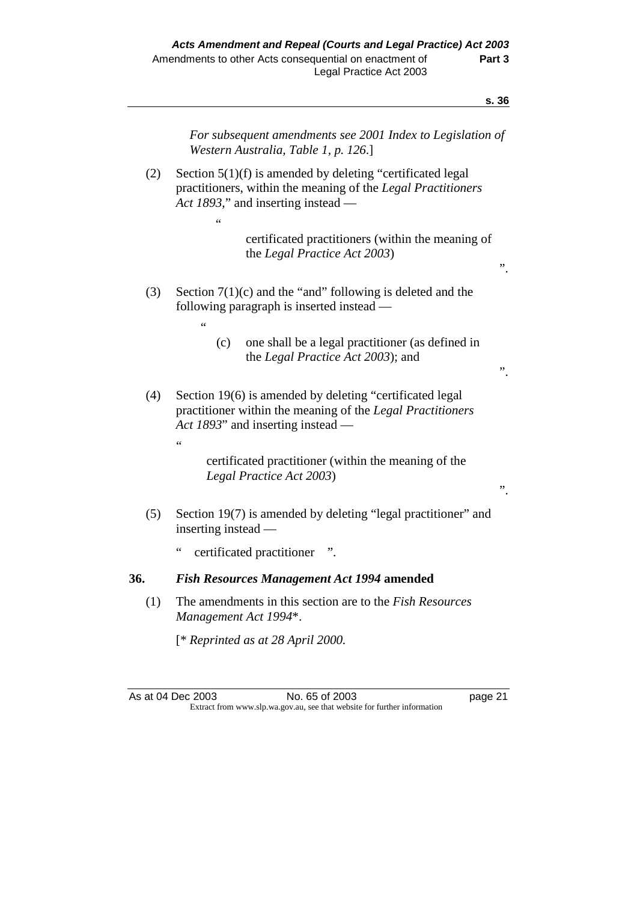*For subsequent amendments see 2001 Index to Legislation of Western Australia, Table 1, p. 126.*]

(2) Section 5(1)(f) is amended by deleting "certificated legal practitioners, within the meaning of the *Legal Practitioners Act 1893*," and inserting instead —

"

certificated practitioners (within the meaning of the *Legal Practice Act 2003*)

".

(3) Section 7(1)(c) and the "and" following is deleted and the following paragraph is inserted instead —

"

(c) one shall be a legal practitioner (as defined in the *Legal Practice Act 2003*); and

".

(4) Section 19(6) is amended by deleting "certificated legal practitioner within the meaning of the *Legal Practitioners Act 1893*" and inserting instead —

"

certificated practitioner (within the meaning of the *Legal Practice Act 2003*)

".

(5) Section 19(7) is amended by deleting "legal practitioner" and inserting instead —

" certificated practitioner ".

## 36. *Fish Resources Management Act 1994* amended

(1) The amendments in this section are to the *Fish Resources Management Act 1994*\*.

[\* *Reprinted as at 28 April 2000.*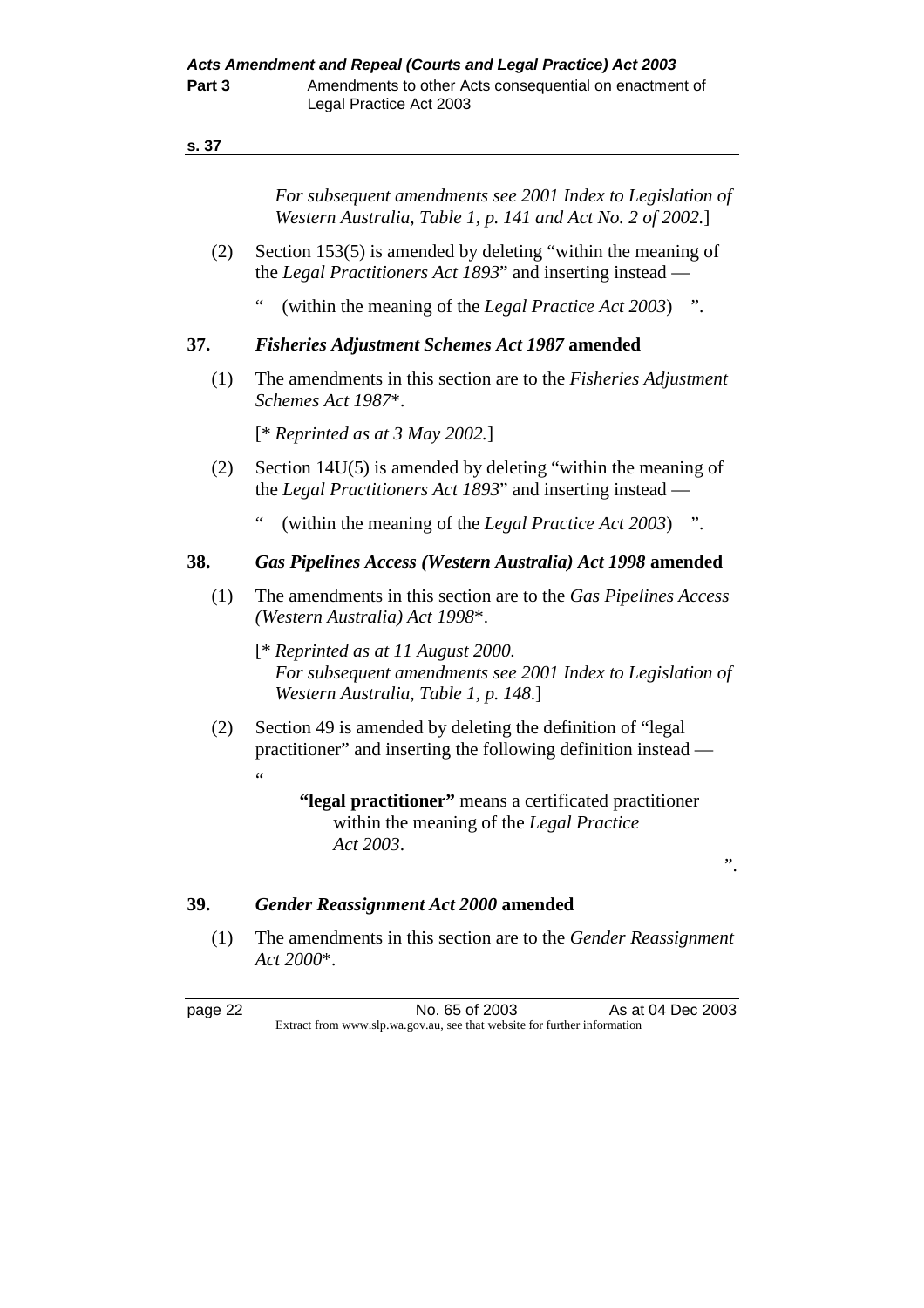*For subsequent amendments see 2001 Index to Legislation of Western Australia, Table 1, p. 141 and Act No. 2 of 2002.*]

(2) Section 153(5) is amended by deleting "within the meaning of the *Legal Practitioners Act 1893*" and inserting instead —

" (within the meaning of the *Legal Practice Act 2003*) ".

## 37. *Fisheries Adjustment Schemes Act 1987* amended

(1) The amendments in this section are to the *Fisheries Adjustment Schemes Act 1987*\*.

[\* *Reprinted as at 3 May 2002.*]

(2) Section 14U(5) is amended by deleting "within the meaning of the *Legal Practitioners Act 1893*" and inserting instead —

" (within the meaning of the *Legal Practice Act 2003*) ".

## 38. *Gas Pipelines Access (Western Australia) Act 1998* amended

(1) The amendments in this section are to the *Gas Pipelines Access (Western Australia) Act 1998*\*.

[\* *Reprinted as at 11 August 2000.*
*For subsequent amendments see 2001 Index to Legislation of Western Australia, Table 1, p. 148.*]

(2) Section 49 is amended by deleting the definition of "legal practitioner" and inserting the following definition instead —

"

**"legal practitioner"** means a certificated practitioner within the meaning of the *Legal Practice Act 2003*.

".

## 39. *Gender Reassignment Act 2000* amended

(1) The amendments in this section are to the *Gender Reassignment Act 2000*\*.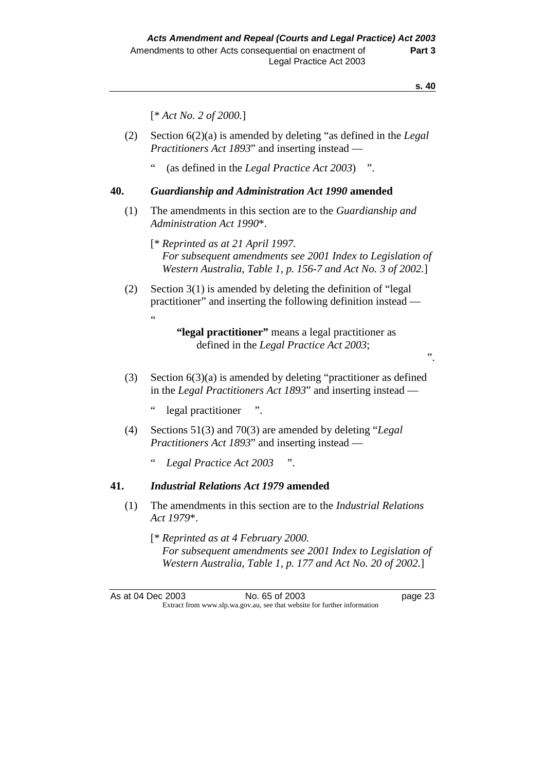[* *Act No. 2 of 2000.*]

(2) Section 6(2)(a) is amended by deleting "as defined in the *Legal Practitioners Act 1893*" and inserting instead —

" (as defined in the *Legal Practice Act 2003*) ".

## 40. *Guardianship and Administration Act 1990* amended

(1) The amendments in this section are to the *Guardianship and Administration Act 1990*\*.

[\* *Reprinted as at 21 April 1997.*
*For subsequent amendments see 2001 Index to Legislation of Western Australia, Table 1, p. 156-7 and Act No. 3 of 2002.*]

(2) Section 3(1) is amended by deleting the definition of "legal practitioner" and inserting the following definition instead —

"

**"legal practitioner"** means a legal practitioner as defined in the *Legal Practice Act 2003*;

".

(3) Section 6(3)(a) is amended by deleting "practitioner as defined in the *Legal Practitioners Act 1893*" and inserting instead —

" legal practitioner ".

(4) Sections 51(3) and 70(3) are amended by deleting "*Legal Practitioners Act 1893*" and inserting instead —

" *Legal Practice Act 2003* ".

## 41. *Industrial Relations Act 1979* amended

(1) The amendments in this section are to the *Industrial Relations Act 1979*\*.

[\* *Reprinted as at 4 February 2000.*
*For subsequent amendments see 2001 Index to Legislation of Western Australia, Table 1, p. 177 and Act No. 20 of 2002.*]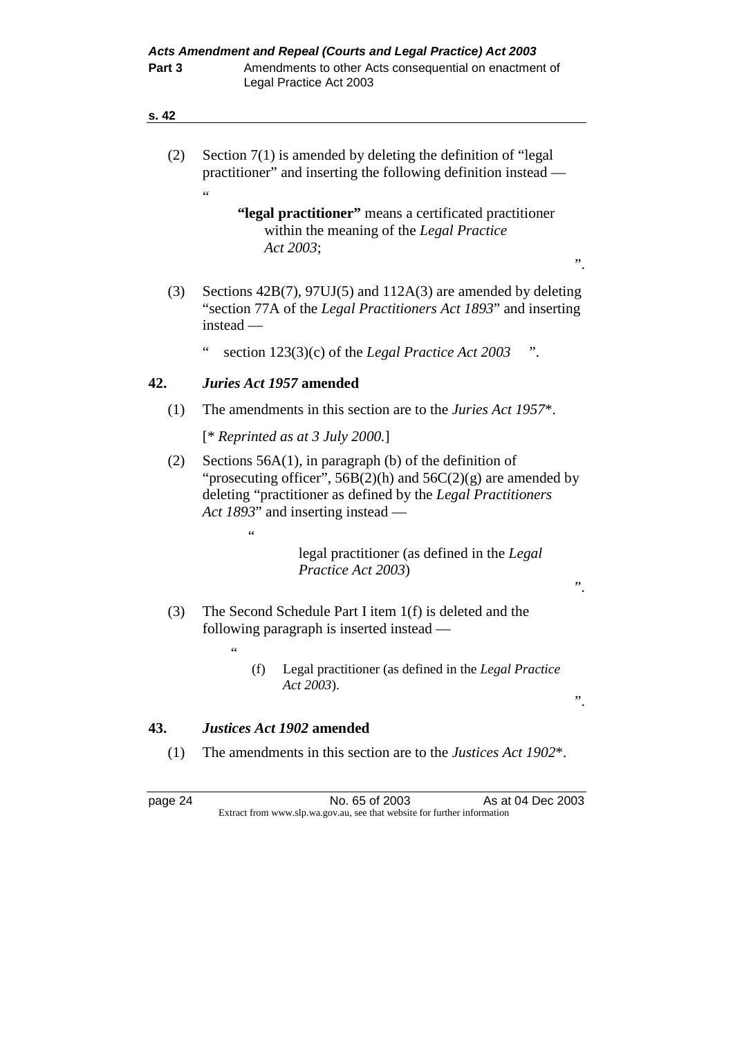(2) Section 7(1) is amended by deleting the definition of "legal practitioner" and inserting the following definition instead —

"

**"legal practitioner"** means a certificated practitioner within the meaning of the *Legal Practice Act 2003*;

".

(3) Sections 42B(7), 97UJ(5) and 112A(3) are amended by deleting "section 77A of the *Legal Practitioners Act 1893*" and inserting instead —

" section 123(3)(c) of the *Legal Practice Act 2003* ".

## 42. *Juries Act 1957* amended

(1) The amendments in this section are to the *Juries Act 1957*\*.

[\* *Reprinted as at 3 July 2000.*]

(2) Sections 56A(1), in paragraph (b) of the definition of "prosecuting officer", 56B(2)(h) and 56C(2)(g) are amended by deleting "practitioner as defined by the *Legal Practitioners Act 1893*" and inserting instead —

"

legal practitioner (as defined in the *Legal Practice Act 2003*)

".

(3) The Second Schedule Part I item 1(f) is deleted and the following paragraph is inserted instead —

"

(f) Legal practitioner (as defined in the *Legal Practice Act 2003*).

".

## 43. *Justices Act 1902* amended

(1) The amendments in this section are to the *Justices Act 1902*\*.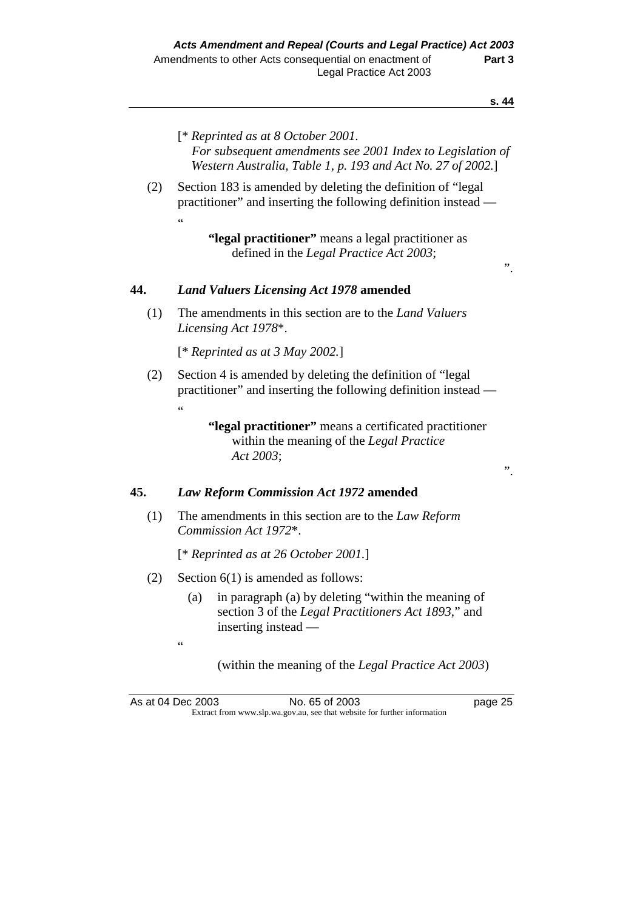[* *Reprinted as at 8 October 2001.*
*For subsequent amendments see 2001 Index to Legislation of Western Australia, Table 1, p. 193 and Act No. 27 of 2002.*]

(2) Section 183 is amended by deleting the definition of "legal practitioner" and inserting the following definition instead —

"

**"legal practitioner"** means a legal practitioner as defined in the *Legal Practice Act 2003*;

".

## 44. *Land Valuers Licensing Act 1978* amended

(1) The amendments in this section are to the *Land Valuers Licensing Act 1978*\*.

[* *Reprinted as at 3 May 2002.*]

(2) Section 4 is amended by deleting the definition of "legal practitioner" and inserting the following definition instead —

"

**"legal practitioner"** means a certificated practitioner within the meaning of the *Legal Practice Act 2003*;

".

## 45. *Law Reform Commission Act 1972* amended

(1) The amendments in this section are to the *Law Reform Commission Act 1972*\*.

[* *Reprinted as at 26 October 2001.*]

(2) Section 6(1) is amended as follows:

(a) in paragraph (a) by deleting "within the meaning of section 3 of the *Legal Practitioners Act 1893*," and inserting instead —

"

(within the meaning of the *Legal Practice Act 2003*)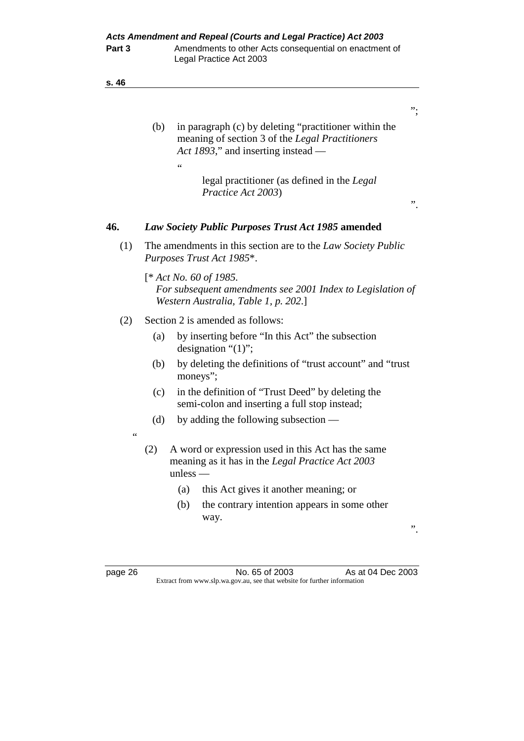";

(b) in paragraph (c) by deleting "practitioner within the meaning of section 3 of the *Legal Practitioners Act 1893*," and inserting instead —

"

legal practitioner (as defined in the *Legal Practice Act 2003*)

".

## 46. *Law Society Public Purposes Trust Act 1985* amended

(1) The amendments in this section are to the *Law Society Public Purposes Trust Act 1985*\*.

[\* *Act No. 60 of 1985.*
*For subsequent amendments see 2001 Index to Legislation of Western Australia, Table 1, p. 202.*]

(2) Section 2 is amended as follows:

(a) by inserting before "In this Act" the subsection designation "(1)";

(b) by deleting the definitions of "trust account" and "trust moneys";

(c) in the definition of "Trust Deed" by deleting the semi-colon and inserting a full stop instead;

(d) by adding the following subsection —

"

(2) A word or expression used in this Act has the same meaning as it has in the *Legal Practice Act 2003* unless —

(a) this Act gives it another meaning; or

(b) the contrary intention appears in some other way.

".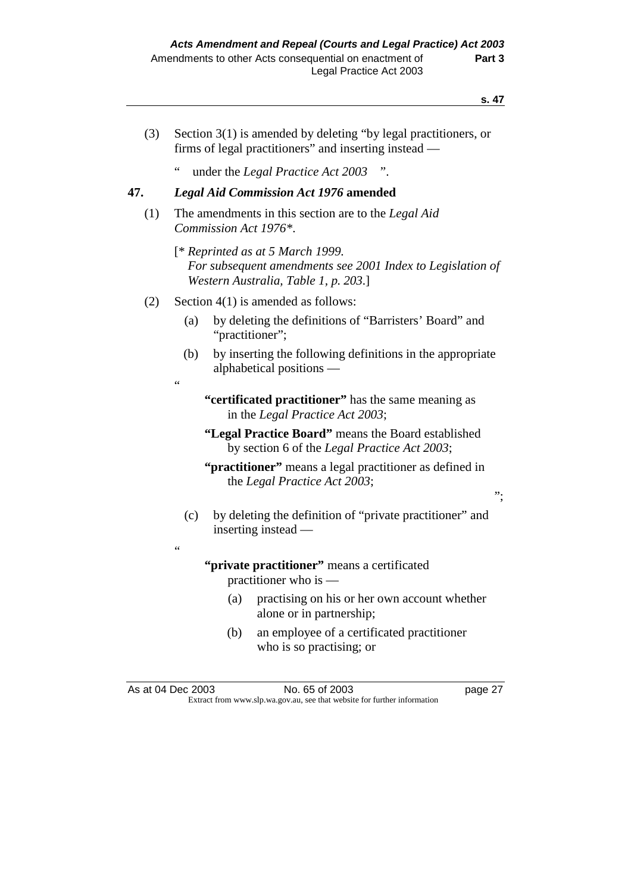(3) Section 3(1) is amended by deleting "by legal practitioners, or firms of legal practitioners" and inserting instead —

" under the *Legal Practice Act 2003* ".

## 47. *Legal Aid Commission Act 1976* amended

(1) The amendments in this section are to the *Legal Aid Commission Act 1976*\*.

[\* *Reprinted as at 5 March 1999. For subsequent amendments see 2001 Index to Legislation of Western Australia, Table 1, p. 203.*]

(2) Section 4(1) is amended as follows:

(a) by deleting the definitions of "Barristers' Board" and "practitioner";

(b) by inserting the following definitions in the appropriate alphabetical positions —

"

**"certificated practitioner"** has the same meaning as in the *Legal Practice Act 2003*;

**"Legal Practice Board"** means the Board established by section 6 of the *Legal Practice Act 2003*;

**"practitioner"** means a legal practitioner as defined in the *Legal Practice Act 2003*;

";

(c) by deleting the definition of "private practitioner" and inserting instead —

"

**"private practitioner"** means a certificated practitioner who is —

(a) practising on his or her own account whether alone or in partnership;

(b) an employee of a certificated practitioner who is so practising; or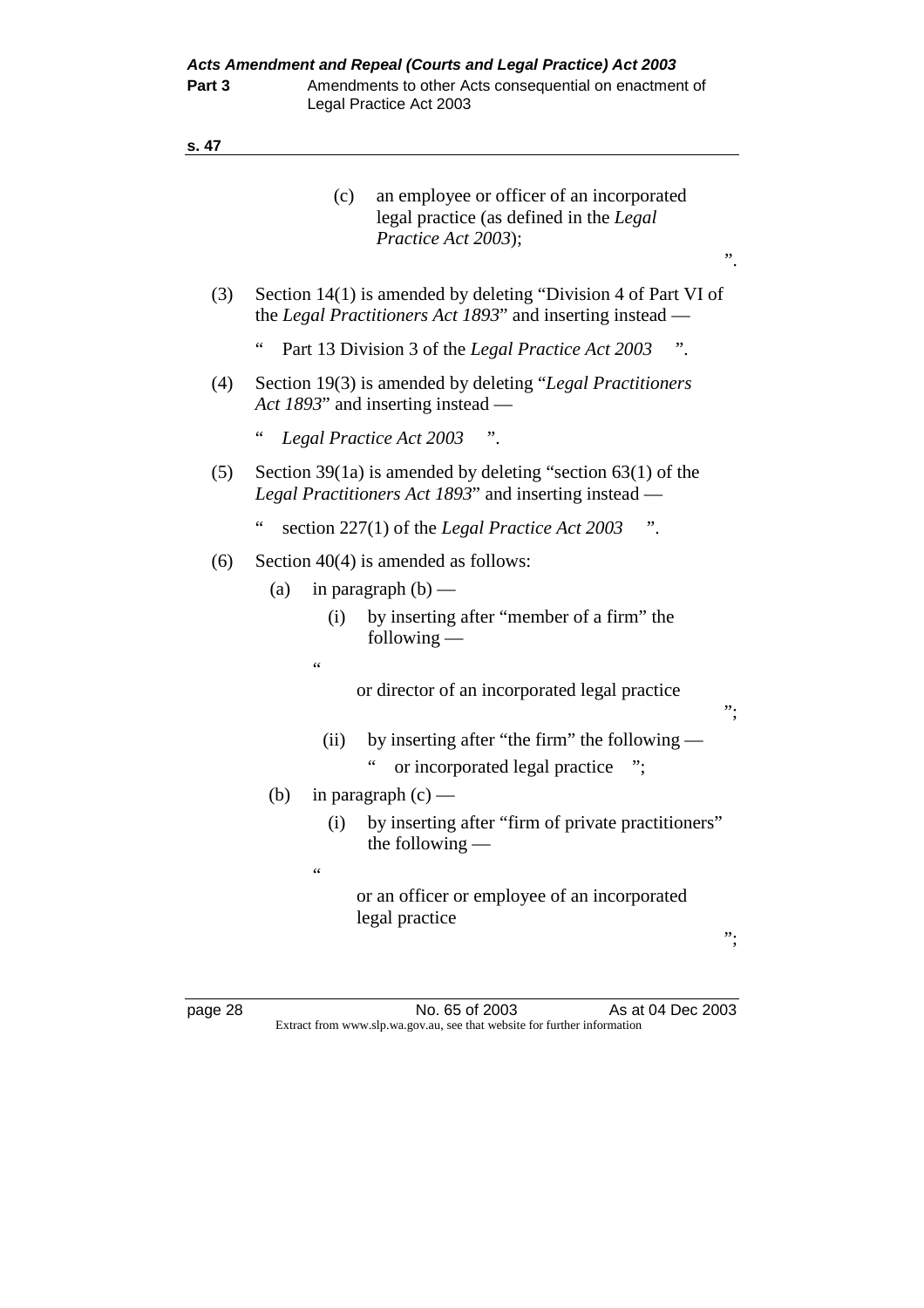(c) an employee or officer of an incorporated legal practice (as defined in the *Legal Practice Act 2003*);

".

(3) Section 14(1) is amended by deleting "Division 4 of Part VI of the *Legal Practitioners Act 1893*" and inserting instead —

" Part 13 Division 3 of the *Legal Practice Act 2003* ".

(4) Section 19(3) is amended by deleting "*Legal Practitioners Act 1893*" and inserting instead —

" *Legal Practice Act 2003* ".

(5) Section 39(1a) is amended by deleting "section 63(1) of the *Legal Practitioners Act 1893*" and inserting instead —

" section 227(1) of the *Legal Practice Act 2003* ".

(6) Section 40(4) is amended as follows:

(a) in paragraph (b) —

(i) by inserting after "member of a firm" the following —

"

or director of an incorporated legal practice

";

(ii) by inserting after "the firm" the following —

" or incorporated legal practice ";

(b) in paragraph (c) —

(i) by inserting after "firm of private practitioners" the following —

"

or an officer or employee of an incorporated legal practice

";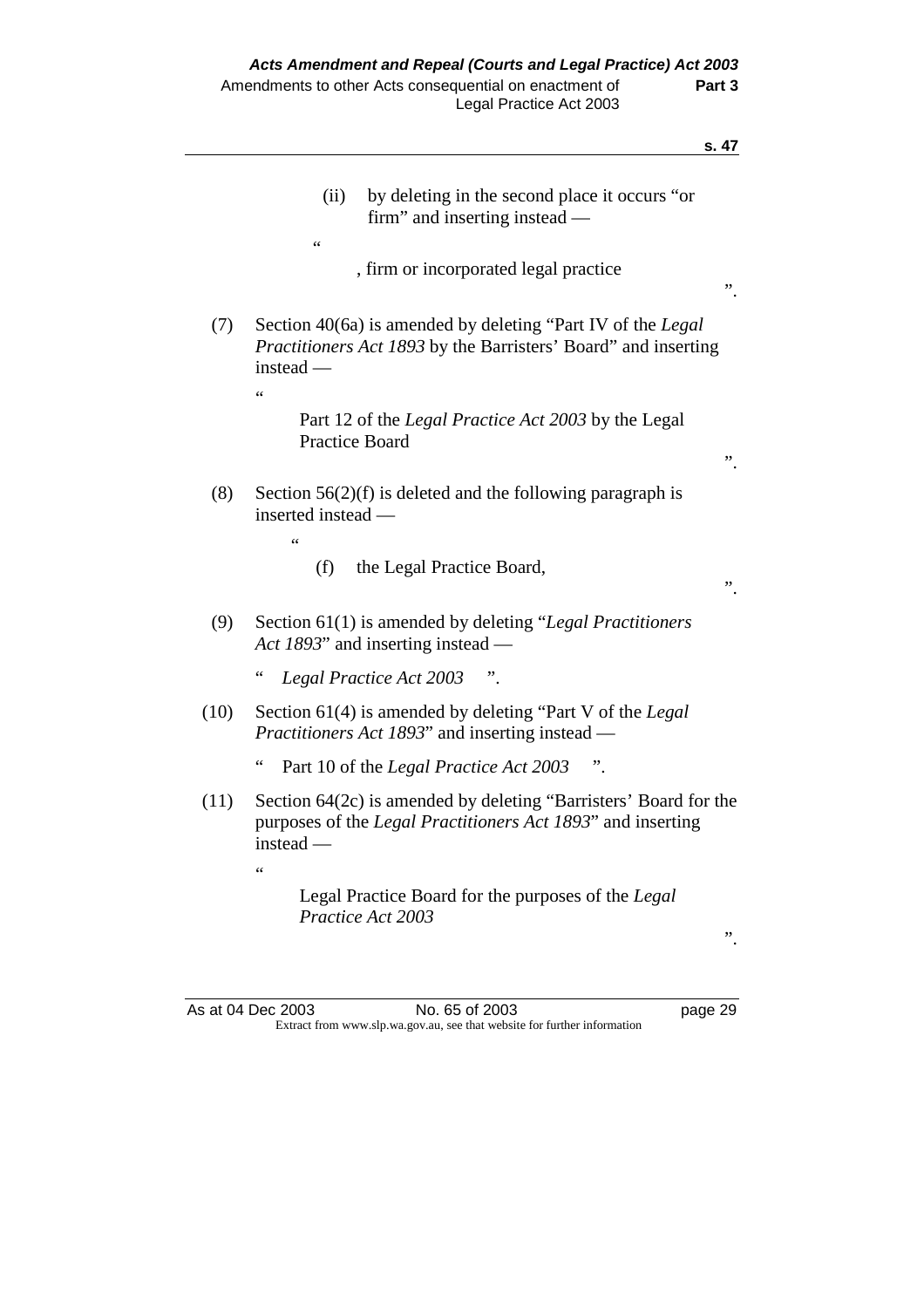(ii) by deleting in the second place it occurs "or firm" and inserting instead —

"

, firm or incorporated legal practice

".

(7) Section 40(6a) is amended by deleting "Part IV of the *Legal Practitioners Act 1893* by the Barristers' Board" and inserting instead —

"

Part 12 of the *Legal Practice Act 2003* by the Legal Practice Board

".

(8) Section 56(2)(f) is deleted and the following paragraph is inserted instead —

"

(f) the Legal Practice Board,

".

(9) Section 61(1) is amended by deleting "*Legal Practitioners Act 1893*" and inserting instead —

" *Legal Practice Act 2003* ".

(10) Section 61(4) is amended by deleting "Part V of the *Legal Practitioners Act 1893*" and inserting instead —

" Part 10 of the *Legal Practice Act 2003* ".

(11) Section 64(2c) is amended by deleting "Barristers' Board for the purposes of the *Legal Practitioners Act 1893*" and inserting instead —

"

Legal Practice Board for the purposes of the *Legal Practice Act 2003*

".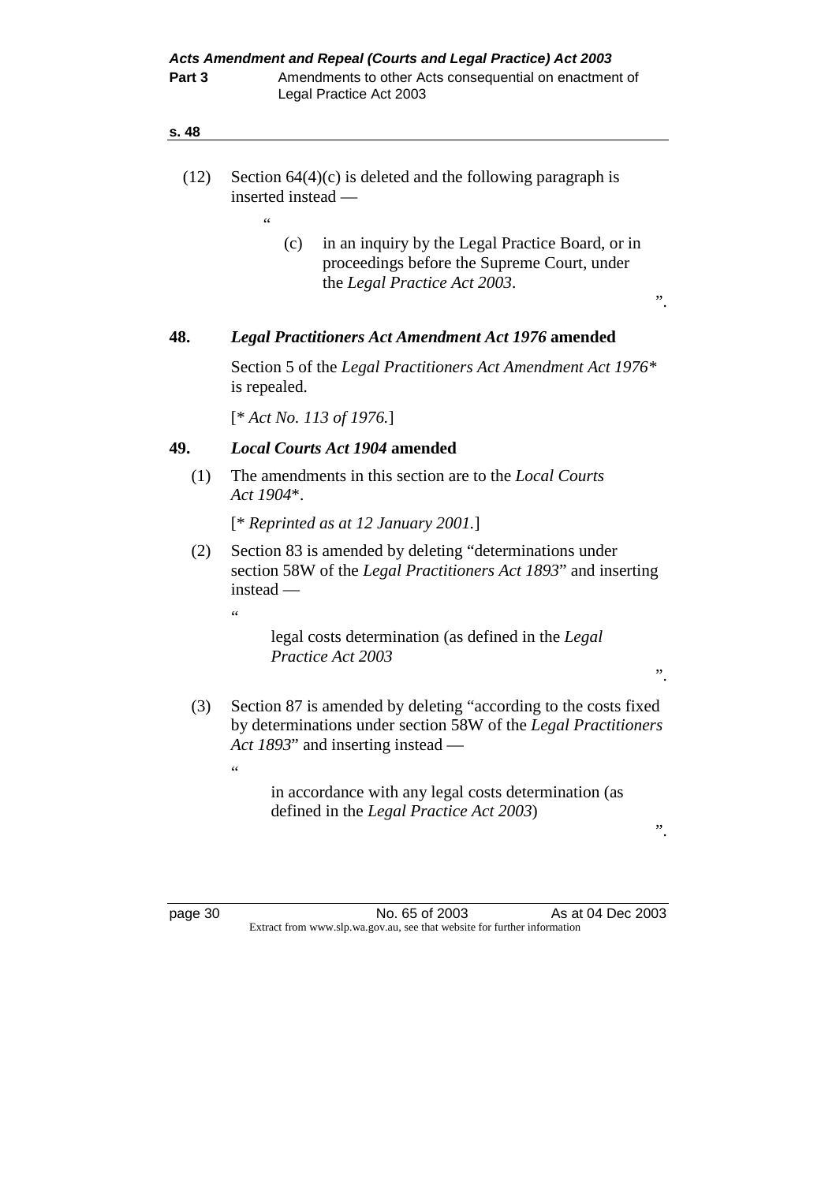(12) Section 64(4)(c) is deleted and the following paragraph is inserted instead —

"

(c) in an inquiry by the Legal Practice Board, or in proceedings before the Supreme Court, under the *Legal Practice Act 2003*.

".

## 48. *Legal Practitioners Act Amendment Act 1976* amended

Section 5 of the *Legal Practitioners Act Amendment Act 1976\** is repealed.

[\* *Act No. 113 of 1976.*]

## 49. *Local Courts Act 1904* amended

(1) The amendments in this section are to the *Local Courts Act 1904*\*.

[\* *Reprinted as at 12 January 2001.*]

(2) Section 83 is amended by deleting "determinations under section 58W of the *Legal Practitioners Act 1893*" and inserting instead —

"

legal costs determination (as defined in the *Legal Practice Act 2003*

".

(3) Section 87 is amended by deleting "according to the costs fixed by determinations under section 58W of the *Legal Practitioners Act 1893*" and inserting instead —

"

in accordance with any legal costs determination (as defined in the *Legal Practice Act 2003*)

".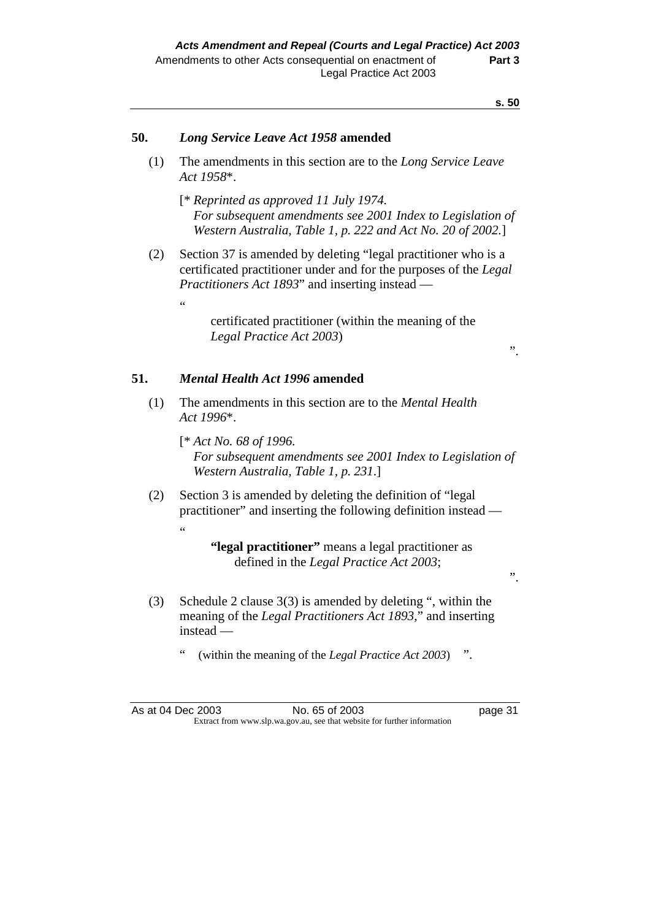## 50. *Long Service Leave Act 1958* amended

(1) The amendments in this section are to the *Long Service Leave Act 1958*\*.

[\* *Reprinted as approved 11 July 1974. For subsequent amendments see 2001 Index to Legislation of Western Australia, Table 1, p. 222 and Act No. 20 of 2002.*]

(2) Section 37 is amended by deleting "legal practitioner who is a certificated practitioner under and for the purposes of the *Legal Practitioners Act 1893*" and inserting instead —

"

> certificated practitioner (within the meaning of the *Legal Practice Act 2003*)

".

## 51. *Mental Health Act 1996* amended

(1) The amendments in this section are to the *Mental Health Act 1996*\*.

[\* *Act No. 68 of 1996. For subsequent amendments see 2001 Index to Legislation of Western Australia, Table 1, p. 231.*]

(2) Section 3 is amended by deleting the definition of "legal practitioner" and inserting the following definition instead —

"

> **"legal practitioner"** means a legal practitioner as defined in the *Legal Practice Act 2003*;

".

(3) Schedule 2 clause 3(3) is amended by deleting ", within the meaning of the *Legal Practitioners Act 1893*," and inserting instead —

" (within the meaning of the *Legal Practice Act 2003*) ".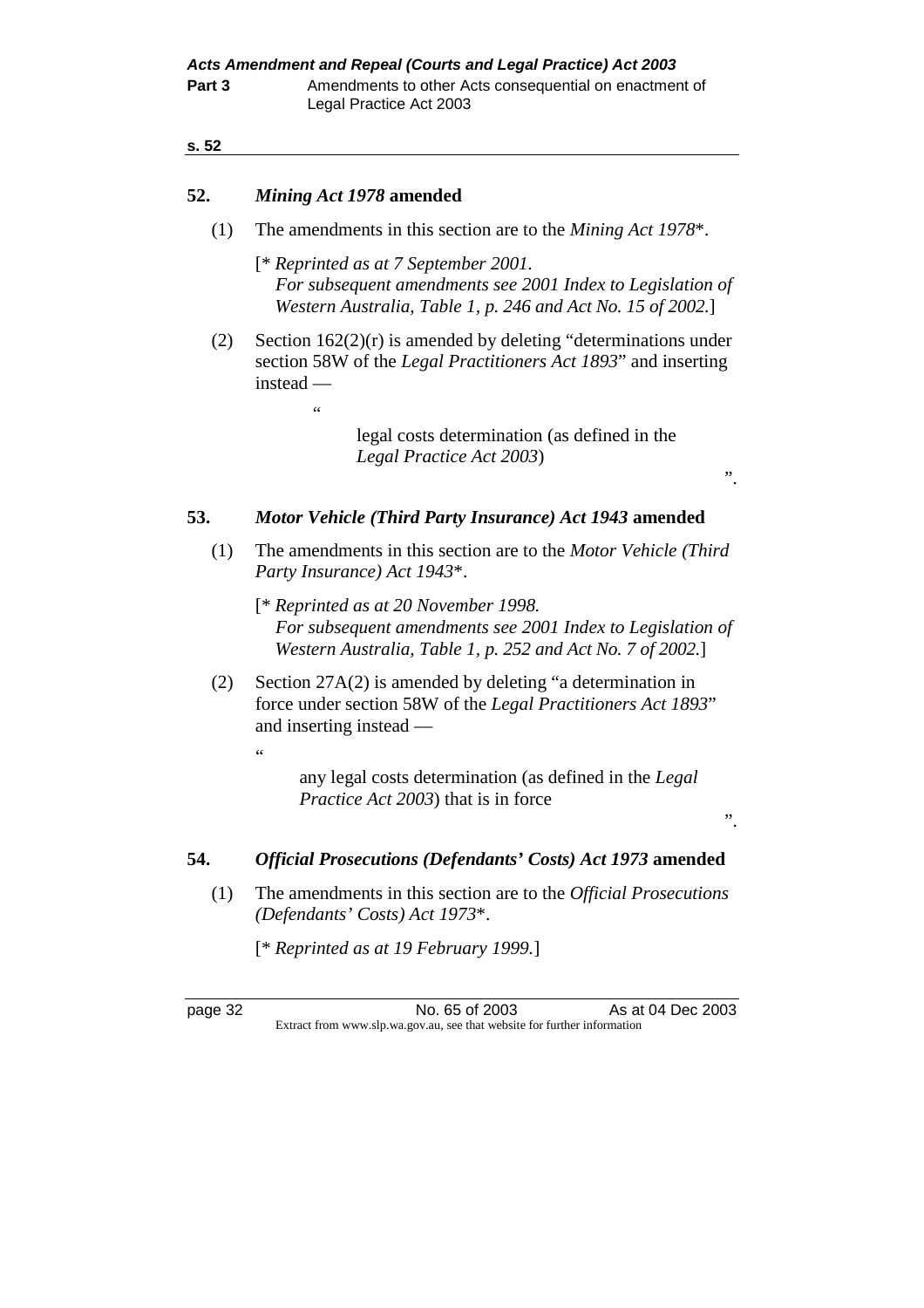## 52. *Mining Act 1978* amended

(1) The amendments in this section are to the *Mining Act 1978*\*.

[\* *Reprinted as at 7 September 2001. For subsequent amendments see 2001 Index to Legislation of Western Australia, Table 1, p. 246 and Act No. 15 of 2002.*]

(2) Section 162(2)(r) is amended by deleting "determinations under section 58W of the *Legal Practitioners Act 1893*" and inserting instead —

"

legal costs determination (as defined in the *Legal Practice Act 2003*)

".

## 53. *Motor Vehicle (Third Party Insurance) Act 1943* amended

(1) The amendments in this section are to the *Motor Vehicle (Third Party Insurance) Act 1943*\*.

[\* *Reprinted as at 20 November 1998. For subsequent amendments see 2001 Index to Legislation of Western Australia, Table 1, p. 252 and Act No. 7 of 2002.*]

(2) Section 27A(2) is amended by deleting "a determination in force under section 58W of the *Legal Practitioners Act 1893*" and inserting instead —

"

any legal costs determination (as defined in the *Legal Practice Act 2003*) that is in force

".

## 54. *Official Prosecutions (Defendants' Costs) Act 1973* amended

(1) The amendments in this section are to the *Official Prosecutions (Defendants' Costs) Act 1973*\*.

[\* *Reprinted as at 19 February 1999.*]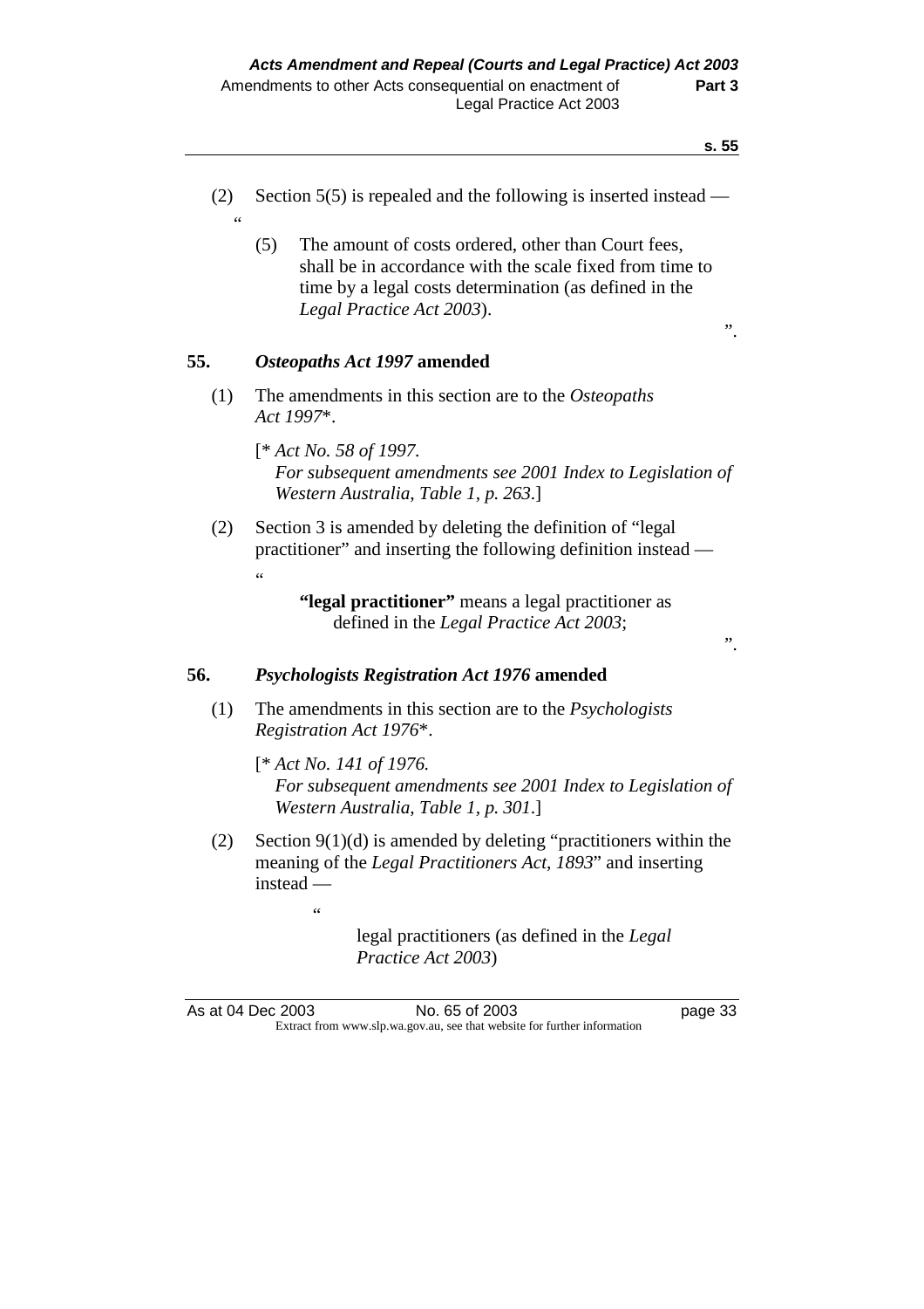(2) Section 5(5) is repealed and the following is inserted instead —

"

(5) The amount of costs ordered, other than Court fees, shall be in accordance with the scale fixed from time to time by a legal costs determination (as defined in the *Legal Practice Act 2003*).

".

### 55. *Osteopaths Act 1997* amended

(1) The amendments in this section are to the *Osteopaths Act 1997*\*.

[\* *Act No. 58 of 1997.*
*For subsequent amendments see 2001 Index to Legislation of Western Australia, Table 1, p. 263.*]

(2) Section 3 is amended by deleting the definition of "legal practitioner" and inserting the following definition instead —

"

**"legal practitioner"** means a legal practitioner as defined in the *Legal Practice Act 2003*;

".

### 56. *Psychologists Registration Act 1976* amended

(1) The amendments in this section are to the *Psychologists Registration Act 1976*\*.

[\* *Act No. 141 of 1976.*
*For subsequent amendments see 2001 Index to Legislation of Western Australia, Table 1, p. 301.*]

(2) Section 9(1)(d) is amended by deleting "practitioners within the meaning of the *Legal Practitioners Act, 1893*" and inserting instead —

"

legal practitioners (as defined in the *Legal Practice Act 2003*)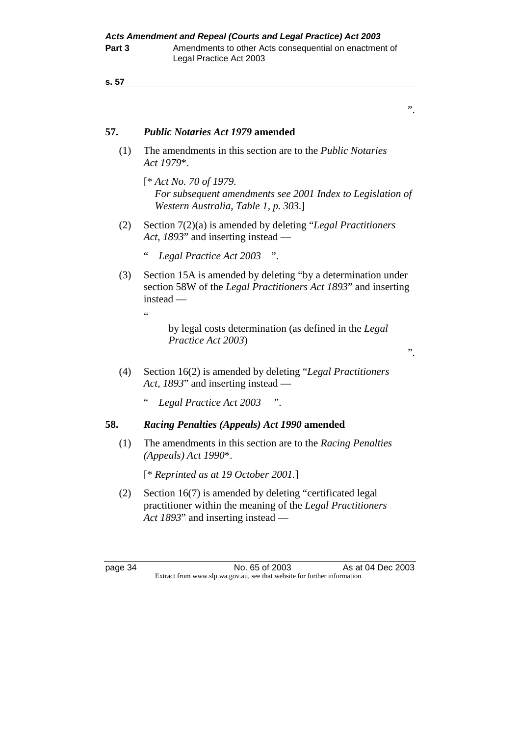”.

## 57. *Public Notaries Act 1979* amended

(1) The amendments in this section are to the *Public Notaries Act 1979*\*.

[\* *Act No. 70 of 1979.*
*For subsequent amendments see 2001 Index to Legislation of Western Australia, Table 1, p. 303.*]

(2) Section 7(2)(a) is amended by deleting "*Legal Practitioners Act, 1893*" and inserting instead —

" *Legal Practice Act 2003* ".

(3) Section 15A is amended by deleting "by a determination under section 58W of the *Legal Practitioners Act 1893*" and inserting instead —

"

by legal costs determination (as defined in the *Legal Practice Act 2003*)

”.

(4) Section 16(2) is amended by deleting "*Legal Practitioners Act, 1893*" and inserting instead —

" *Legal Practice Act 2003* ".

## 58. *Racing Penalties (Appeals) Act 1990* amended

(1) The amendments in this section are to the *Racing Penalties (Appeals) Act 1990*\*.

[\* *Reprinted as at 19 October 2001.*]

(2) Section 16(7) is amended by deleting "certificated legal practitioner within the meaning of the *Legal Practitioners Act 1893*" and inserting instead —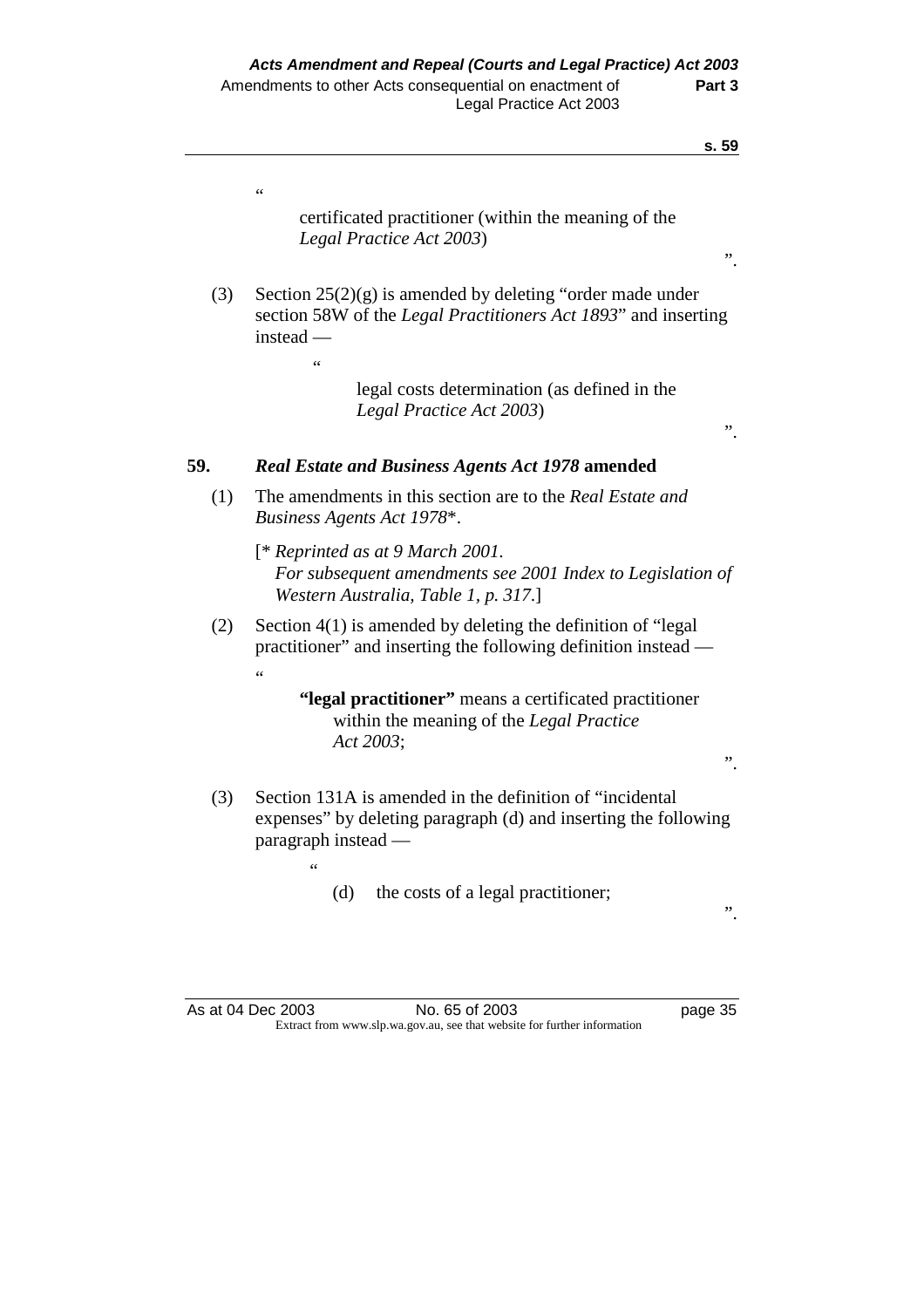"

certificated practitioner (within the meaning of the *Legal Practice Act 2003*)

".

(3) Section 25(2)(g) is amended by deleting "order made under section 58W of the *Legal Practitioners Act 1893*" and inserting instead —

"

legal costs determination (as defined in the *Legal Practice Act 2003*)

".

**59. *Real Estate and Business Agents Act 1978* amended**

(1) The amendments in this section are to the *Real Estate and Business Agents Act 1978*\*.

[*\* Reprinted as at 9 March 2001. For subsequent amendments see 2001 Index to Legislation of Western Australia, Table 1, p. 317.*]

(2) Section 4(1) is amended by deleting the definition of "legal practitioner" and inserting the following definition instead —

"

**"legal practitioner"** means a certificated practitioner within the meaning of the *Legal Practice Act 2003*;

".

(3) Section 131A is amended in the definition of "incidental expenses" by deleting paragraph (d) and inserting the following paragraph instead —

"

(d) the costs of a legal practitioner;

".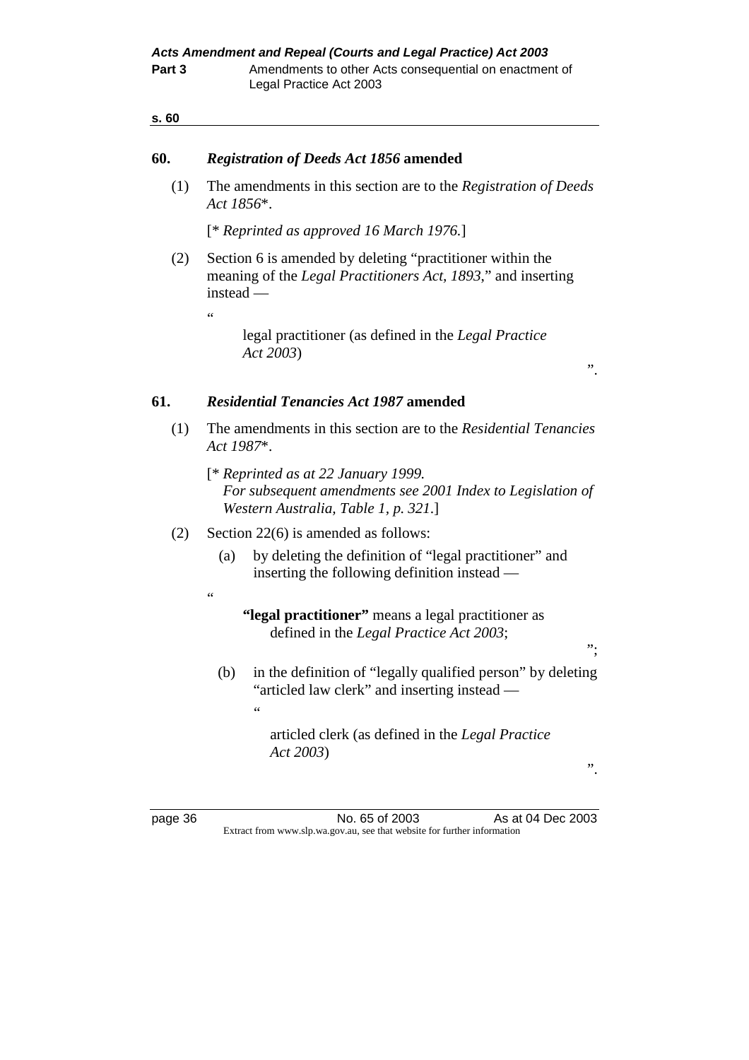## 60. *Registration of Deeds Act 1856* amended

(1) The amendments in this section are to the *Registration of Deeds Act 1856*\*.

[\* *Reprinted as approved 16 March 1976.*]

(2) Section 6 is amended by deleting "practitioner within the meaning of the *Legal Practitioners Act, 1893*," and inserting instead —

"

legal practitioner (as defined in the *Legal Practice Act 2003*)

".

## 61. *Residential Tenancies Act 1987* amended

(1) The amendments in this section are to the *Residential Tenancies Act 1987*\*.

[\* *Reprinted as at 22 January 1999. For subsequent amendments see 2001 Index to Legislation of Western Australia, Table 1, p. 321.*]

(2) Section 22(6) is amended as follows:

(a) by deleting the definition of "legal practitioner" and inserting the following definition instead —

"

**"legal practitioner"** means a legal practitioner as defined in the *Legal Practice Act 2003*;

";

(b) in the definition of "legally qualified person" by deleting "articled law clerk" and inserting instead —

"

articled clerk (as defined in the *Legal Practice Act 2003*)

".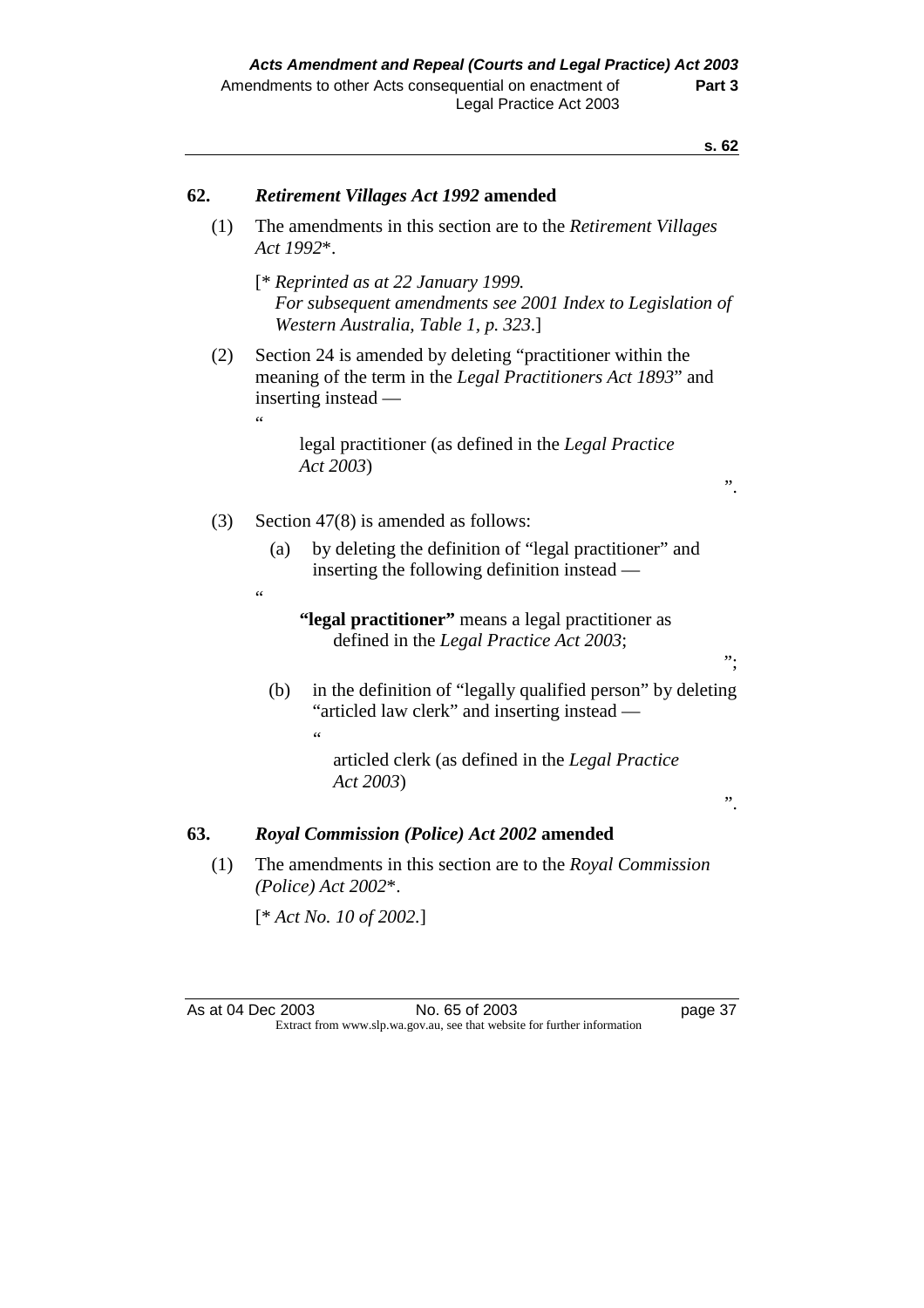## 62. *Retirement Villages Act 1992* amended

(1) The amendments in this section are to the *Retirement Villages Act 1992*\*.

[\* *Reprinted as at 22 January 1999. For subsequent amendments see 2001 Index to Legislation of Western Australia, Table 1, p. 323.*]

(2) Section 24 is amended by deleting "practitioner within the meaning of the term in the *Legal Practitioners Act 1893*" and inserting instead —

"

legal practitioner (as defined in the *Legal Practice Act 2003*)

".

(3) Section 47(8) is amended as follows:

(a) by deleting the definition of "legal practitioner" and inserting the following definition instead —

"

**"legal practitioner"** means a legal practitioner as defined in the *Legal Practice Act 2003*;

";

(b) in the definition of "legally qualified person" by deleting "articled law clerk" and inserting instead —

"

articled clerk (as defined in the *Legal Practice Act 2003*)

".

## 63. *Royal Commission (Police) Act 2002* amended

(1) The amendments in this section are to the *Royal Commission (Police) Act 2002*\*.

[\* *Act No. 10 of 2002.*]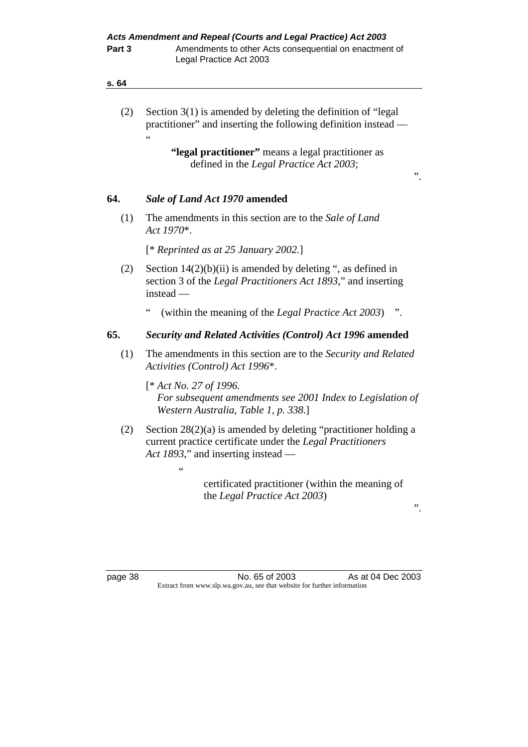(2) Section 3(1) is amended by deleting the definition of "legal practitioner" and inserting the following definition instead —

"

> **"legal practitioner"** means a legal practitioner as defined in the *Legal Practice Act 2003*;

".

## 64. *Sale of Land Act 1970* amended

(1) The amendments in this section are to the *Sale of Land Act 1970*\*.

[\* *Reprinted as at 25 January 2002.*]

(2) Section 14(2)(b)(ii) is amended by deleting ", as defined in section 3 of the *Legal Practitioners Act 1893*," and inserting instead —

" (within the meaning of the *Legal Practice Act 2003*) ".

## 65. *Security and Related Activities (Control) Act 1996* amended

(1) The amendments in this section are to the *Security and Related Activities (Control) Act 1996*\*.

[\* *Act No. 27 of 1996.*
*For subsequent amendments see 2001 Index to Legislation of Western Australia, Table 1, p. 338.*]

(2) Section 28(2)(a) is amended by deleting "practitioner holding a current practice certificate under the *Legal Practitioners Act 1893*," and inserting instead —

"

> certificated practitioner (within the meaning of the *Legal Practice Act 2003*)

".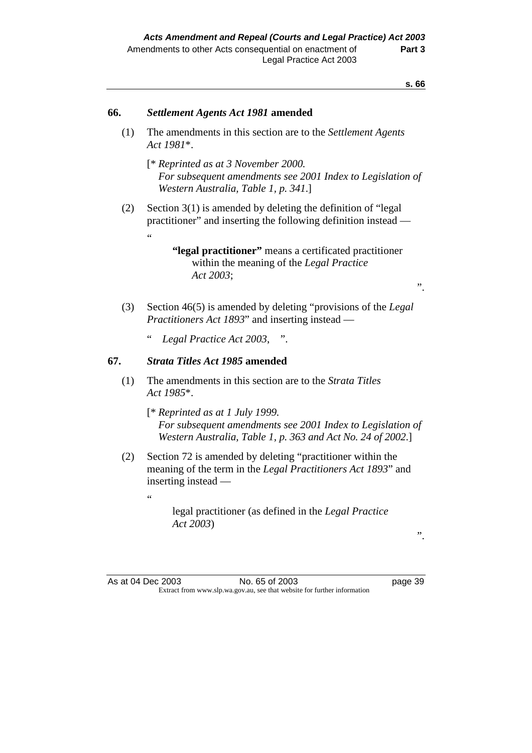## 66. *Settlement Agents Act 1981* amended

(1) The amendments in this section are to the *Settlement Agents Act 1981*\*.

[\* *Reprinted as at 3 November 2000. For subsequent amendments see 2001 Index to Legislation of Western Australia, Table 1, p. 341.*]

(2) Section 3(1) is amended by deleting the definition of "legal practitioner" and inserting the following definition instead —

"

> **"legal practitioner"** means a certificated practitioner within the meaning of the *Legal Practice Act 2003*;

".

(3) Section 46(5) is amended by deleting "provisions of the *Legal Practitioners Act 1893*" and inserting instead —

" *Legal Practice Act 2003*, ".

## 67. *Strata Titles Act 1985* amended

(1) The amendments in this section are to the *Strata Titles Act 1985*\*.

[\* *Reprinted as at 1 July 1999. For subsequent amendments see 2001 Index to Legislation of Western Australia, Table 1, p. 363 and Act No. 24 of 2002.*]

(2) Section 72 is amended by deleting "practitioner within the meaning of the term in the *Legal Practitioners Act 1893*" and inserting instead —

"

> legal practitioner (as defined in the *Legal Practice Act 2003*)

".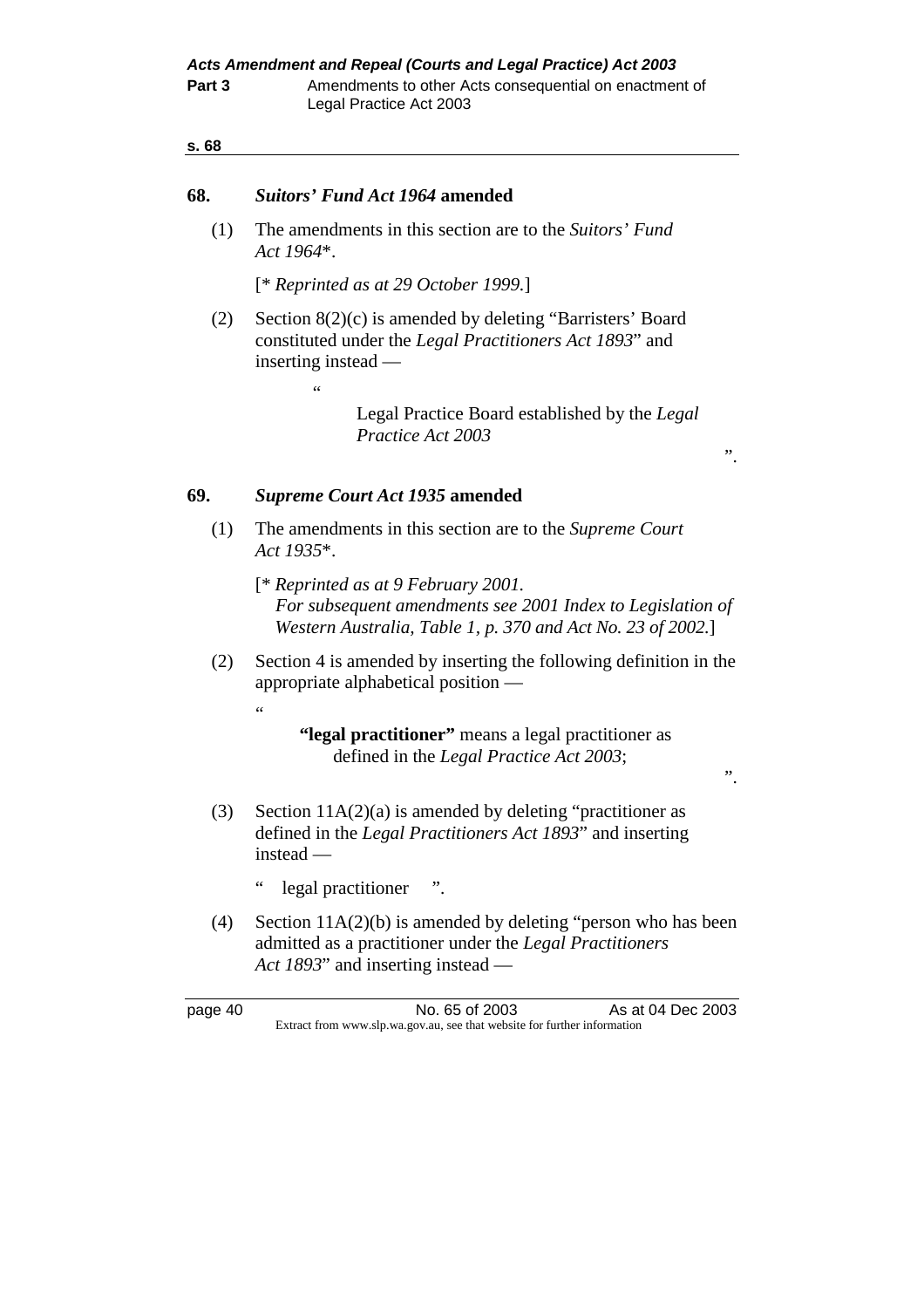## 68. *Suitors' Fund Act 1964* amended

(1) The amendments in this section are to the *Suitors' Fund Act 1964*\*.

[\* *Reprinted as at 29 October 1999.*]

(2) Section 8(2)(c) is amended by deleting "Barristers' Board constituted under the *Legal Practitioners Act 1893*" and inserting instead —

"

Legal Practice Board established by the *Legal Practice Act 2003*

".

## 69. *Supreme Court Act 1935* amended

(1) The amendments in this section are to the *Supreme Court Act 1935*\*.

[\* *Reprinted as at 9 February 2001. For subsequent amendments see 2001 Index to Legislation of Western Australia, Table 1, p. 370 and Act No. 23 of 2002.*]

(2) Section 4 is amended by inserting the following definition in the appropriate alphabetical position —

"

**"legal practitioner"** means a legal practitioner as defined in the *Legal Practice Act 2003*;

".

(3) Section 11A(2)(a) is amended by deleting "practitioner as defined in the *Legal Practitioners Act 1893*" and inserting instead —

" legal practitioner ".

(4) Section 11A(2)(b) is amended by deleting "person who has been admitted as a practitioner under the *Legal Practitioners Act 1893*" and inserting instead —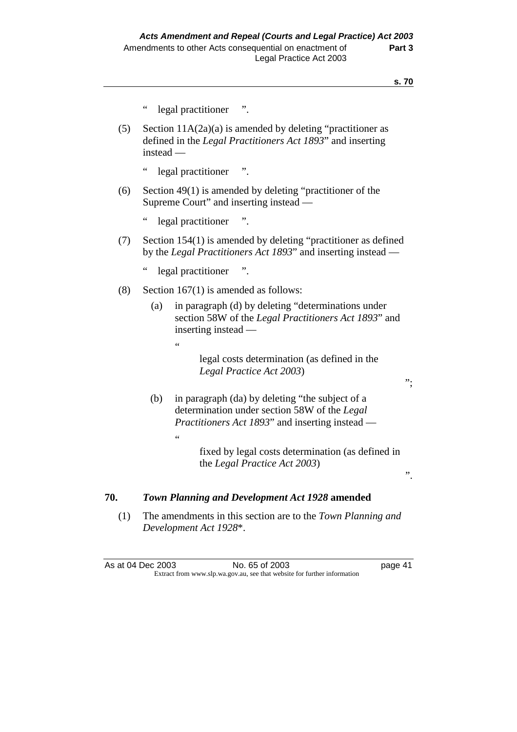" legal practitioner ".

(5) Section 11A(2a)(a) is amended by deleting "practitioner as defined in the *Legal Practitioners Act 1893*" and inserting instead —

" legal practitioner ".

(6) Section 49(1) is amended by deleting "practitioner of the Supreme Court" and inserting instead —

" legal practitioner ".

(7) Section 154(1) is amended by deleting "practitioner as defined by the *Legal Practitioners Act 1893*" and inserting instead —

" legal practitioner ".

(8) Section 167(1) is amended as follows:

(a) in paragraph (d) by deleting "determinations under section 58W of the *Legal Practitioners Act 1893*" and inserting instead —

"

legal costs determination (as defined in the *Legal Practice Act 2003*)

";

(b) in paragraph (da) by deleting "the subject of a determination under section 58W of the *Legal Practitioners Act 1893*" and inserting instead —

"

fixed by legal costs determination (as defined in the *Legal Practice Act 2003*)

".

## 70. *Town Planning and Development Act 1928* amended

(1) The amendments in this section are to the *Town Planning and Development Act 1928*\*.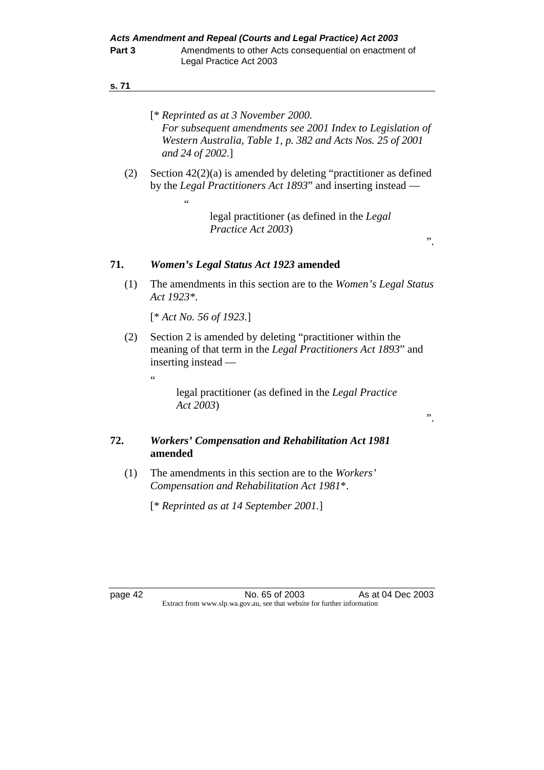[* *Reprinted as at 3 November 2000. For subsequent amendments see 2001 Index to Legislation of Western Australia, Table 1, p. 382 and Acts Nos. 25 of 2001 and 24 of 2002.*]

(2) Section 42(2)(a) is amended by deleting "practitioner as defined by the *Legal Practitioners Act 1893*" and inserting instead —

"

legal practitioner (as defined in the *Legal Practice Act 2003*)

".

## 71. *Women's Legal Status Act 1923* amended

(1) The amendments in this section are to the *Women's Legal Status Act 1923\**.

[\* *Act No. 56 of 1923.*]

(2) Section 2 is amended by deleting "practitioner within the meaning of that term in the *Legal Practitioners Act 1893*" and inserting instead —

"

legal practitioner (as defined in the *Legal Practice Act 2003*)

".

## 72. *Workers' Compensation and Rehabilitation Act 1981* amended

(1) The amendments in this section are to the *Workers' Compensation and Rehabilitation Act 1981\**.

[\* *Reprinted as at 14 September 2001.*]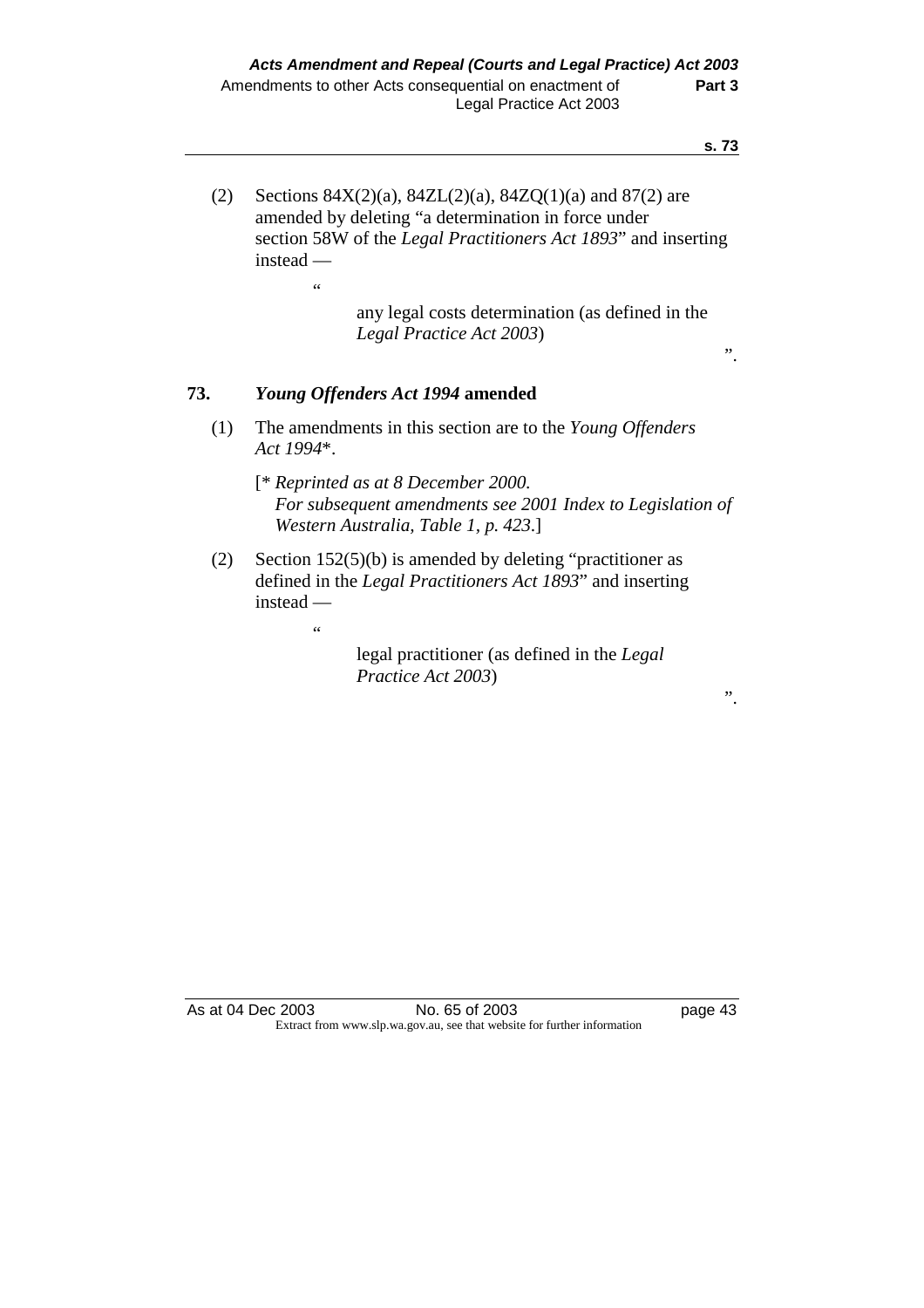(2) Sections 84X(2)(a), 84ZL(2)(a), 84ZQ(1)(a) and 87(2) are amended by deleting "a determination in force under section 58W of the *Legal Practitioners Act 1893*" and inserting instead —

"

> any legal costs determination (as defined in the *Legal Practice Act 2003*)

".

## 73. *Young Offenders Act 1994* amended

(1) The amendments in this section are to the *Young Offenders Act 1994*\*.

> [\* *Reprinted as at 8 December 2000.*
> *For subsequent amendments see 2001 Index to Legislation of Western Australia, Table 1, p. 423.*]

(2) Section 152(5)(b) is amended by deleting "practitioner as defined in the *Legal Practitioners Act 1893*" and inserting instead —

"

> legal practitioner (as defined in the *Legal Practice Act 2003*)

".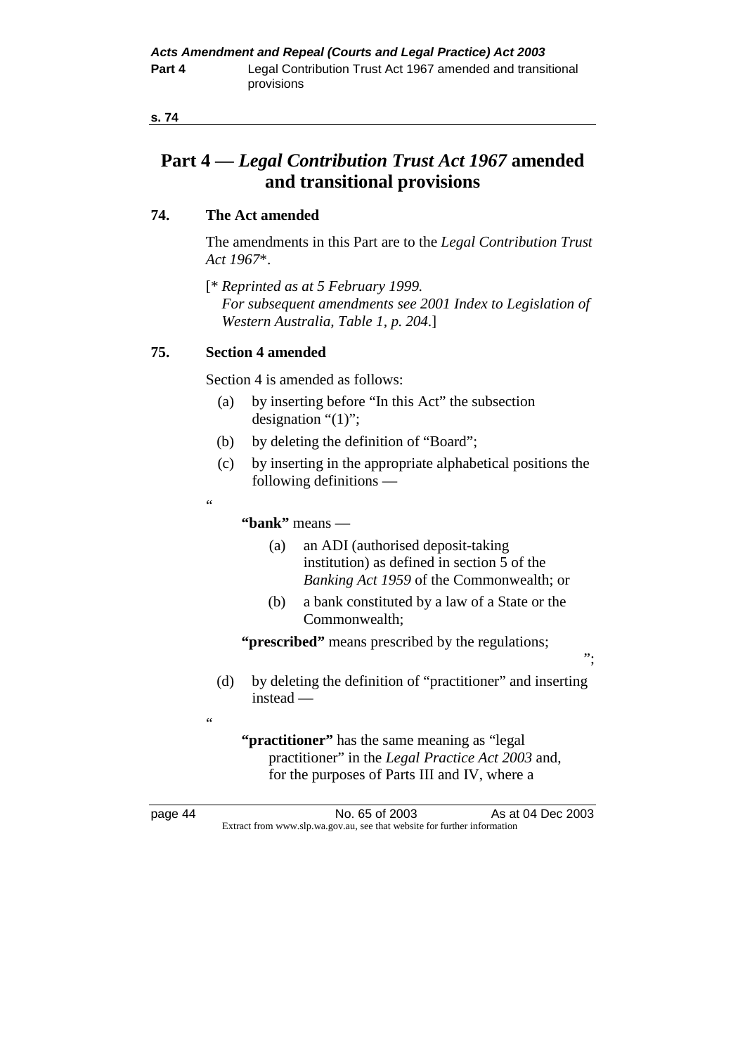# Part 4 — *Legal Contribution Trust Act 1967* amended and transitional provisions

### 74. The Act amended

The amendments in this Part are to the *Legal Contribution Trust Act 1967*\*.

[\* *Reprinted as at 5 February 1999.*
*For subsequent amendments see 2001 Index to Legislation of Western Australia, Table 1, p. 204.*]

### 75. Section 4 amended

Section 4 is amended as follows:

(a) by inserting before "In this Act" the subsection designation "(1)";

(b) by deleting the definition of "Board";

(c) by inserting in the appropriate alphabetical positions the following definitions —

"

**"bank"** means —

(a) an ADI (authorised deposit-taking institution) as defined in section 5 of the *Banking Act 1959* of the Commonwealth; or

(b) a bank constituted by a law of a State or the Commonwealth;

**"prescribed"** means prescribed by the regulations;

";

(d) by deleting the definition of "practitioner" and inserting instead —

"

**"practitioner"** has the same meaning as "legal practitioner" in the *Legal Practice Act 2003* and, for the purposes of Parts III and IV, where a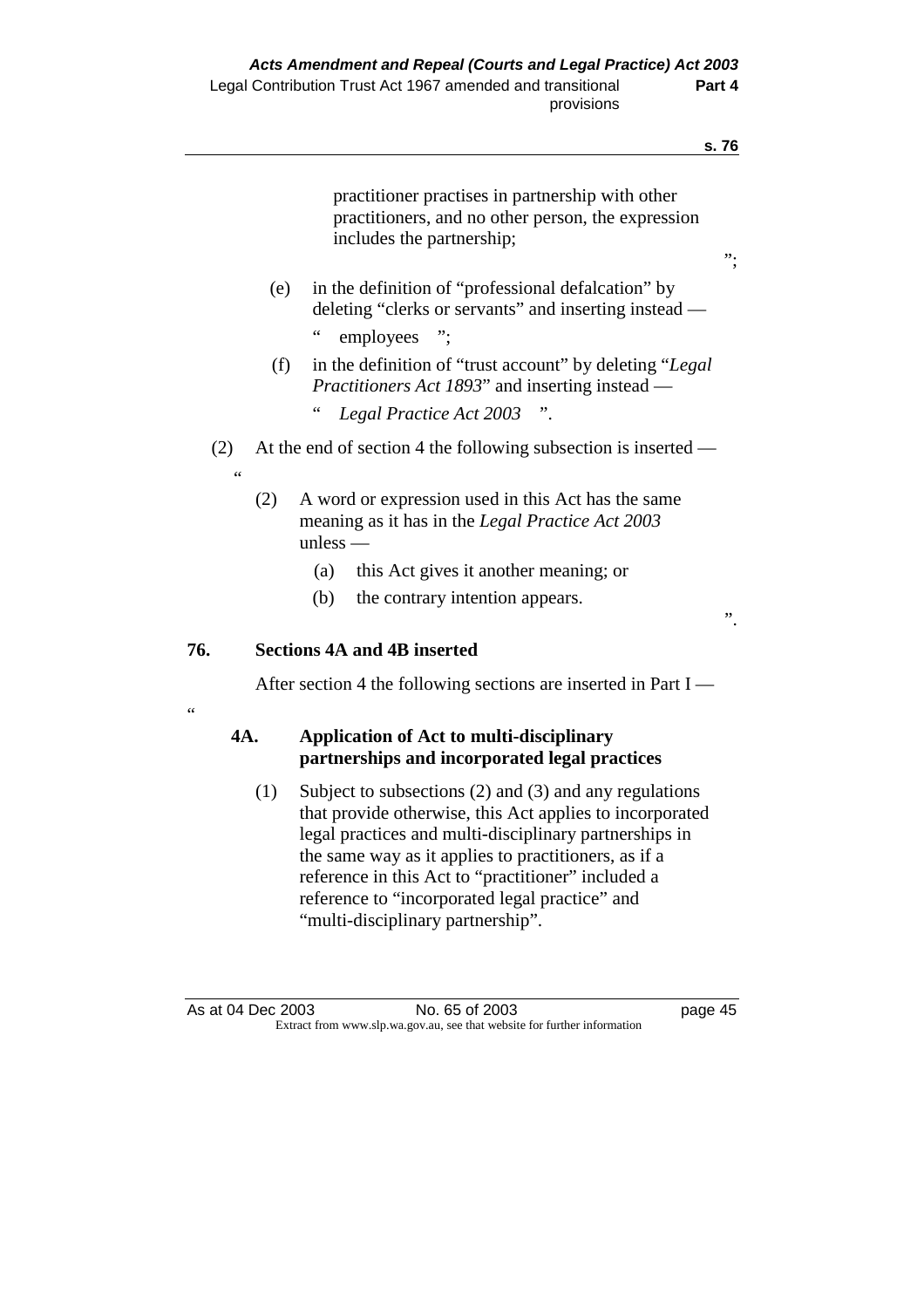practitioner practises in partnership with other practitioners, and no other person, the expression includes the partnership;

";

(e) in the definition of "professional defalcation" by deleting "clerks or servants" and inserting instead —

" employees ";

(f) in the definition of "trust account" by deleting "*Legal Practitioners Act 1893*" and inserting instead —

" *Legal Practice Act 2003* ".

(2) At the end of section 4 the following subsection is inserted —

"

(2) A word or expression used in this Act has the same meaning as it has in the *Legal Practice Act 2003* unless —

(a) this Act gives it another meaning; or

(b) the contrary intention appears.

".

**76. Sections 4A and 4B inserted**

After section 4 the following sections are inserted in Part I —

"

**4A. Application of Act to multi-disciplinary partnerships and incorporated legal practices**

(1) Subject to subsections (2) and (3) and any regulations that provide otherwise, this Act applies to incorporated legal practices and multi-disciplinary partnerships in the same way as it applies to practitioners, as if a reference in this Act to "practitioner" included a reference to "incorporated legal practice" and "multi-disciplinary partnership".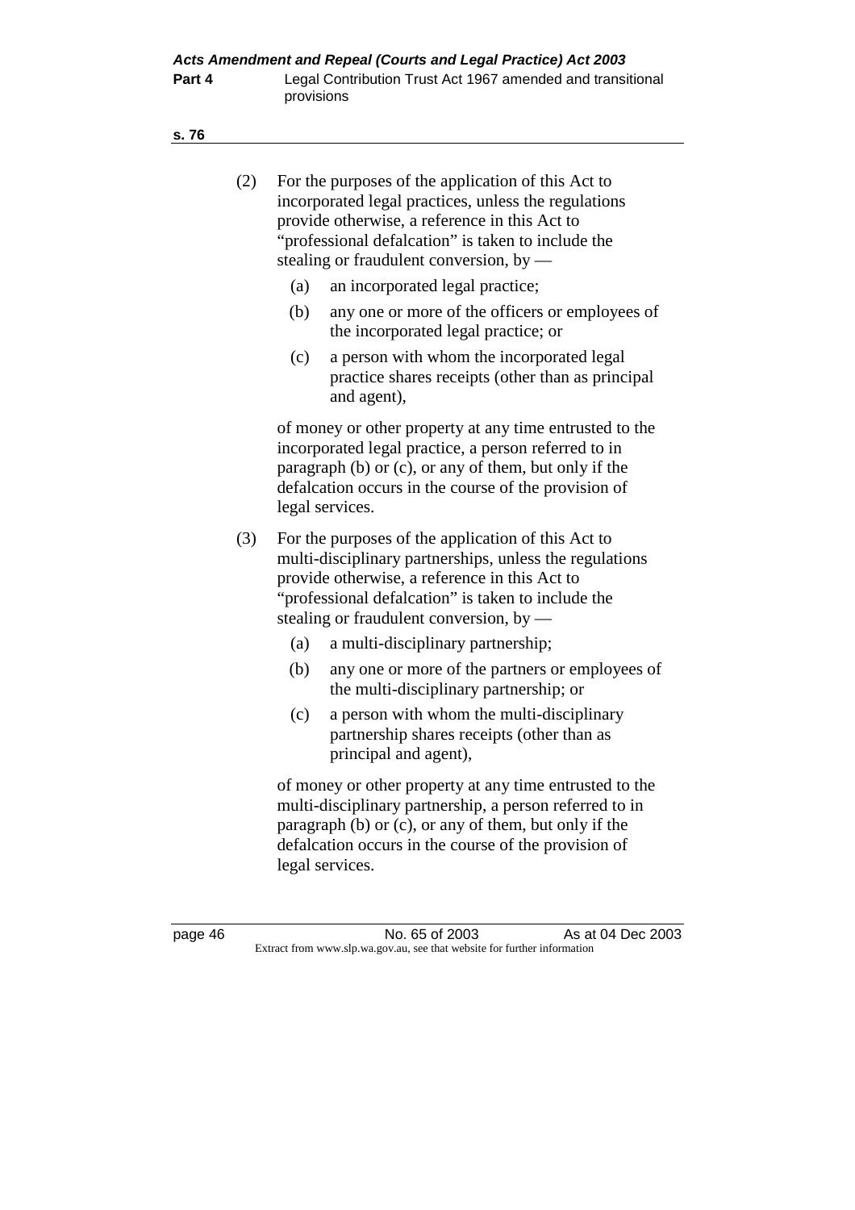(2) For the purposes of the application of this Act to incorporated legal practices, unless the regulations provide otherwise, a reference in this Act to "professional defalcation" is taken to include the stealing or fraudulent conversion, by —

  (a) an incorporated legal practice;

  (b) any one or more of the officers or employees of the incorporated legal practice; or

  (c) a person with whom the incorporated legal practice shares receipts (other than as principal and agent),

of money or other property at any time entrusted to the incorporated legal practice, a person referred to in paragraph (b) or (c), or any of them, but only if the defalcation occurs in the course of the provision of legal services.

(3) For the purposes of the application of this Act to multi-disciplinary partnerships, unless the regulations provide otherwise, a reference in this Act to "professional defalcation" is taken to include the stealing or fraudulent conversion, by —

  (a) a multi-disciplinary partnership;

  (b) any one or more of the partners or employees of the multi-disciplinary partnership; or

  (c) a person with whom the multi-disciplinary partnership shares receipts (other than as principal and agent),

of money or other property at any time entrusted to the multi-disciplinary partnership, a person referred to in paragraph (b) or (c), or any of them, but only if the defalcation occurs in the course of the provision of legal services.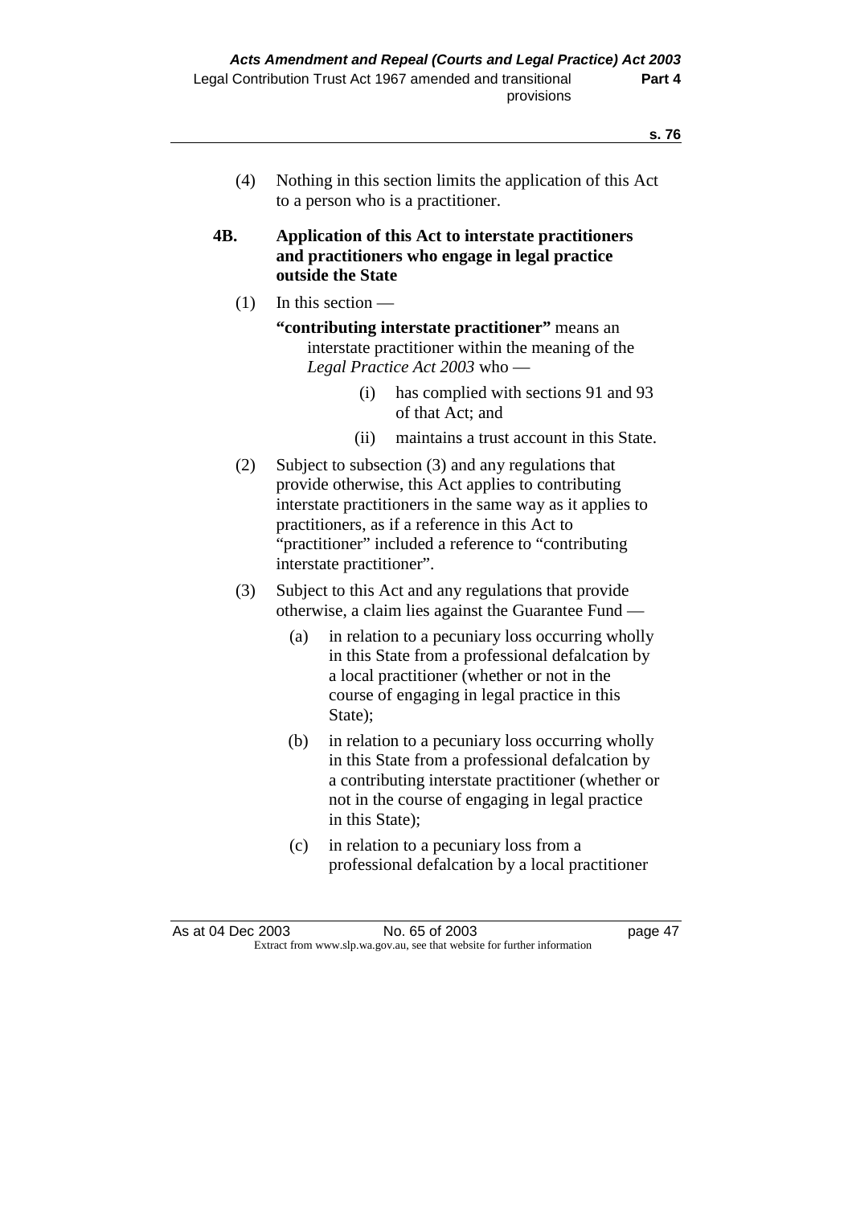(4) Nothing in this section limits the application of this Act to a person who is a practitioner.

**4B. Application of this Act to interstate practitioners and practitioners who engage in legal practice outside the State**

(1) In this section —

**"contributing interstate practitioner"** means an interstate practitioner within the meaning of the *Legal Practice Act 2003* who —

(i) has complied with sections 91 and 93 of that Act; and

(ii) maintains a trust account in this State.

(2) Subject to subsection (3) and any regulations that provide otherwise, this Act applies to contributing interstate practitioners in the same way as it applies to practitioners, as if a reference in this Act to "practitioner" included a reference to "contributing interstate practitioner".

(3) Subject to this Act and any regulations that provide otherwise, a claim lies against the Guarantee Fund —

(a) in relation to a pecuniary loss occurring wholly in this State from a professional defalcation by a local practitioner (whether or not in the course of engaging in legal practice in this State);

(b) in relation to a pecuniary loss occurring wholly in this State from a professional defalcation by a contributing interstate practitioner (whether or not in the course of engaging in legal practice in this State);

(c) in relation to a pecuniary loss from a professional defalcation by a local practitioner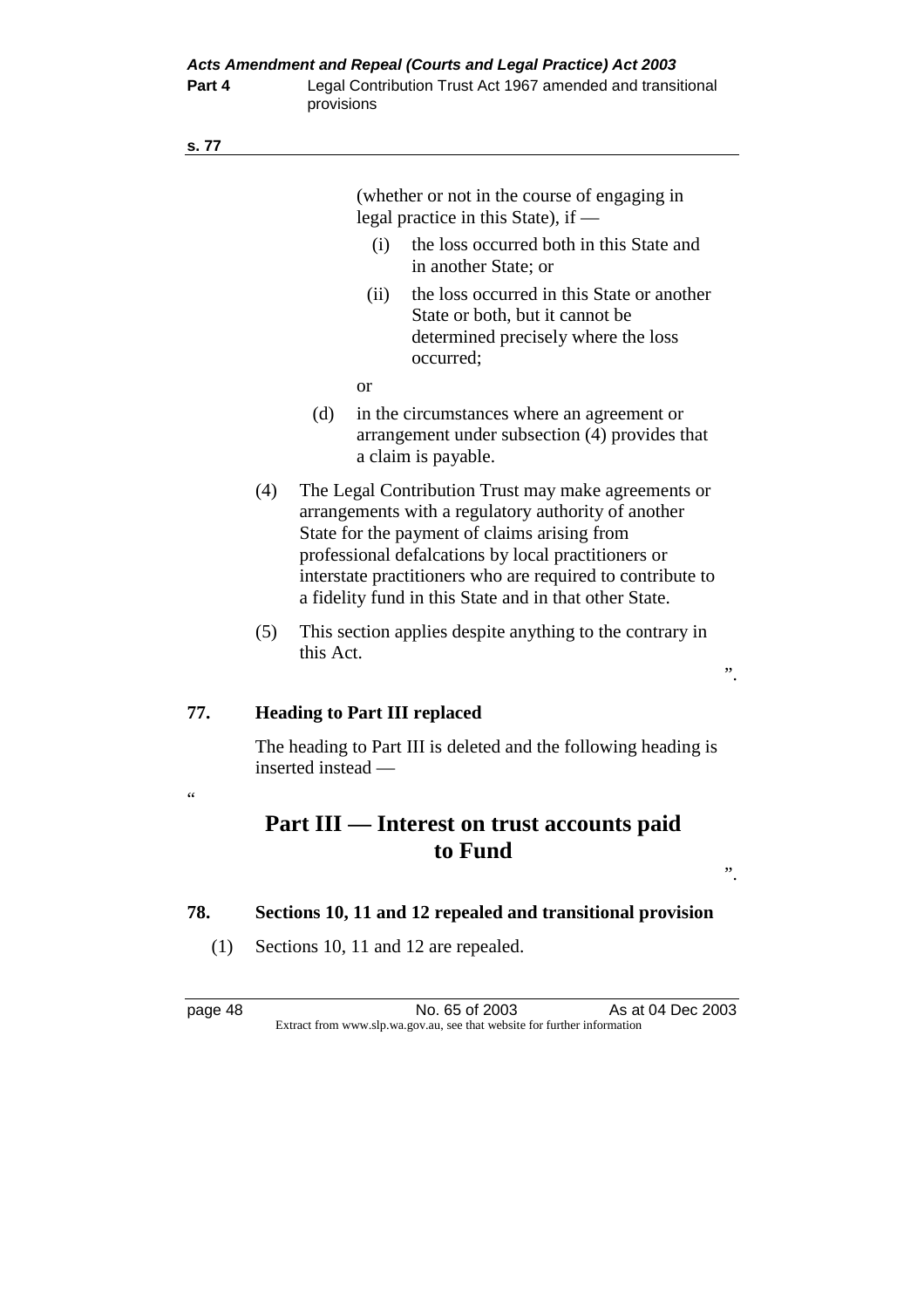(whether or not in the course of engaging in legal practice in this State), if —

(i) the loss occurred both in this State and in another State; or

(ii) the loss occurred in this State or another State or both, but it cannot be determined precisely where the loss occurred;

or

(d) in the circumstances where an agreement or arrangement under subsection (4) provides that a claim is payable.

(4) The Legal Contribution Trust may make agreements or arrangements with a regulatory authority of another State for the payment of claims arising from professional defalcations by local practitioners or interstate practitioners who are required to contribute to a fidelity fund in this State and in that other State.

(5) This section applies despite anything to the contrary in this Act.

".

**77. Heading to Part III replaced**

The heading to Part III is deleted and the following heading is inserted instead —

"

## Part III — Interest on trust accounts paid to Fund

".

**78. Sections 10, 11 and 12 repealed and transitional provision**

(1) Sections 10, 11 and 12 are repealed.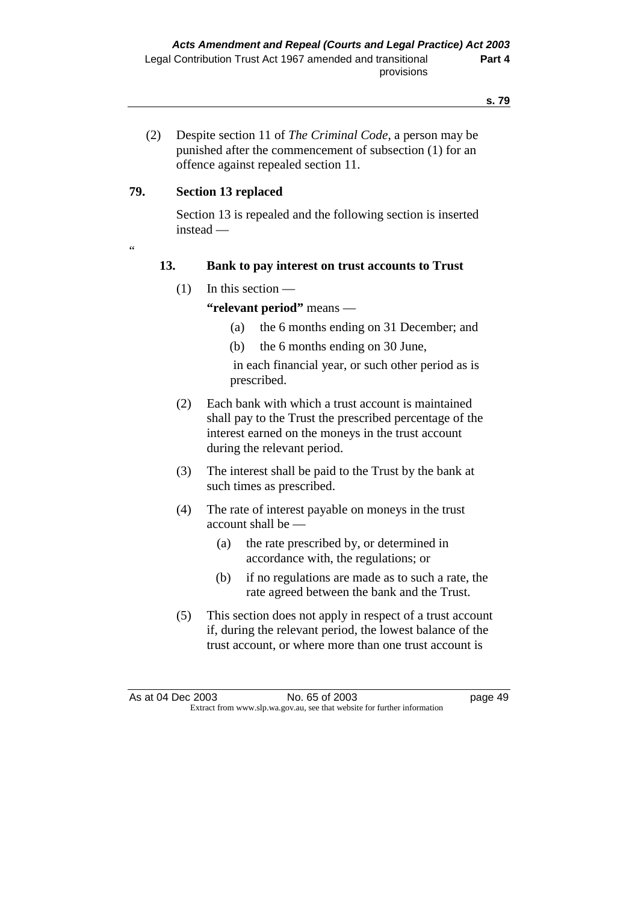(2) Despite section 11 of *The Criminal Code*, a person may be punished after the commencement of subsection (1) for an offence against repealed section 11.

**79. Section 13 replaced**

Section 13 is repealed and the following section is inserted instead —

"

**13. Bank to pay interest on trust accounts to Trust**

(1) In this section —

**"relevant period"** means —

(a) the 6 months ending on 31 December; and

(b) the 6 months ending on 30 June,

in each financial year, or such other period as is prescribed.

(2) Each bank with which a trust account is maintained shall pay to the Trust the prescribed percentage of the interest earned on the moneys in the trust account during the relevant period.

(3) The interest shall be paid to the Trust by the bank at such times as prescribed.

(4) The rate of interest payable on moneys in the trust account shall be —

(a) the rate prescribed by, or determined in accordance with, the regulations; or

(b) if no regulations are made as to such a rate, the rate agreed between the bank and the Trust.

(5) This section does not apply in respect of a trust account if, during the relevant period, the lowest balance of the trust account, or where more than one trust account is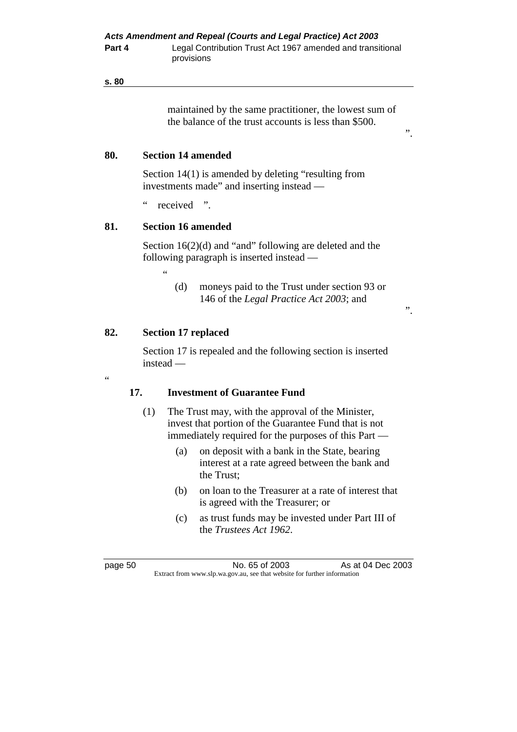maintained by the same practitioner, the lowest sum of the balance of the trust accounts is less than $500.

".

### 80. Section 14 amended

Section 14(1) is amended by deleting "resulting from investments made" and inserting instead —

" received ".

### 81. Section 16 amended

Section 16(2)(d) and "and" following are deleted and the following paragraph is inserted instead —

"

(d) moneys paid to the Trust under section 93 or 146 of the *Legal Practice Act 2003*; and

".

### 82. Section 17 replaced

Section 17 is repealed and the following section is inserted instead —

"

### 17. Investment of Guarantee Fund

(1) The Trust may, with the approval of the Minister, invest that portion of the Guarantee Fund that is not immediately required for the purposes of this Part —

(a) on deposit with a bank in the State, bearing interest at a rate agreed between the bank and the Trust;

(b) on loan to the Treasurer at a rate of interest that is agreed with the Treasurer; or

(c) as trust funds may be invested under Part III of the *Trustees Act 1962*.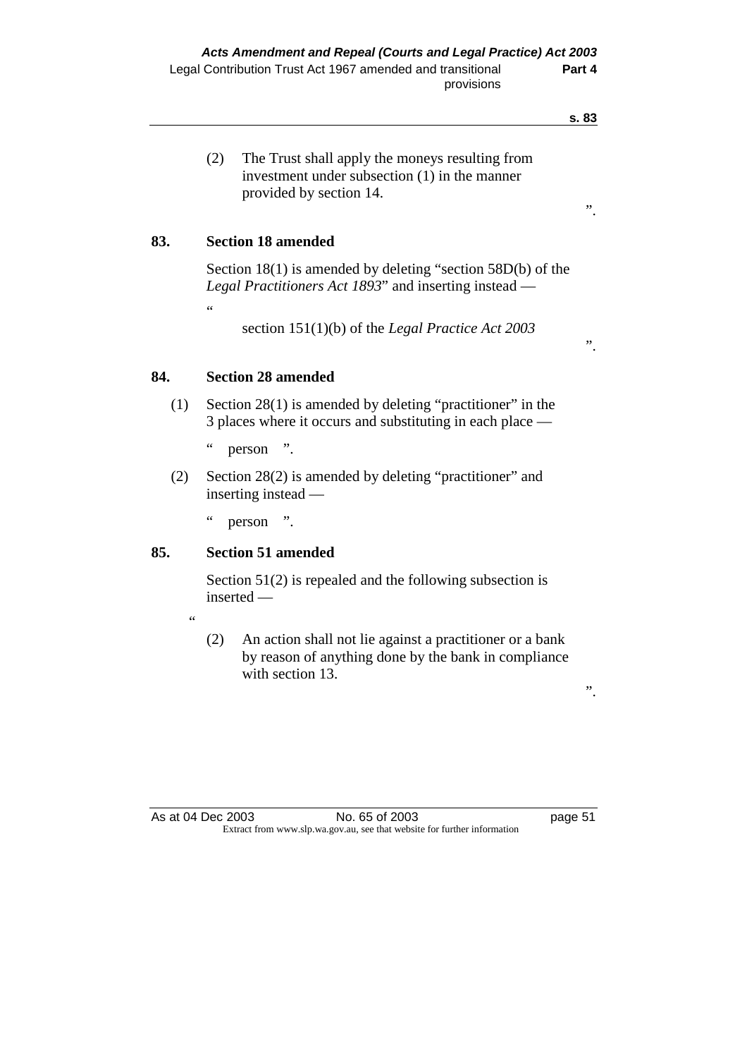(2) The Trust shall apply the moneys resulting from investment under subsection (1) in the manner provided by section 14.

".

### 83. Section 18 amended

Section 18(1) is amended by deleting "section 58D(b) of the *Legal Practitioners Act 1893*" and inserting instead —

"

section 151(1)(b) of the *Legal Practice Act 2003*

".

### 84. Section 28 amended

(1) Section 28(1) is amended by deleting "practitioner" in the 3 places where it occurs and substituting in each place —

" person ".

(2) Section 28(2) is amended by deleting "practitioner" and inserting instead —

" person ".

### 85. Section 51 amended

Section 51(2) is repealed and the following subsection is inserted —

"

(2) An action shall not lie against a practitioner or a bank by reason of anything done by the bank in compliance with section 13.

".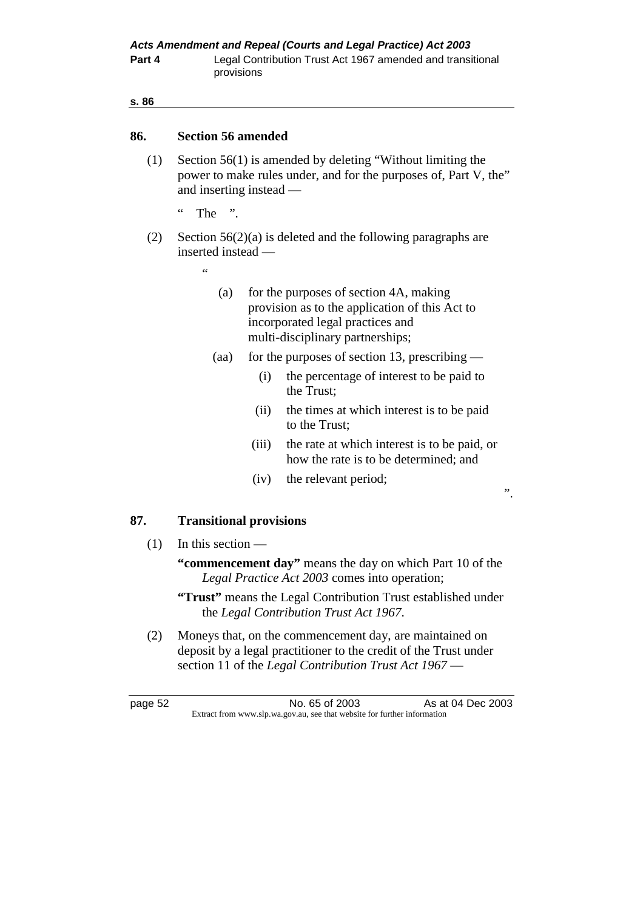## 86. Section 56 amended

(1) Section 56(1) is amended by deleting "Without limiting the power to make rules under, and for the purposes of, Part V, the" and inserting instead —

" The ".

(2) Section 56(2)(a) is deleted and the following paragraphs are inserted instead —

"

(a) for the purposes of section 4A, making provision as to the application of this Act to incorporated legal practices and multi-disciplinary partnerships;

(aa) for the purposes of section 13, prescribing —

(i) the percentage of interest to be paid to the Trust;

(ii) the times at which interest is to be paid to the Trust;

(iii) the rate at which interest is to be paid, or how the rate is to be determined; and

(iv) the relevant period;

".

## 87. Transitional provisions

(1) In this section —

**"commencement day"** means the day on which Part 10 of the *Legal Practice Act 2003* comes into operation;

**"Trust"** means the Legal Contribution Trust established under the *Legal Contribution Trust Act 1967*.

(2) Moneys that, on the commencement day, are maintained on deposit by a legal practitioner to the credit of the Trust under section 11 of the *Legal Contribution Trust Act 1967* —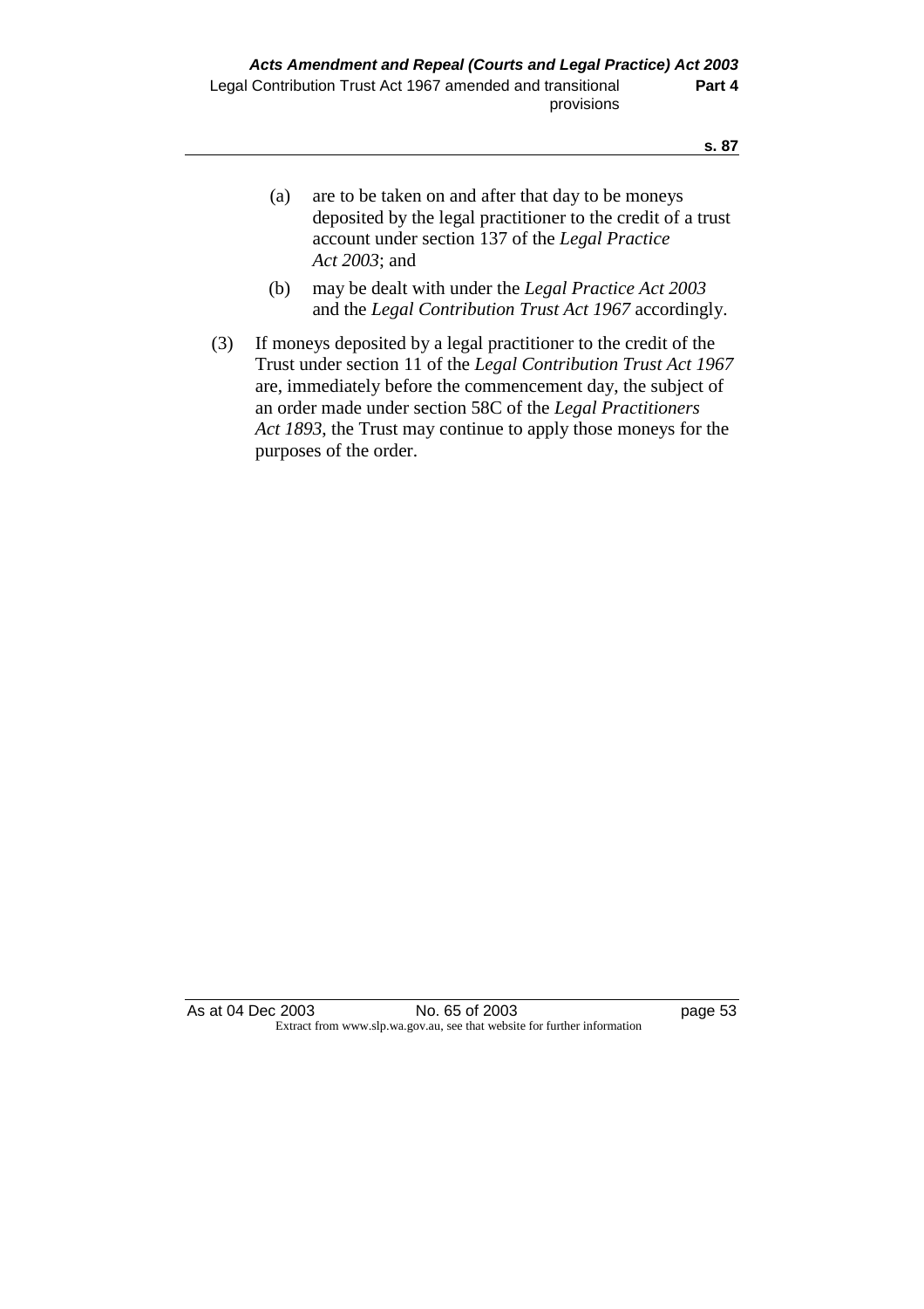(a) are to be taken on and after that day to be moneys deposited by the legal practitioner to the credit of a trust account under section 137 of the *Legal Practice Act 2003*; and

(b) may be dealt with under the *Legal Practice Act 2003* and the *Legal Contribution Trust Act 1967* accordingly.

(3) If moneys deposited by a legal practitioner to the credit of the Trust under section 11 of the *Legal Contribution Trust Act 1967* are, immediately before the commencement day, the subject of an order made under section 58C of the *Legal Practitioners Act 1893*, the Trust may continue to apply those moneys for the purposes of the order.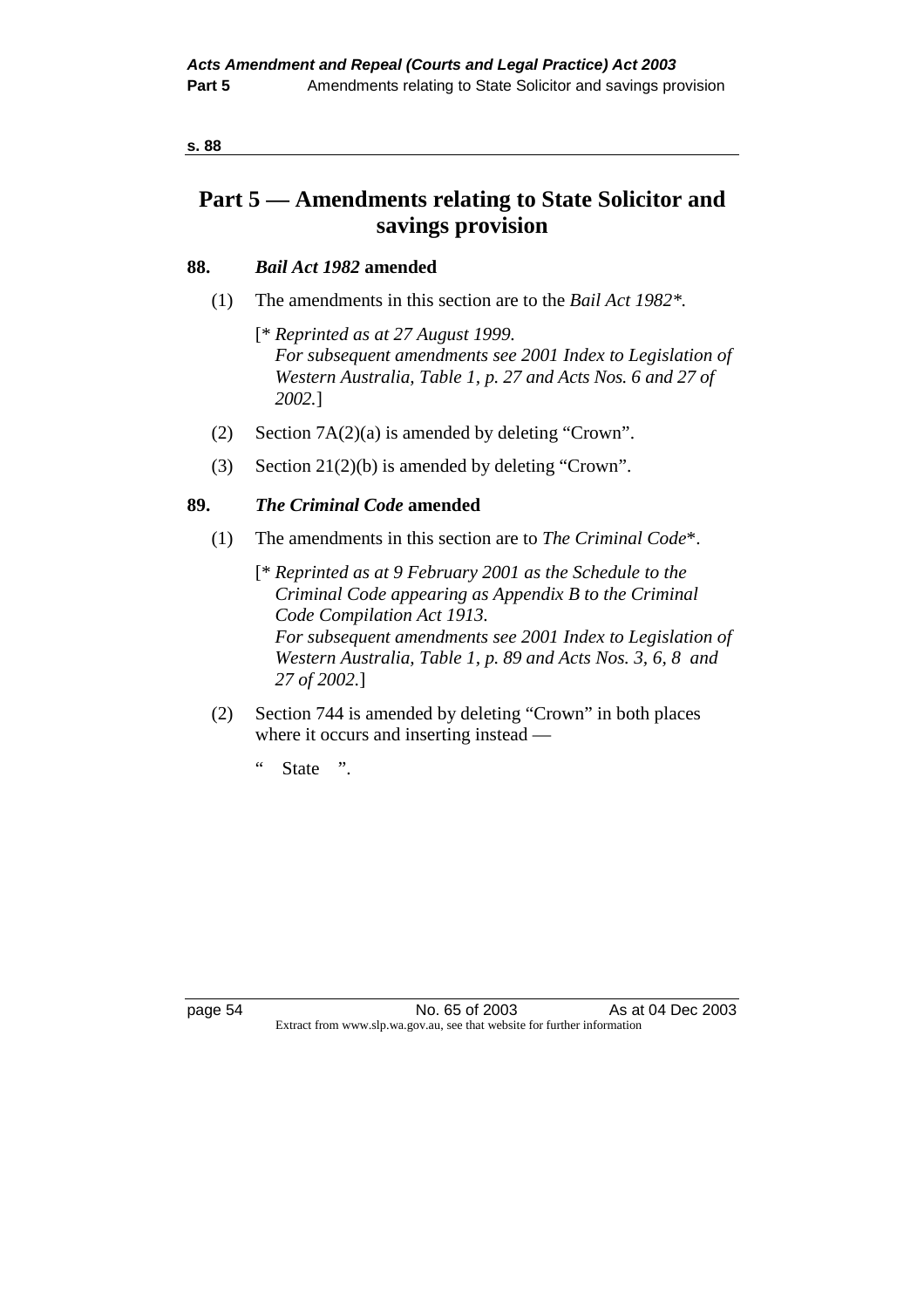# Part 5 — Amendments relating to State Solicitor and savings provision

## 88. *Bail Act 1982* amended

(1) The amendments in this section are to the *Bail Act 1982*\*.

[\* *Reprinted as at 27 August 1999.*
*For subsequent amendments see 2001 Index to Legislation of Western Australia, Table 1, p. 27 and Acts Nos. 6 and 27 of 2002.*]

(2) Section 7A(2)(a) is amended by deleting "Crown".

(3) Section 21(2)(b) is amended by deleting "Crown".

## 89. *The Criminal Code* amended

(1) The amendments in this section are to *The Criminal Code*\*.

[\* *Reprinted as at 9 February 2001 as the Schedule to the Criminal Code appearing as Appendix B to the Criminal Code Compilation Act 1913.*
*For subsequent amendments see 2001 Index to Legislation of Western Australia, Table 1, p. 89 and Acts Nos. 3, 6, 8 and 27 of 2002.*]

(2) Section 744 is amended by deleting "Crown" in both places where it occurs and inserting instead —

" State ".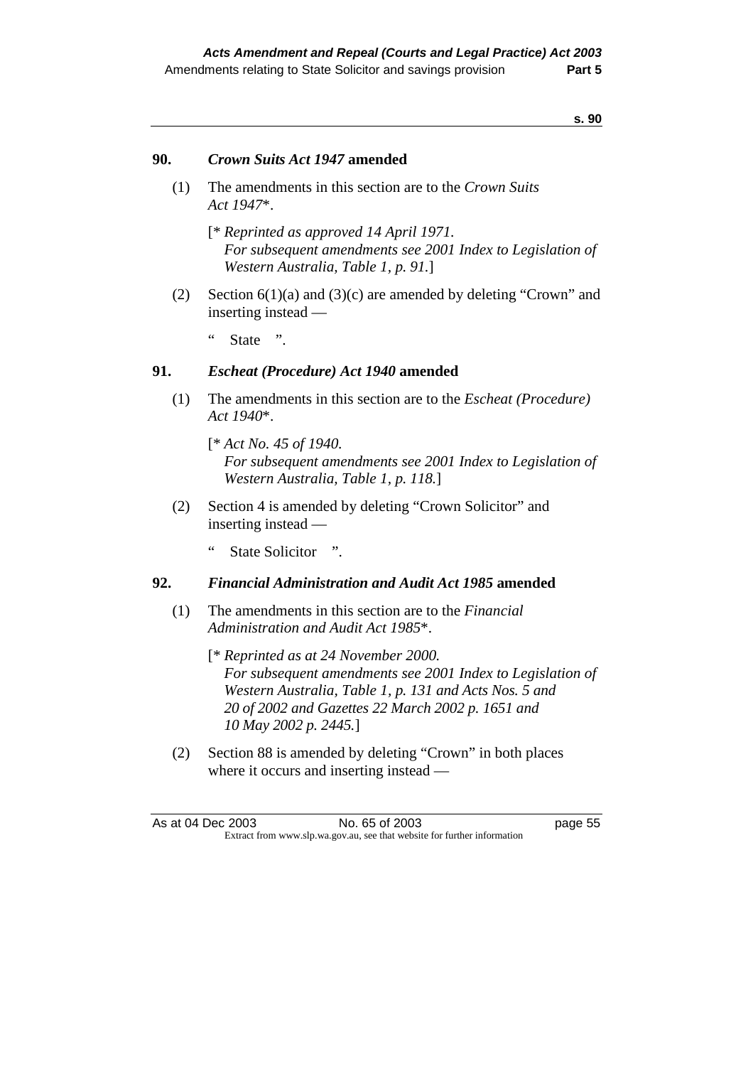## 90. *Crown Suits Act 1947* amended

(1) The amendments in this section are to the *Crown Suits Act 1947*\*.

[\* *Reprinted as approved 14 April 1971.*
*For subsequent amendments see 2001 Index to Legislation of Western Australia, Table 1, p. 91.*]

(2) Section 6(1)(a) and (3)(c) are amended by deleting "Crown" and inserting instead —

" State ".

## 91. *Escheat (Procedure) Act 1940* amended

(1) The amendments in this section are to the *Escheat (Procedure) Act 1940*\*.

[\* *Act No. 45 of 1940.*
*For subsequent amendments see 2001 Index to Legislation of Western Australia, Table 1, p. 118.*]

(2) Section 4 is amended by deleting "Crown Solicitor" and inserting instead —

" State Solicitor ".

## 92. *Financial Administration and Audit Act 1985* amended

(1) The amendments in this section are to the *Financial Administration and Audit Act 1985*\*.

[\* *Reprinted as at 24 November 2000.*
*For subsequent amendments see 2001 Index to Legislation of Western Australia, Table 1, p. 131 and Acts Nos. 5 and 20 of 2002 and Gazettes 22 March 2002 p. 1651 and 10 May 2002 p. 2445.*]

(2) Section 88 is amended by deleting "Crown" in both places where it occurs and inserting instead —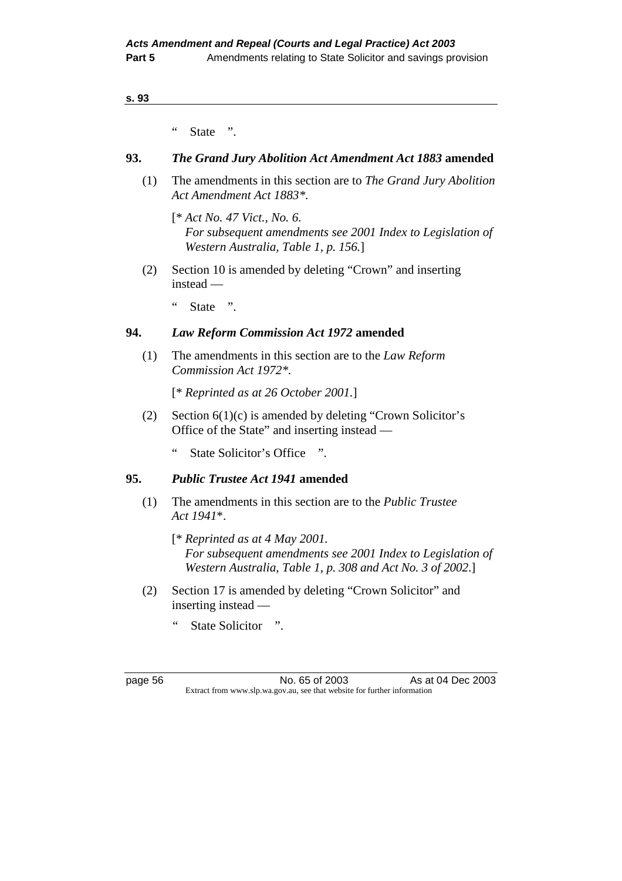" State ".

## 93. *The Grand Jury Abolition Act Amendment Act 1883* amended

(1) The amendments in this section are to *The Grand Jury Abolition Act Amendment Act 1883\*.*

[\* *Act No. 47 Vict., No. 6.*
*For subsequent amendments see 2001 Index to Legislation of Western Australia, Table 1, p. 156.*]

(2) Section 10 is amended by deleting "Crown" and inserting instead —

" State ".

## 94. *Law Reform Commission Act 1972* amended

(1) The amendments in this section are to the *Law Reform Commission Act 1972\*.*

[\* *Reprinted as at 26 October 2001.*]

(2) Section 6(1)(c) is amended by deleting "Crown Solicitor's Office of the State" and inserting instead —

" State Solicitor's Office ".

## 95. *Public Trustee Act 1941* amended

(1) The amendments in this section are to the *Public Trustee Act 1941*\*.

[\* *Reprinted as at 4 May 2001.*
*For subsequent amendments see 2001 Index to Legislation of Western Australia, Table 1, p. 308 and Act No. 3 of 2002.*]

(2) Section 17 is amended by deleting "Crown Solicitor" and inserting instead —

" State Solicitor ".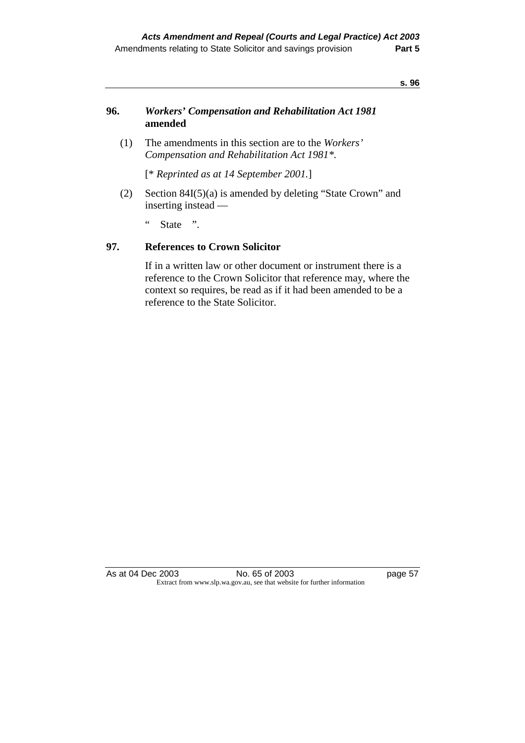## 96. *Workers' Compensation and Rehabilitation Act 1981* amended

(1) The amendments in this section are to the *Workers' Compensation and Rehabilitation Act 1981*\*.

[\* *Reprinted as at 14 September 2001.*]

(2) Section 84I(5)(a) is amended by deleting "State Crown" and inserting instead —

" State ".

## 97. References to Crown Solicitor

If in a written law or other document or instrument there is a reference to the Crown Solicitor that reference may, where the context so requires, be read as if it had been amended to be a reference to the State Solicitor.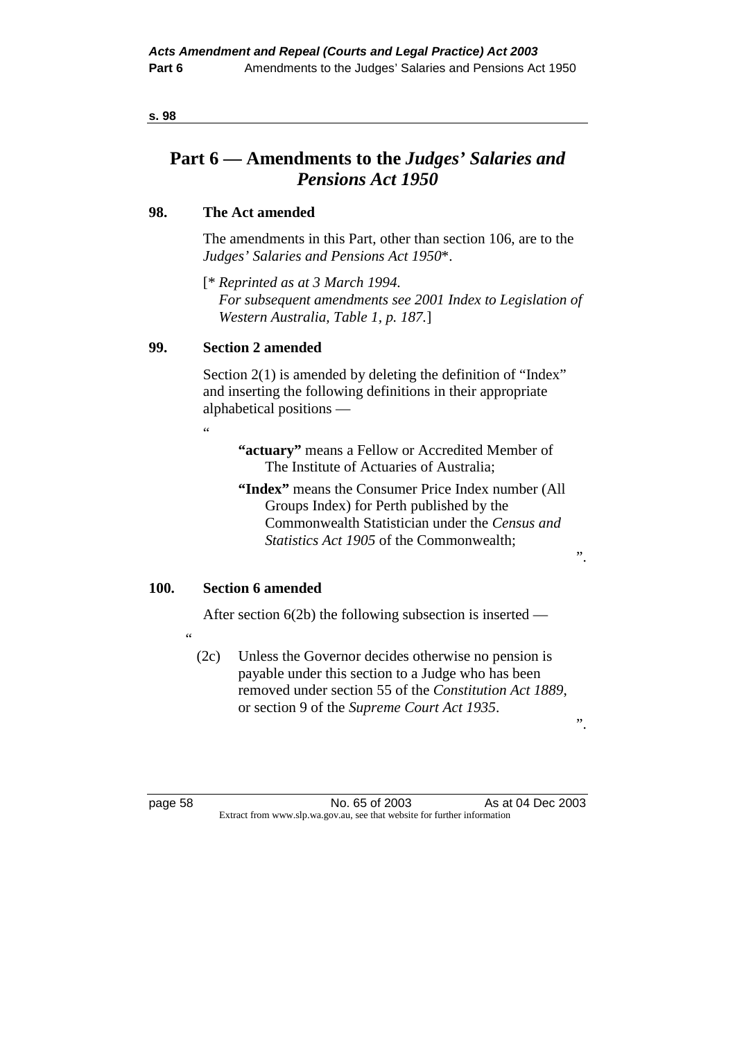# Part 6 — Amendments to the *Judges' Salaries and Pensions Act 1950*

### 98. The Act amended

The amendments in this Part, other than section 106, are to the *Judges' Salaries and Pensions Act 1950*\*.

[\* *Reprinted as at 3 March 1994. For subsequent amendments see 2001 Index to Legislation of Western Australia, Table 1, p. 187.*]

### 99. Section 2 amended

Section 2(1) is amended by deleting the definition of "Index" and inserting the following definitions in their appropriate alphabetical positions —

"

> **"actuary"** means a Fellow or Accredited Member of The Institute of Actuaries of Australia;
>
> **"Index"** means the Consumer Price Index number (All Groups Index) for Perth published by the Commonwealth Statistician under the *Census and Statistics Act 1905* of the Commonwealth;

".

### 100. Section 6 amended

After section 6(2b) the following subsection is inserted —

"

> (2c) Unless the Governor decides otherwise no pension is payable under this section to a Judge who has been removed under section 55 of the *Constitution Act 1889*, or section 9 of the *Supreme Court Act 1935*.

".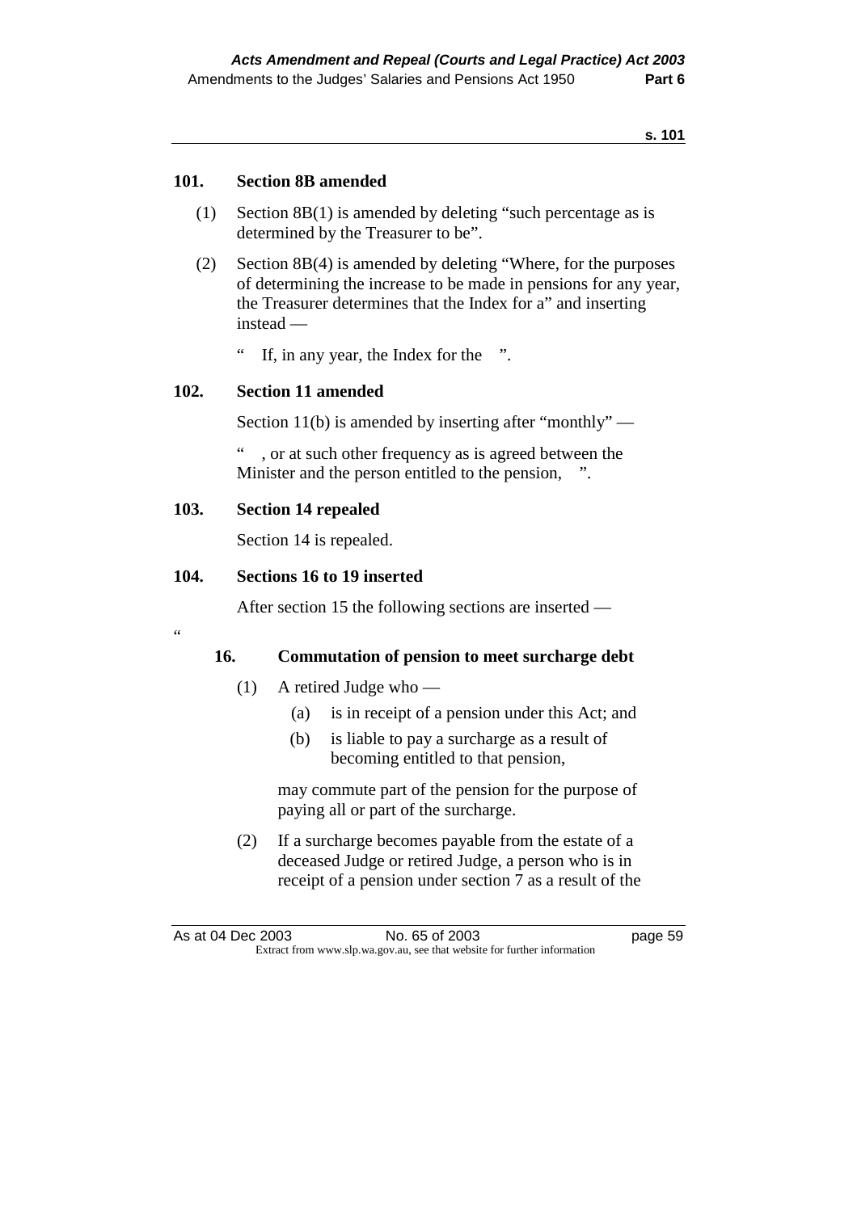### 101. Section 8B amended

(1) Section 8B(1) is amended by deleting "such percentage as is determined by the Treasurer to be".

(2) Section 8B(4) is amended by deleting "Where, for the purposes of determining the increase to be made in pensions for any year, the Treasurer determines that the Index for a" and inserting instead —

" If, in any year, the Index for the ".

### 102. Section 11 amended

Section 11(b) is amended by inserting after "monthly" —

" , or at such other frequency as is agreed between the Minister and the person entitled to the pension, ".

### 103. Section 14 repealed

Section 14 is repealed.

### 104. Sections 16 to 19 inserted

After section 15 the following sections are inserted —

"

#### 16. Commutation of pension to meet surcharge debt

(1) A retired Judge who —

(a) is in receipt of a pension under this Act; and

(b) is liable to pay a surcharge as a result of becoming entitled to that pension,

may commute part of the pension for the purpose of paying all or part of the surcharge.

(2) If a surcharge becomes payable from the estate of a deceased Judge or retired Judge, a person who is in receipt of a pension under section 7 as a result of the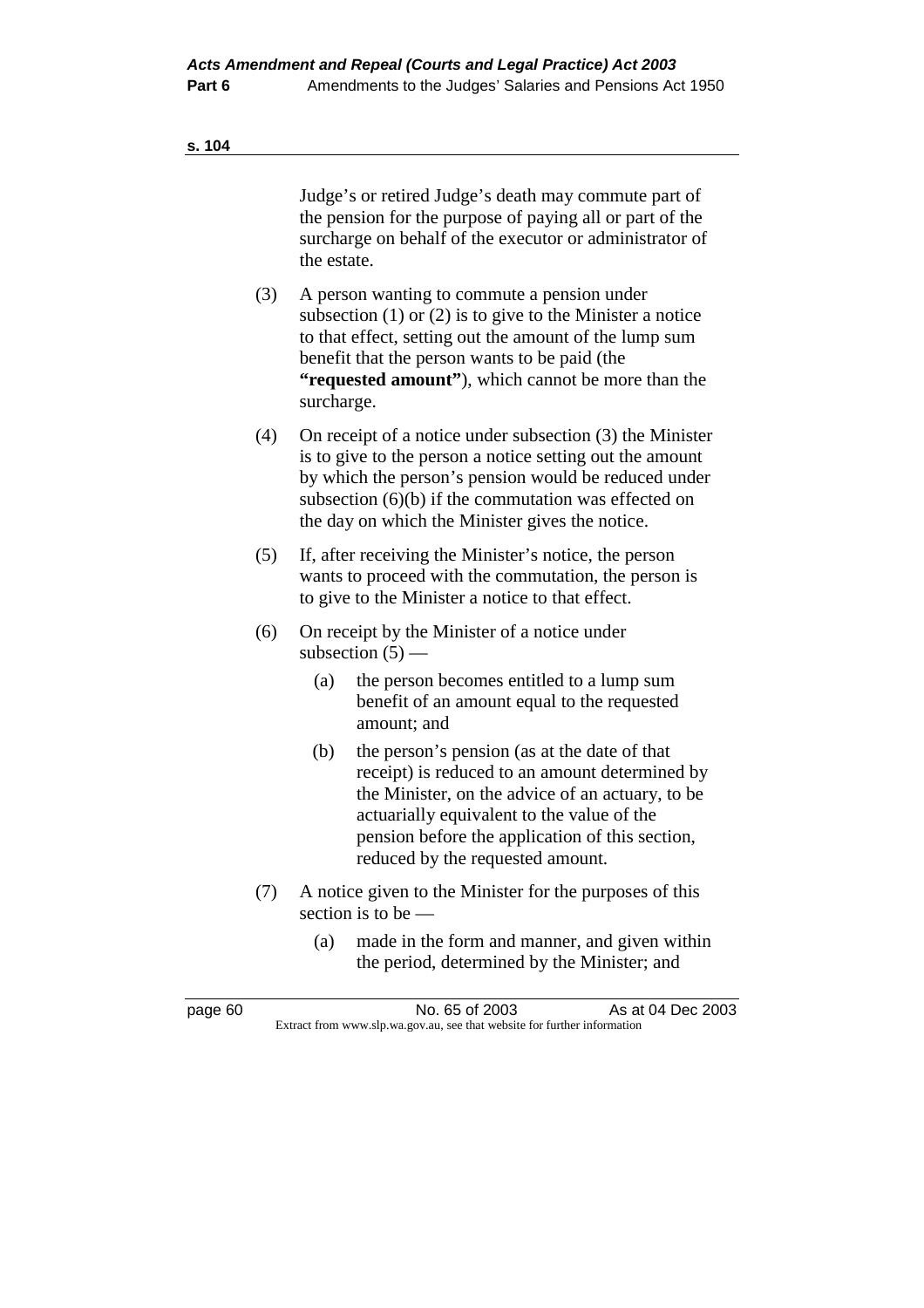Judge's or retired Judge's death may commute part of the pension for the purpose of paying all or part of the surcharge on behalf of the executor or administrator of the estate.

(3) A person wanting to commute a pension under subsection (1) or (2) is to give to the Minister a notice to that effect, setting out the amount of the lump sum benefit that the person wants to be paid (the **"requested amount"**), which cannot be more than the surcharge.

(4) On receipt of a notice under subsection (3) the Minister is to give to the person a notice setting out the amount by which the person's pension would be reduced under subsection (6)(b) if the commutation was effected on the day on which the Minister gives the notice.

(5) If, after receiving the Minister's notice, the person wants to proceed with the commutation, the person is to give to the Minister a notice to that effect.

(6) On receipt by the Minister of a notice under subsection (5) —

(a) the person becomes entitled to a lump sum benefit of an amount equal to the requested amount; and

(b) the person's pension (as at the date of that receipt) is reduced to an amount determined by the Minister, on the advice of an actuary, to be actuarially equivalent to the value of the pension before the application of this section, reduced by the requested amount.

(7) A notice given to the Minister for the purposes of this section is to be —

(a) made in the form and manner, and given within the period, determined by the Minister; and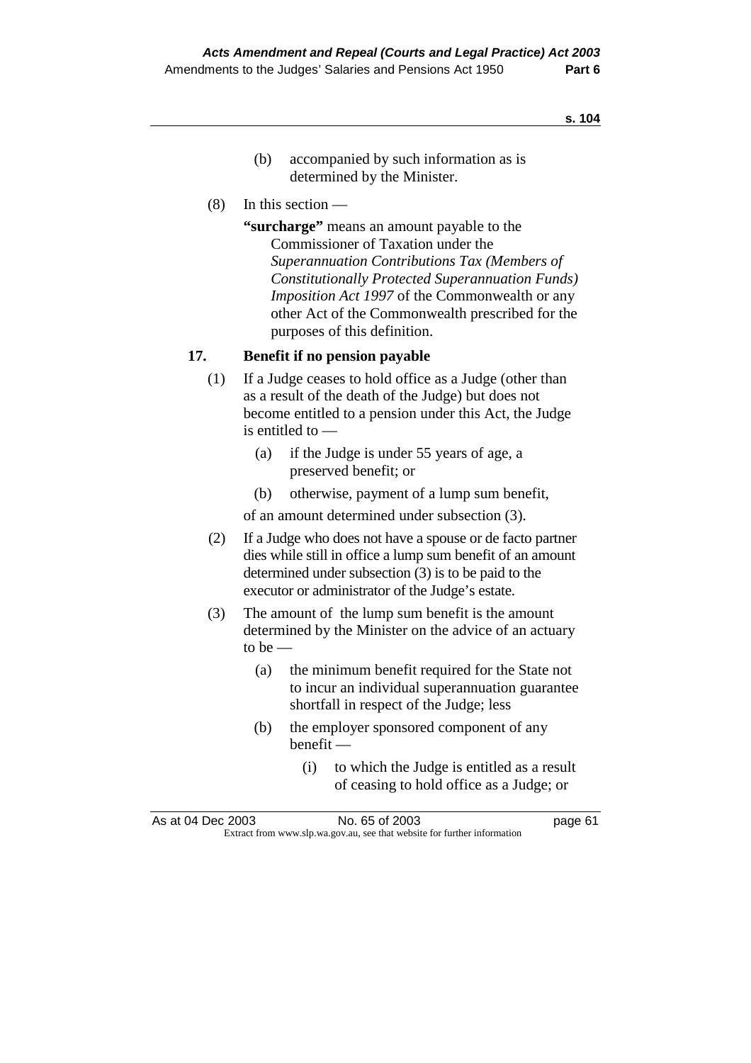(b) accompanied by such information as is determined by the Minister.

(8) In this section —

**"surcharge"** means an amount payable to the Commissioner of Taxation under the *Superannuation Contributions Tax (Members of Constitutionally Protected Superannuation Funds) Imposition Act 1997* of the Commonwealth or any other Act of the Commonwealth prescribed for the purposes of this definition.

**17. Benefit if no pension payable**

(1) If a Judge ceases to hold office as a Judge (other than as a result of the death of the Judge) but does not become entitled to a pension under this Act, the Judge is entitled to —

(a) if the Judge is under 55 years of age, a preserved benefit; or

(b) otherwise, payment of a lump sum benefit,

of an amount determined under subsection (3).

(2) If a Judge who does not have a spouse or de facto partner dies while still in office a lump sum benefit of an amount determined under subsection (3) is to be paid to the executor or administrator of the Judge's estate.

(3) The amount of the lump sum benefit is the amount determined by the Minister on the advice of an actuary to be —

(a) the minimum benefit required for the State not to incur an individual superannuation guarantee shortfall in respect of the Judge; less

(b) the employer sponsored component of any benefit —

(i) to which the Judge is entitled as a result of ceasing to hold office as a Judge; or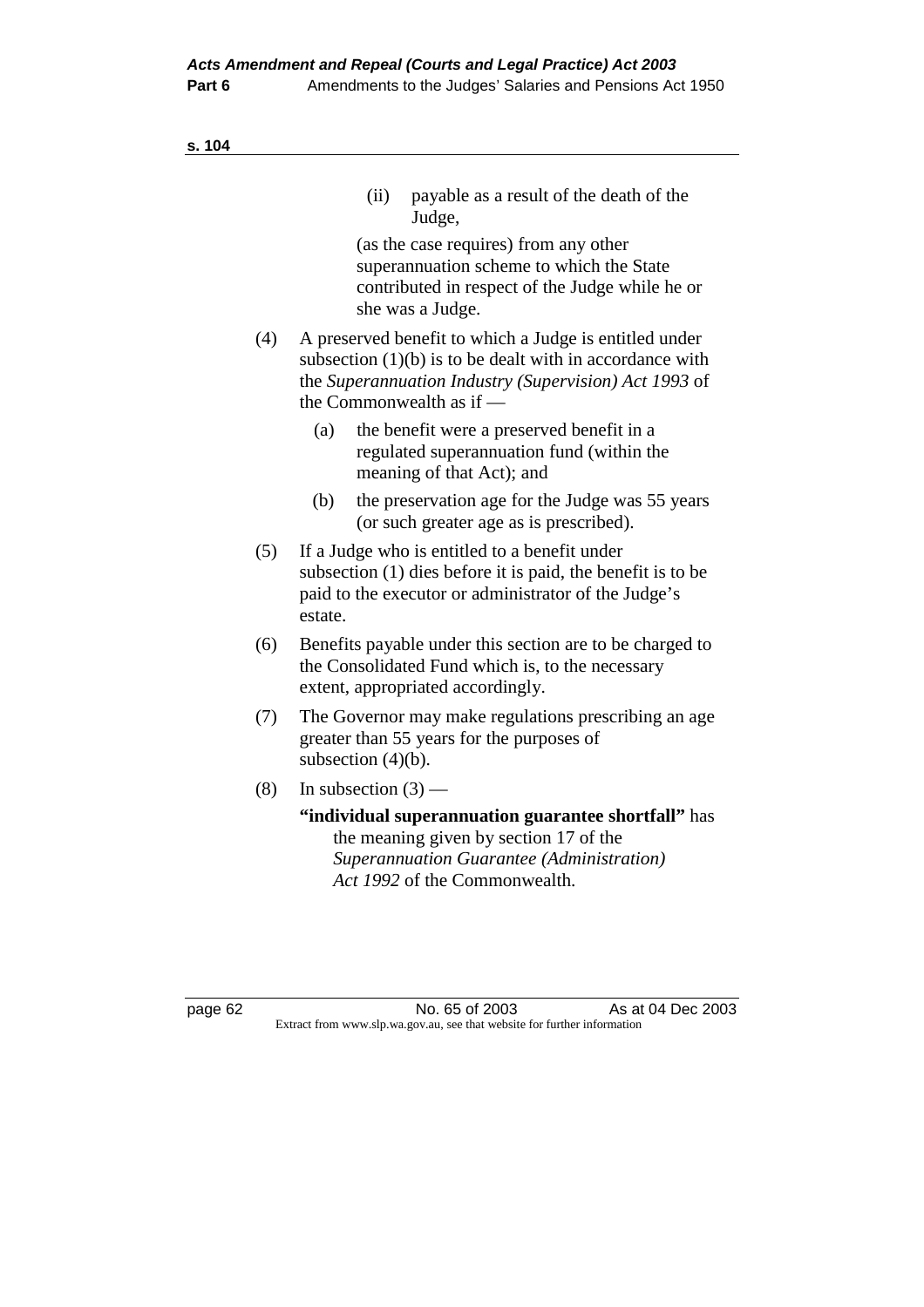(ii) payable as a result of the death of the Judge,

(as the case requires) from any other superannuation scheme to which the State contributed in respect of the Judge while he or she was a Judge.

(4) A preserved benefit to which a Judge is entitled under subsection (1)(b) is to be dealt with in accordance with the *Superannuation Industry (Supervision) Act 1993* of the Commonwealth as if —

(a) the benefit were a preserved benefit in a regulated superannuation fund (within the meaning of that Act); and

(b) the preservation age for the Judge was 55 years (or such greater age as is prescribed).

(5) If a Judge who is entitled to a benefit under subsection (1) dies before it is paid, the benefit is to be paid to the executor or administrator of the Judge's estate.

(6) Benefits payable under this section are to be charged to the Consolidated Fund which is, to the necessary extent, appropriated accordingly.

(7) The Governor may make regulations prescribing an age greater than 55 years for the purposes of subsection (4)(b).

(8) In subsection (3) —

**"individual superannuation guarantee shortfall"** has the meaning given by section 17 of the *Superannuation Guarantee (Administration) Act 1992* of the Commonwealth.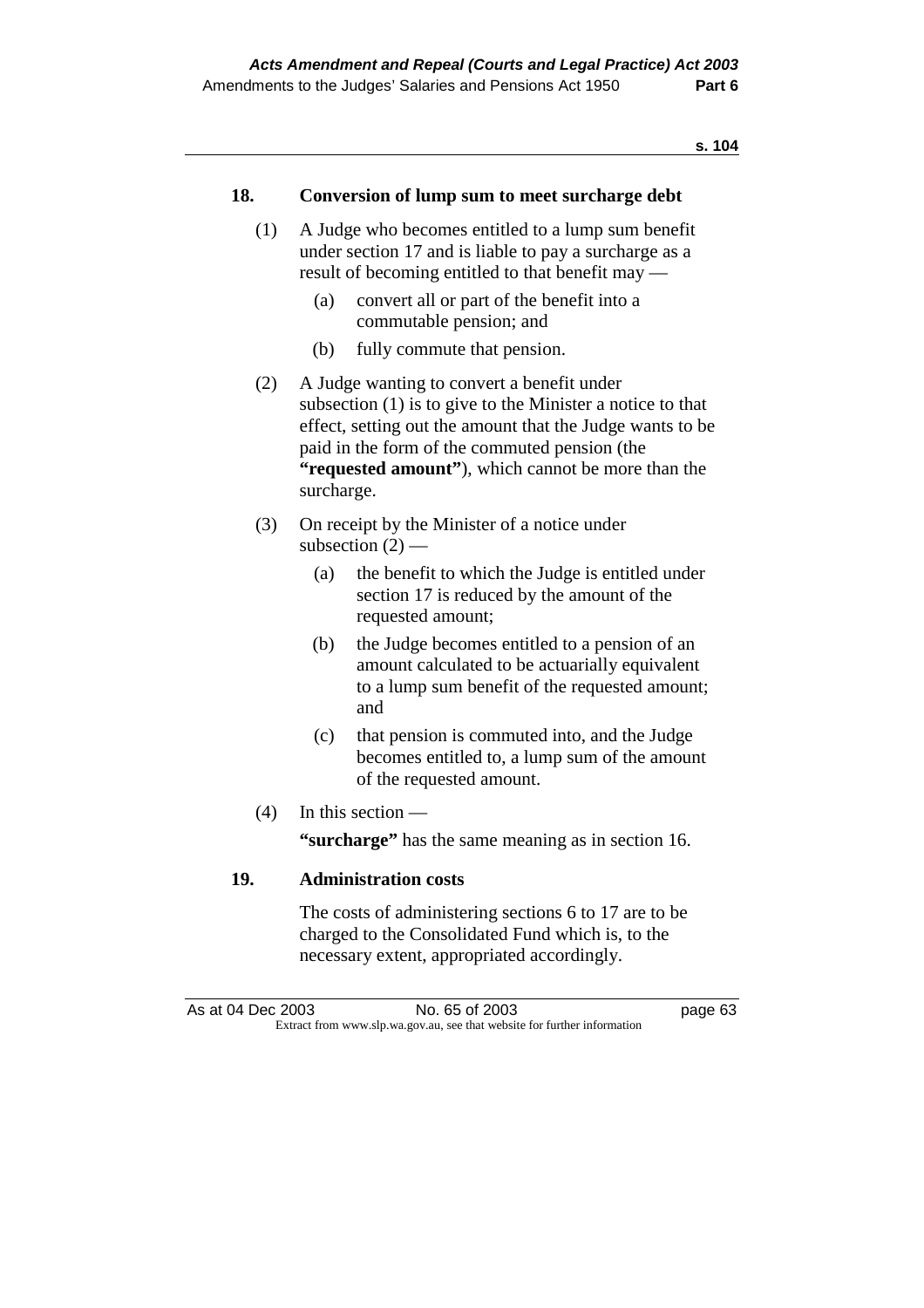### 18. Conversion of lump sum to meet surcharge debt

(1) A Judge who becomes entitled to a lump sum benefit under section 17 and is liable to pay a surcharge as a result of becoming entitled to that benefit may —

(a) convert all or part of the benefit into a commutable pension; and

(b) fully commute that pension.

(2) A Judge wanting to convert a benefit under subsection (1) is to give to the Minister a notice to that effect, setting out the amount that the Judge wants to be paid in the form of the commuted pension (the **"requested amount"**), which cannot be more than the surcharge.

(3) On receipt by the Minister of a notice under subsection (2) —

(a) the benefit to which the Judge is entitled under section 17 is reduced by the amount of the requested amount;

(b) the Judge becomes entitled to a pension of an amount calculated to be actuarially equivalent to a lump sum benefit of the requested amount; and

(c) that pension is commuted into, and the Judge becomes entitled to, a lump sum of the amount of the requested amount.

(4) In this section —

**"surcharge"** has the same meaning as in section 16.

### 19. Administration costs

The costs of administering sections 6 to 17 are to be charged to the Consolidated Fund which is, to the necessary extent, appropriated accordingly.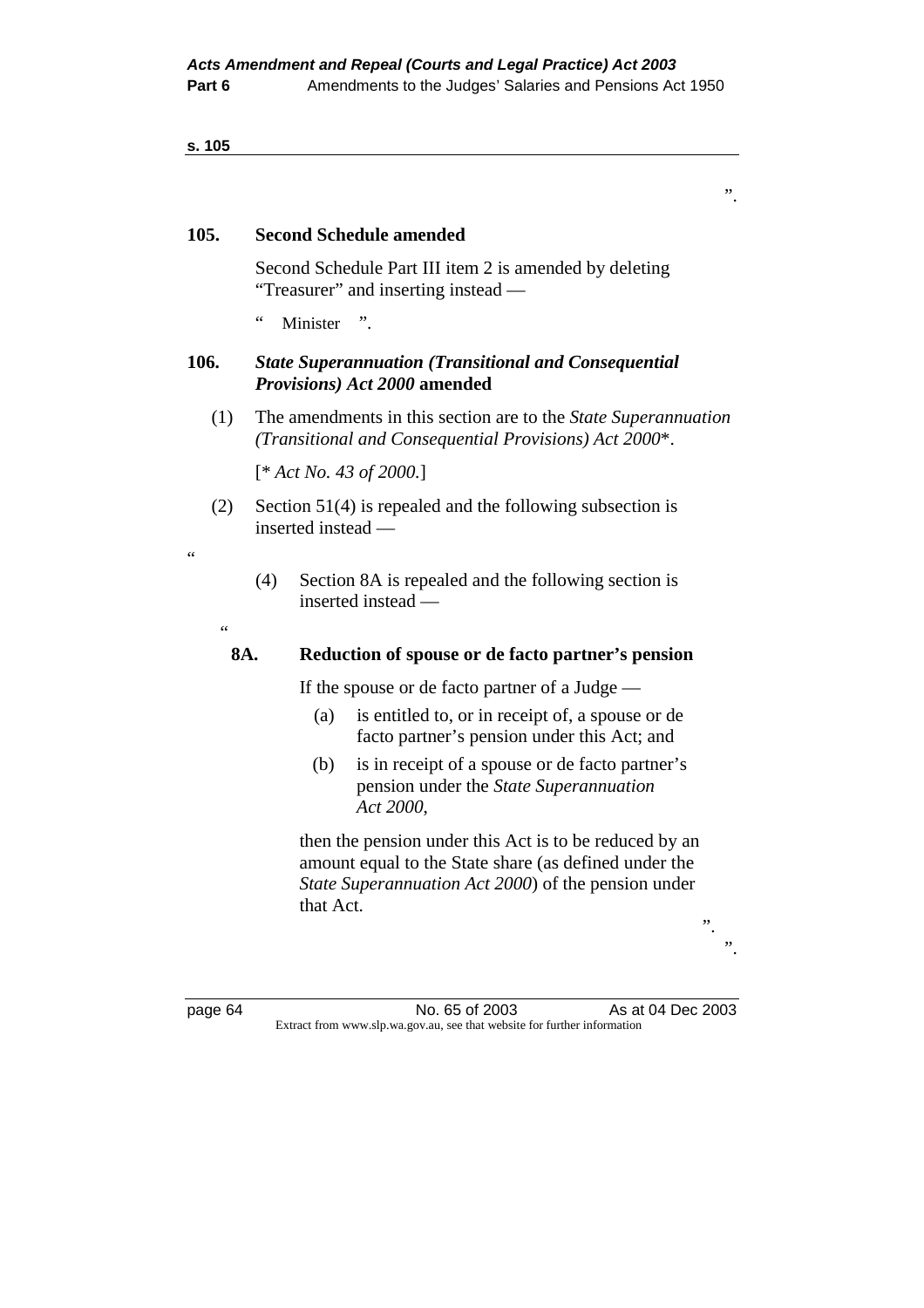”.

**105. Second Schedule amended**

Second Schedule Part III item 2 is amended by deleting “Treasurer” and inserting instead —

“ Minister ”.

**106. *State Superannuation (Transitional and Consequential Provisions) Act 2000* amended**

(1) The amendments in this section are to the *State Superannuation (Transitional and Consequential Provisions) Act 2000*\*.

[\* *Act No. 43 of 2000.*]

(2) Section 51(4) is repealed and the following subsection is inserted instead —

“

(4) Section 8A is repealed and the following section is inserted instead —

“

**8A. Reduction of spouse or de facto partner’s pension**

If the spouse or de facto partner of a Judge —

(a) is entitled to, or in receipt of, a spouse or de facto partner’s pension under this Act; and

(b) is in receipt of a spouse or de facto partner’s pension under the *State Superannuation Act 2000*,

then the pension under this Act is to be reduced by an amount equal to the State share (as defined under the *State Superannuation Act 2000*) of the pension under that Act.

”.

”.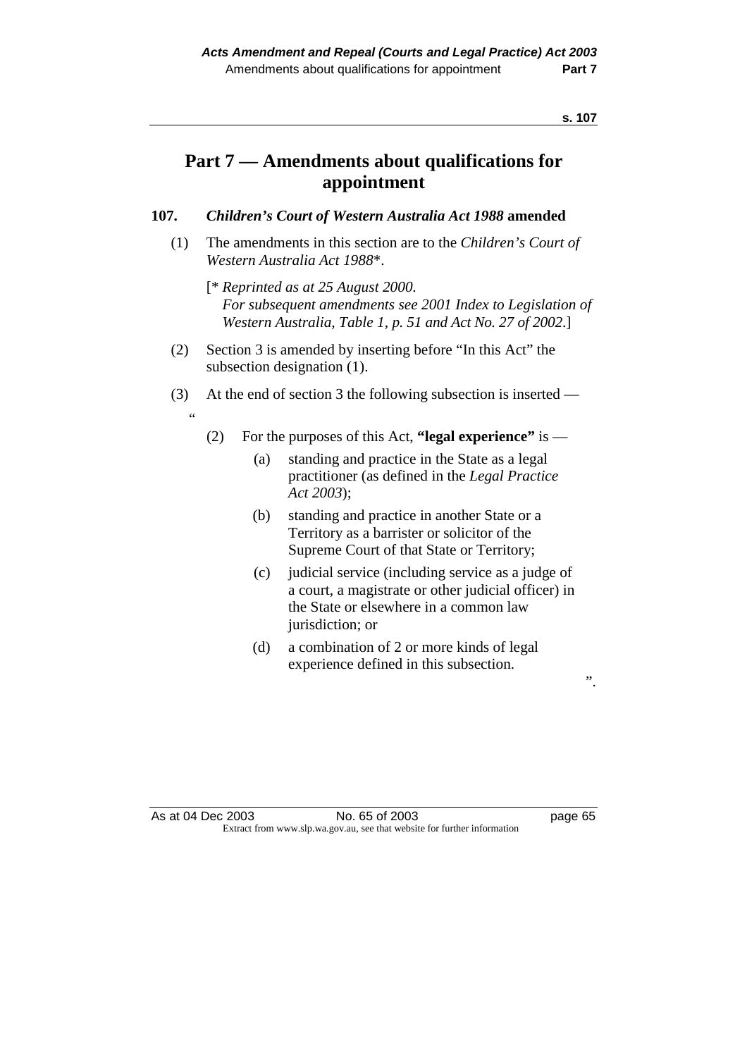# Part 7 — Amendments about qualifications for appointment

**107. *Children's Court of Western Australia Act 1988* amended**

(1) The amendments in this section are to the *Children's Court of Western Australia Act 1988*\*.

[\* *Reprinted as at 25 August 2000.*
*For subsequent amendments see 2001 Index to Legislation of Western Australia, Table 1, p. 51 and Act No. 27 of 2002.*]

(2) Section 3 is amended by inserting before "In this Act" the subsection designation (1).

(3) At the end of section 3 the following subsection is inserted —

"

(2) For the purposes of this Act, **"legal experience"** is —

(a) standing and practice in the State as a legal practitioner (as defined in the *Legal Practice Act 2003*);

(b) standing and practice in another State or a Territory as a barrister or solicitor of the Supreme Court of that State or Territory;

(c) judicial service (including service as a judge of a court, a magistrate or other judicial officer) in the State or elsewhere in a common law jurisdiction; or

(d) a combination of 2 or more kinds of legal experience defined in this subsection.

".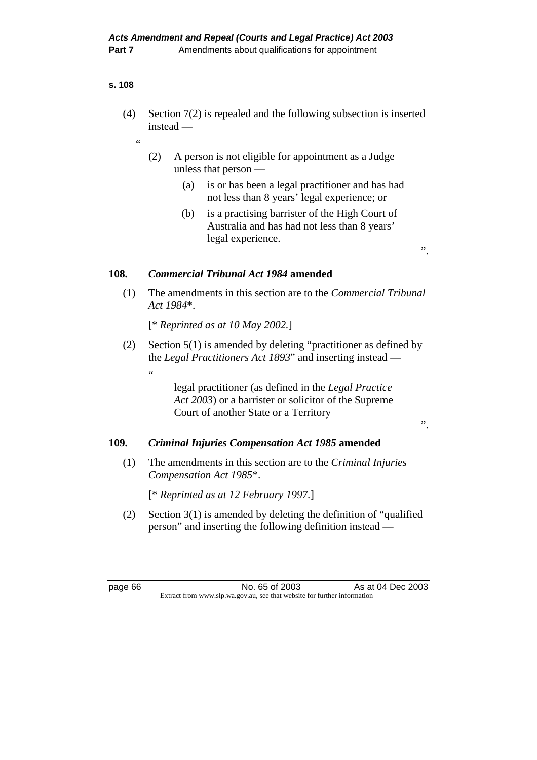(4) Section 7(2) is repealed and the following subsection is inserted instead —

"

> (2) A person is not eligible for appointment as a Judge unless that person —
>
> (a) is or has been a legal practitioner and has had not less than 8 years' legal experience; or
>
> (b) is a practising barrister of the High Court of Australia and has had not less than 8 years' legal experience.

".

### 108. *Commercial Tribunal Act 1984* amended

(1) The amendments in this section are to the *Commercial Tribunal Act 1984*\*.

[\* *Reprinted as at 10 May 2002.*]

(2) Section 5(1) is amended by deleting "practitioner as defined by the *Legal Practitioners Act 1893*" and inserting instead —

"

> legal practitioner (as defined in the *Legal Practice Act 2003*) or a barrister or solicitor of the Supreme Court of another State or a Territory

".

### 109. *Criminal Injuries Compensation Act 1985* amended

(1) The amendments in this section are to the *Criminal Injuries Compensation Act 1985*\*.

[\* *Reprinted as at 12 February 1997.*]

(2) Section 3(1) is amended by deleting the definition of "qualified person" and inserting the following definition instead —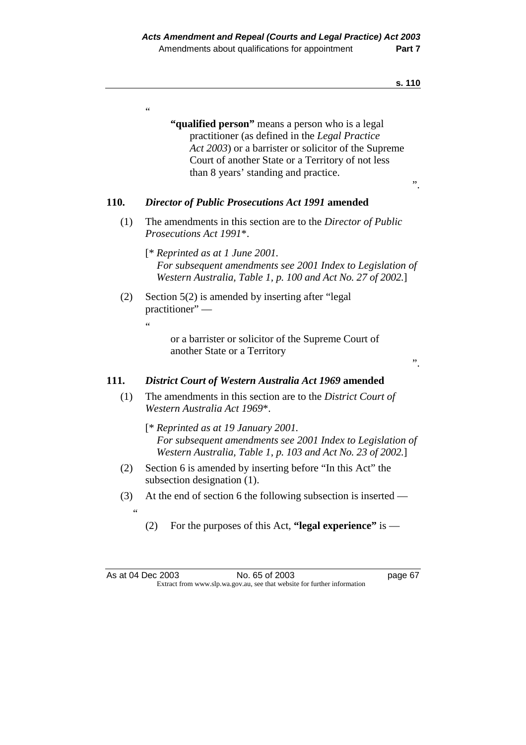"

**"qualified person"** means a person who is a legal practitioner (as defined in the *Legal Practice Act 2003*) or a barrister or solicitor of the Supreme Court of another State or a Territory of not less than 8 years' standing and practice.

".

## 110. *Director of Public Prosecutions Act 1991* amended

(1) The amendments in this section are to the *Director of Public Prosecutions Act 1991*\*.

[\* *Reprinted as at 1 June 2001.*
*For subsequent amendments see 2001 Index to Legislation of Western Australia, Table 1, p. 100 and Act No. 27 of 2002.*]

(2) Section 5(2) is amended by inserting after "legal practitioner" —

"

or a barrister or solicitor of the Supreme Court of another State or a Territory

".

## 111. *District Court of Western Australia Act 1969* amended

(1) The amendments in this section are to the *District Court of Western Australia Act 1969*\*.

[\* *Reprinted as at 19 January 2001.*
*For subsequent amendments see 2001 Index to Legislation of Western Australia, Table 1, p. 103 and Act No. 23 of 2002.*]

(2) Section 6 is amended by inserting before "In this Act" the subsection designation (1).

(3) At the end of section 6 the following subsection is inserted —

"

(2) For the purposes of this Act, **"legal experience"** is —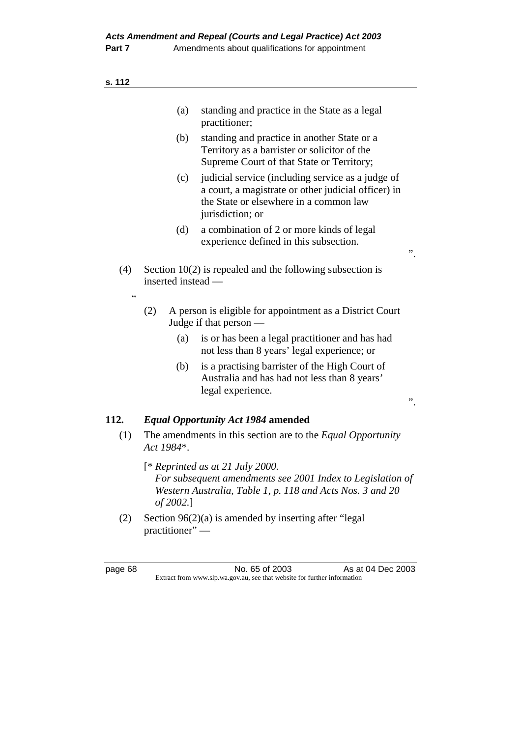(a) standing and practice in the State as a legal practitioner;

(b) standing and practice in another State or a Territory as a barrister or solicitor of the Supreme Court of that State or Territory;

(c) judicial service (including service as a judge of a court, a magistrate or other judicial officer) in the State or elsewhere in a common law jurisdiction; or

(d) a combination of 2 or more kinds of legal experience defined in this subsection.

".

(4) Section 10(2) is repealed and the following subsection is inserted instead —

"

(2) A person is eligible for appointment as a District Court Judge if that person —

(a) is or has been a legal practitioner and has had not less than 8 years' legal experience; or

(b) is a practising barrister of the High Court of Australia and has had not less than 8 years' legal experience.

".

## 112. *Equal Opportunity Act 1984* amended

(1) The amendments in this section are to the *Equal Opportunity Act 1984*\*.

[\* *Reprinted as at 21 July 2000. For subsequent amendments see 2001 Index to Legislation of Western Australia, Table 1, p. 118 and Acts Nos. 3 and 20 of 2002.*]

(2) Section 96(2)(a) is amended by inserting after "legal practitioner" —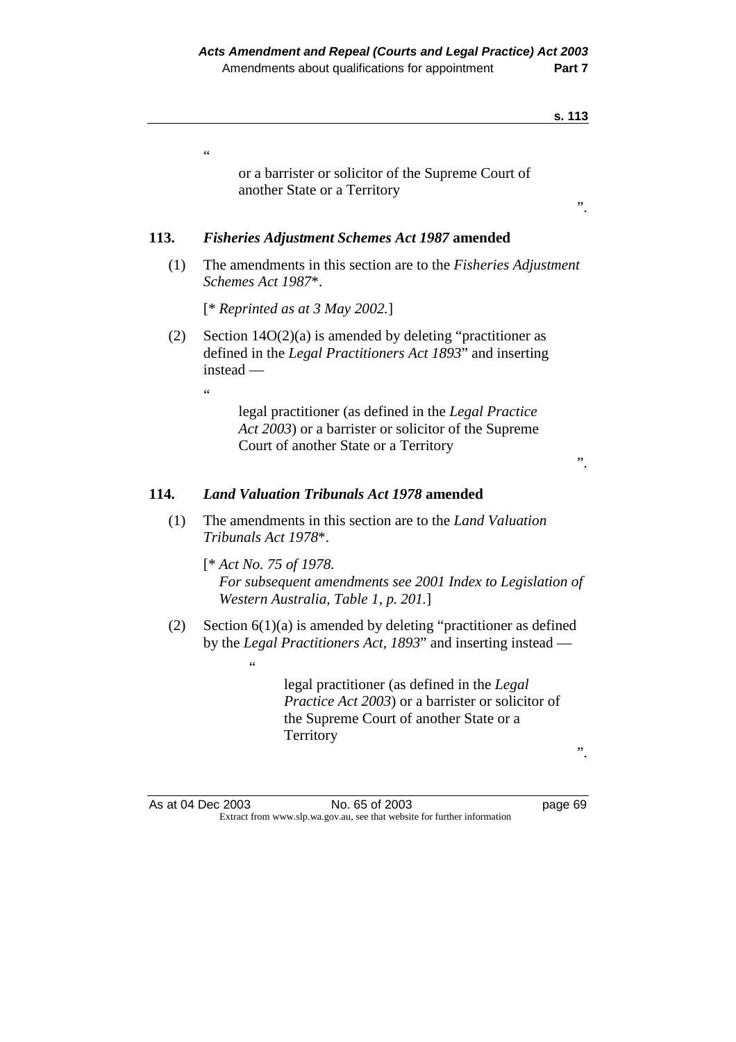"

> or a barrister or solicitor of the Supreme Court of another State or a Territory

".

### 113. *Fisheries Adjustment Schemes Act 1987* amended

(1) The amendments in this section are to the *Fisheries Adjustment Schemes Act 1987*\*.

[\* *Reprinted as at 3 May 2002.*]

(2) Section 14O(2)(a) is amended by deleting "practitioner as defined in the *Legal Practitioners Act 1893*" and inserting instead —

"

> legal practitioner (as defined in the *Legal Practice Act 2003*) or a barrister or solicitor of the Supreme Court of another State or a Territory

".

### 114. *Land Valuation Tribunals Act 1978* amended

(1) The amendments in this section are to the *Land Valuation Tribunals Act 1978*\*.

[\* *Act No. 75 of 1978.*
*For subsequent amendments see 2001 Index to Legislation of Western Australia, Table 1, p. 201.*]

(2) Section 6(1)(a) is amended by deleting "practitioner as defined by the *Legal Practitioners Act, 1893*" and inserting instead —

"

> legal practitioner (as defined in the *Legal Practice Act 2003*) or a barrister or solicitor of the Supreme Court of another State or a Territory

".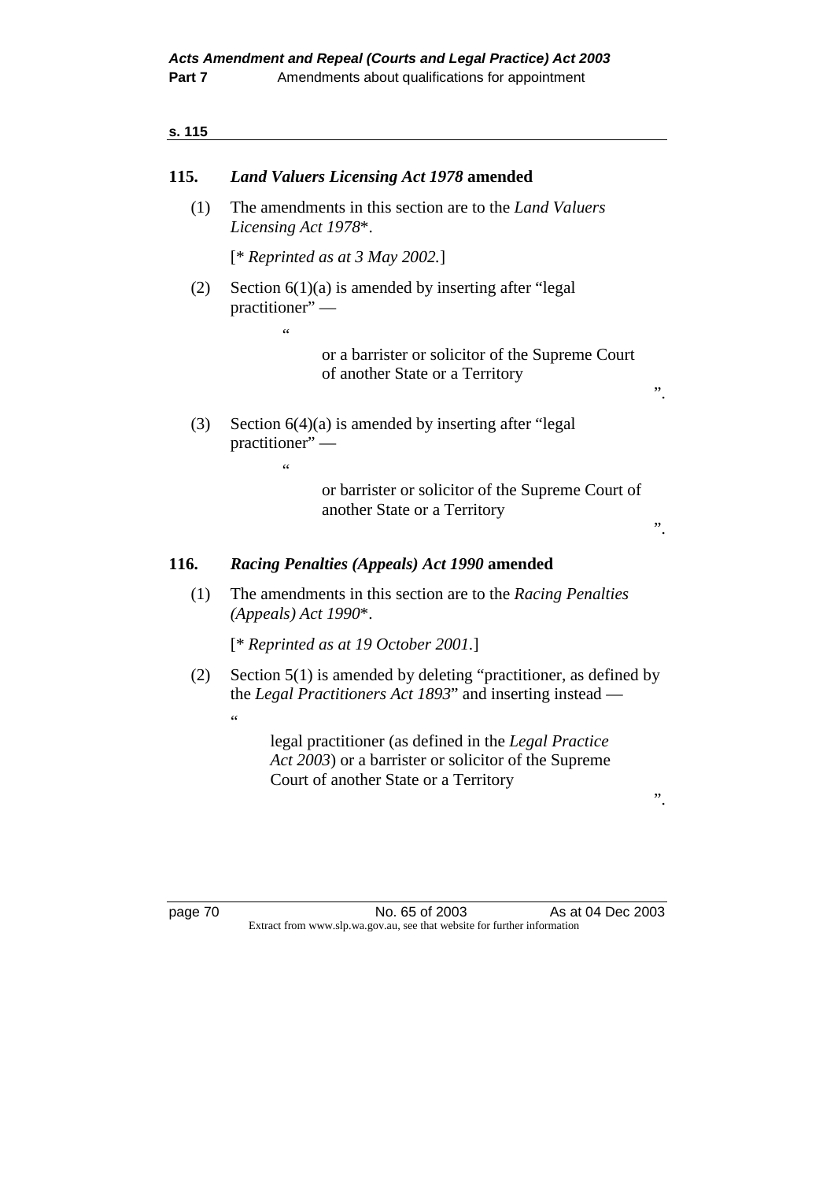## 115. *Land Valuers Licensing Act 1978* amended

(1) The amendments in this section are to the *Land Valuers Licensing Act 1978*\*.

[\* *Reprinted as at 3 May 2002.*]

(2) Section 6(1)(a) is amended by inserting after "legal practitioner" —

"

or a barrister or solicitor of the Supreme Court of another State or a Territory

".

(3) Section 6(4)(a) is amended by inserting after "legal practitioner" —

"

or barrister or solicitor of the Supreme Court of another State or a Territory

".

## 116. *Racing Penalties (Appeals) Act 1990* amended

(1) The amendments in this section are to the *Racing Penalties (Appeals) Act 1990*\*.

[\* *Reprinted as at 19 October 2001.*]

(2) Section 5(1) is amended by deleting "practitioner, as defined by the *Legal Practitioners Act 1893*" and inserting instead —

"

legal practitioner (as defined in the *Legal Practice Act 2003*) or a barrister or solicitor of the Supreme Court of another State or a Territory

".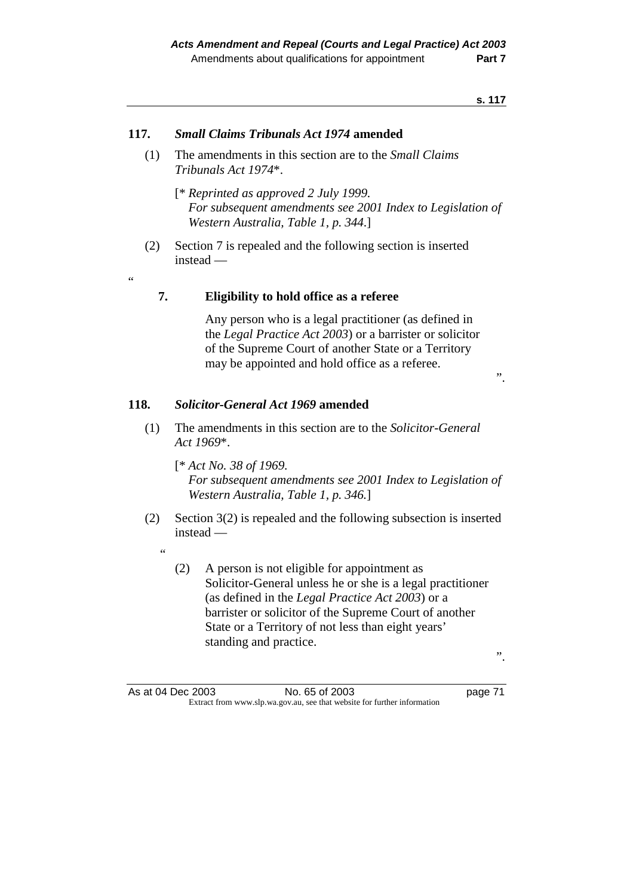**117. *Small Claims Tribunals Act 1974* amended**

(1) The amendments in this section are to the *Small Claims Tribunals Act 1974*\*.

[\* *Reprinted as approved 2 July 1999.*
*For subsequent amendments see 2001 Index to Legislation of Western Australia, Table 1, p. 344.*]

(2) Section 7 is repealed and the following section is inserted instead —

"

**7. Eligibility to hold office as a referee**

Any person who is a legal practitioner (as defined in the *Legal Practice Act 2003*) or a barrister or solicitor of the Supreme Court of another State or a Territory may be appointed and hold office as a referee.

".

**118. *Solicitor-General Act 1969* amended**

(1) The amendments in this section are to the *Solicitor-General Act 1969*\*.

[\* *Act No. 38 of 1969.*
*For subsequent amendments see 2001 Index to Legislation of Western Australia, Table 1, p. 346.*]

(2) Section 3(2) is repealed and the following subsection is inserted instead —

"

(2) A person is not eligible for appointment as Solicitor-General unless he or she is a legal practitioner (as defined in the *Legal Practice Act 2003*) or a barrister or solicitor of the Supreme Court of another State or a Territory of not less than eight years' standing and practice.

".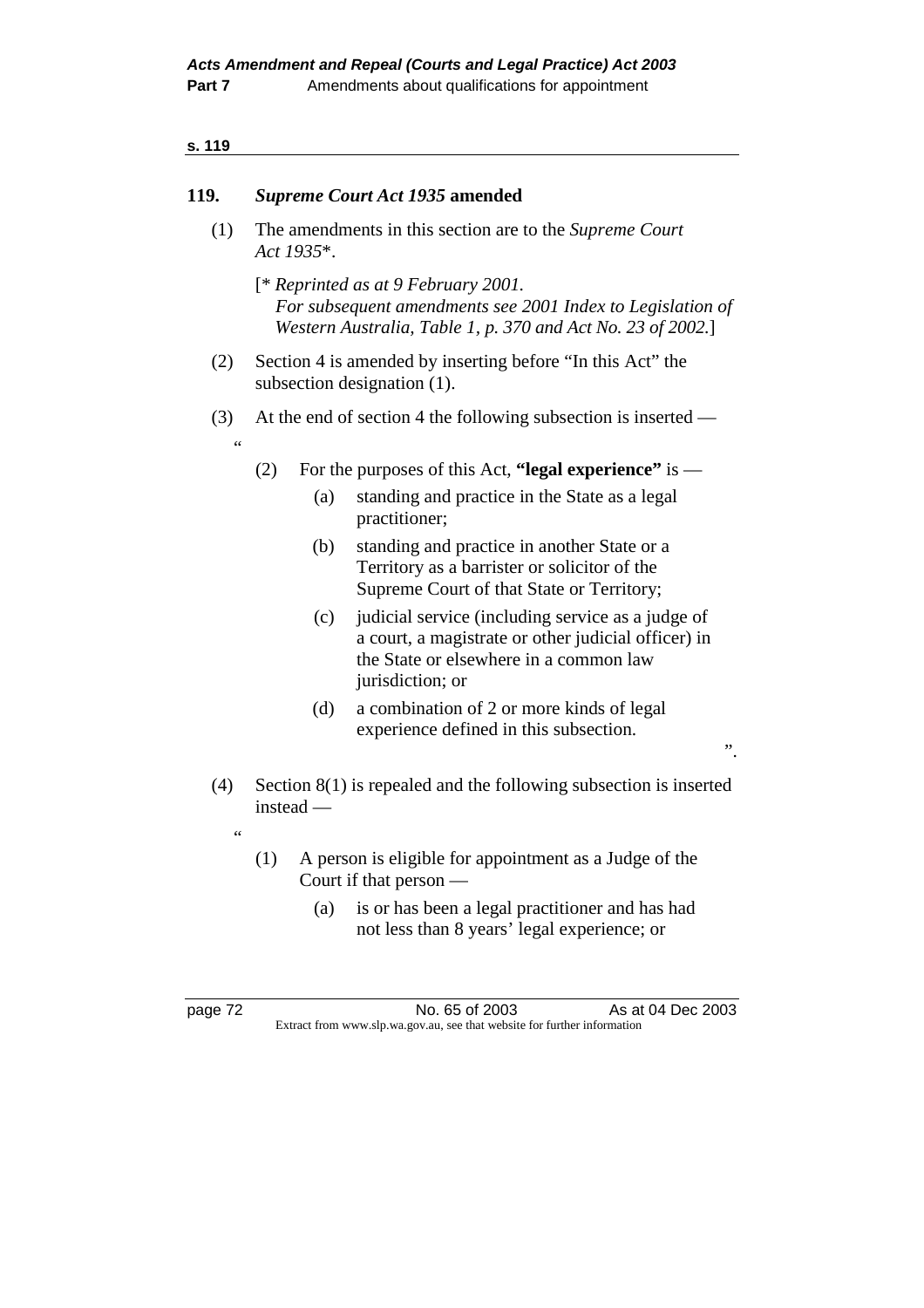**s. 119**

### 119. *Supreme Court Act 1935* amended

(1) The amendments in this section are to the *Supreme Court Act 1935*\*.

[\* *Reprinted as at 9 February 2001. For subsequent amendments see 2001 Index to Legislation of Western Australia, Table 1, p. 370 and Act No. 23 of 2002.*]

(2) Section 4 is amended by inserting before "In this Act" the subsection designation (1).

(3) At the end of section 4 the following subsection is inserted —

"

> (2) For the purposes of this Act, **"legal experience"** is —
>
> (a) standing and practice in the State as a legal practitioner;
>
> (b) standing and practice in another State or a Territory as a barrister or solicitor of the Supreme Court of that State or Territory;
>
> (c) judicial service (including service as a judge of a court, a magistrate or other judicial officer) in the State or elsewhere in a common law jurisdiction; or
>
> (d) a combination of 2 or more kinds of legal experience defined in this subsection.

".

(4) Section 8(1) is repealed and the following subsection is inserted instead —

"

> (1) A person is eligible for appointment as a Judge of the Court if that person —
>
> (a) is or has been a legal practitioner and has had not less than 8 years' legal experience; or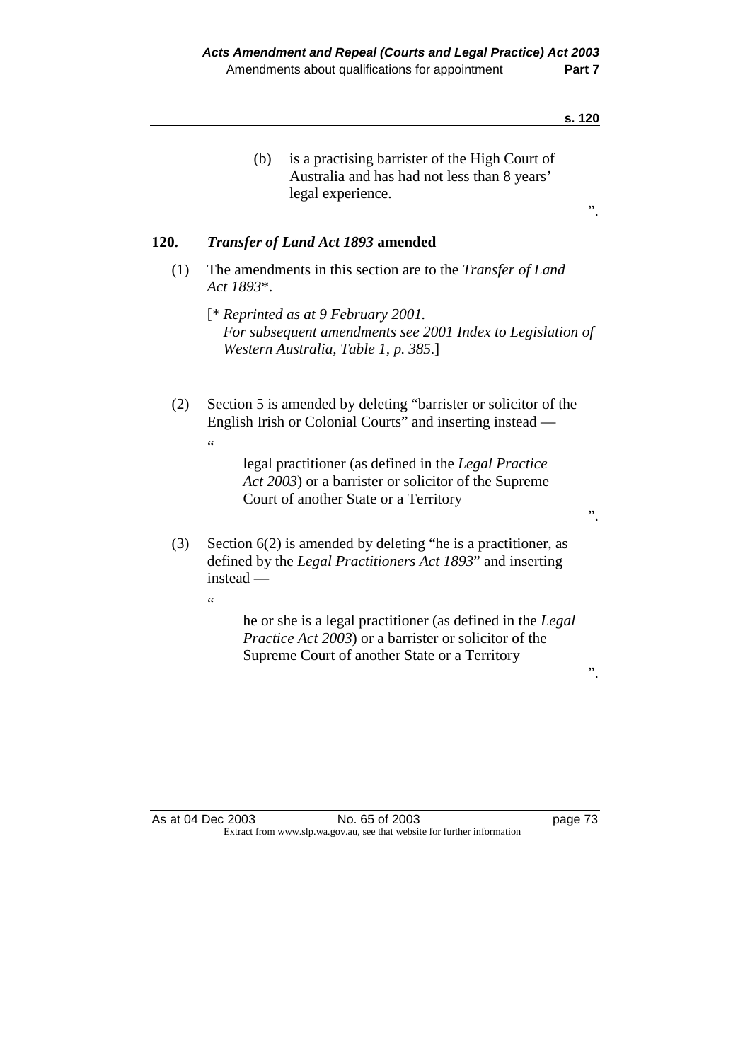(b) is a practising barrister of the High Court of Australia and has had not less than 8 years' legal experience.

".

**120. *Transfer of Land Act 1893* amended**

(1) The amendments in this section are to the *Transfer of Land Act 1893*\*.

[\* *Reprinted as at 9 February 2001.*
*For subsequent amendments see 2001 Index to Legislation of Western Australia, Table 1, p. 385*.]

(2) Section 5 is amended by deleting "barrister or solicitor of the English Irish or Colonial Courts" and inserting instead —

"

legal practitioner (as defined in the *Legal Practice Act 2003*) or a barrister or solicitor of the Supreme Court of another State or a Territory

".

(3) Section 6(2) is amended by deleting "he is a practitioner, as defined by the *Legal Practitioners Act 1893*" and inserting instead —

"

he or she is a legal practitioner (as defined in the *Legal Practice Act 2003*) or a barrister or solicitor of the Supreme Court of another State or a Territory

".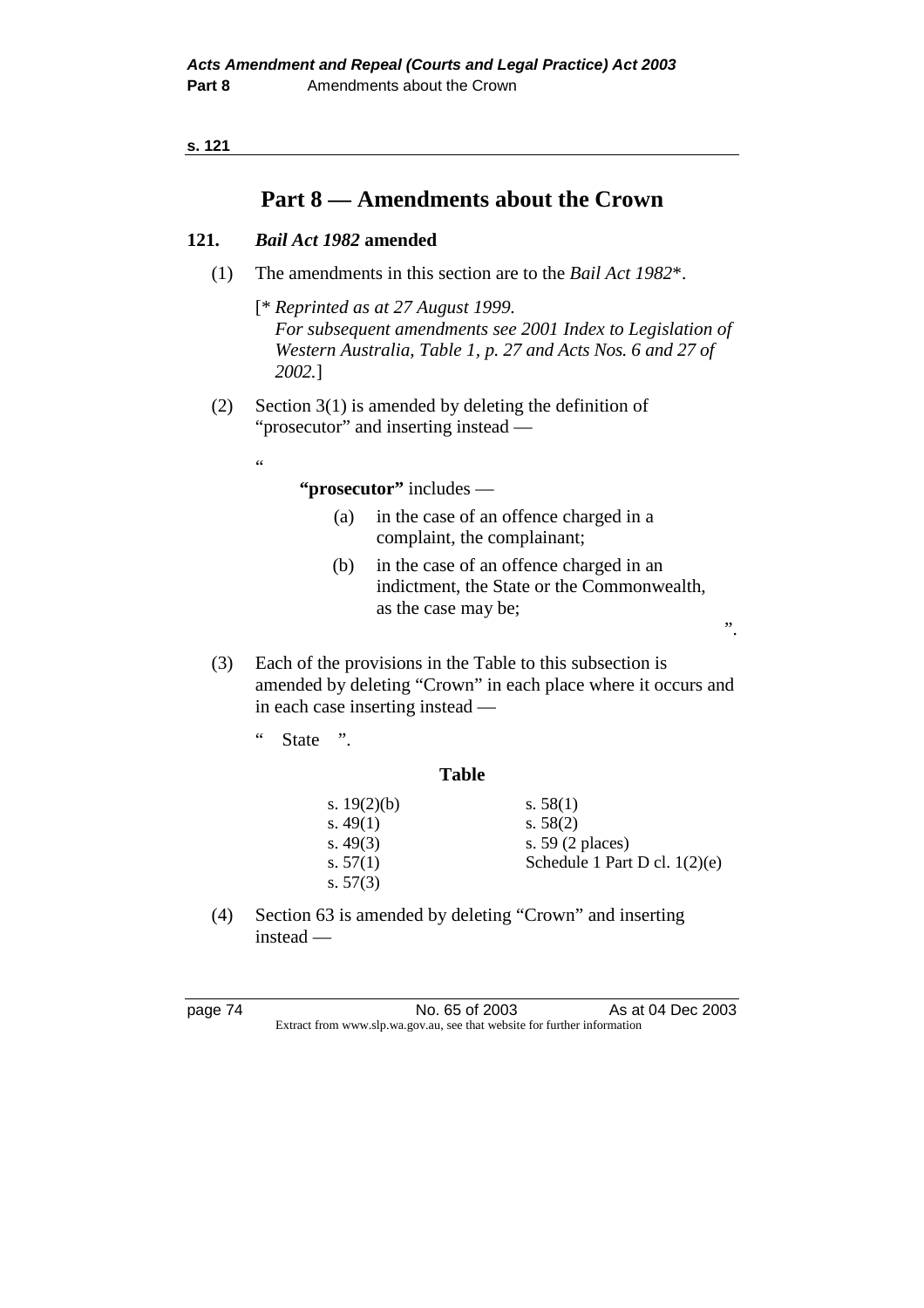## Part 8 — Amendments about the Crown

### 121. *Bail Act 1982* amended

(1) The amendments in this section are to the *Bail Act 1982*\*.

[\* *Reprinted as at 27 August 1999. For subsequent amendments see 2001 Index to Legislation of Western Australia, Table 1, p. 27 and Acts Nos. 6 and 27 of 2002.*]

(2) Section 3(1) is amended by deleting the definition of "prosecutor" and inserting instead —

"

**"prosecutor"** includes —

(a) in the case of an offence charged in a complaint, the complainant;

(b) in the case of an offence charged in an indictment, the State or the Commonwealth, as the case may be;

".

(3) Each of the provisions in the Table to this subsection is amended by deleting "Crown" in each place where it occurs and in each case inserting instead —

" State ".

**Table**

| | |
|---|---|
| s. 19(2)(b) | s. 58(1) |
| s. 49(1) | s. 58(2) |
| s. 49(3) | s. 59 (2 places) |
| s. 57(1) | Schedule 1 Part D cl. 1(2)(e) |
| s. 57(3) | |

(4) Section 63 is amended by deleting "Crown" and inserting instead —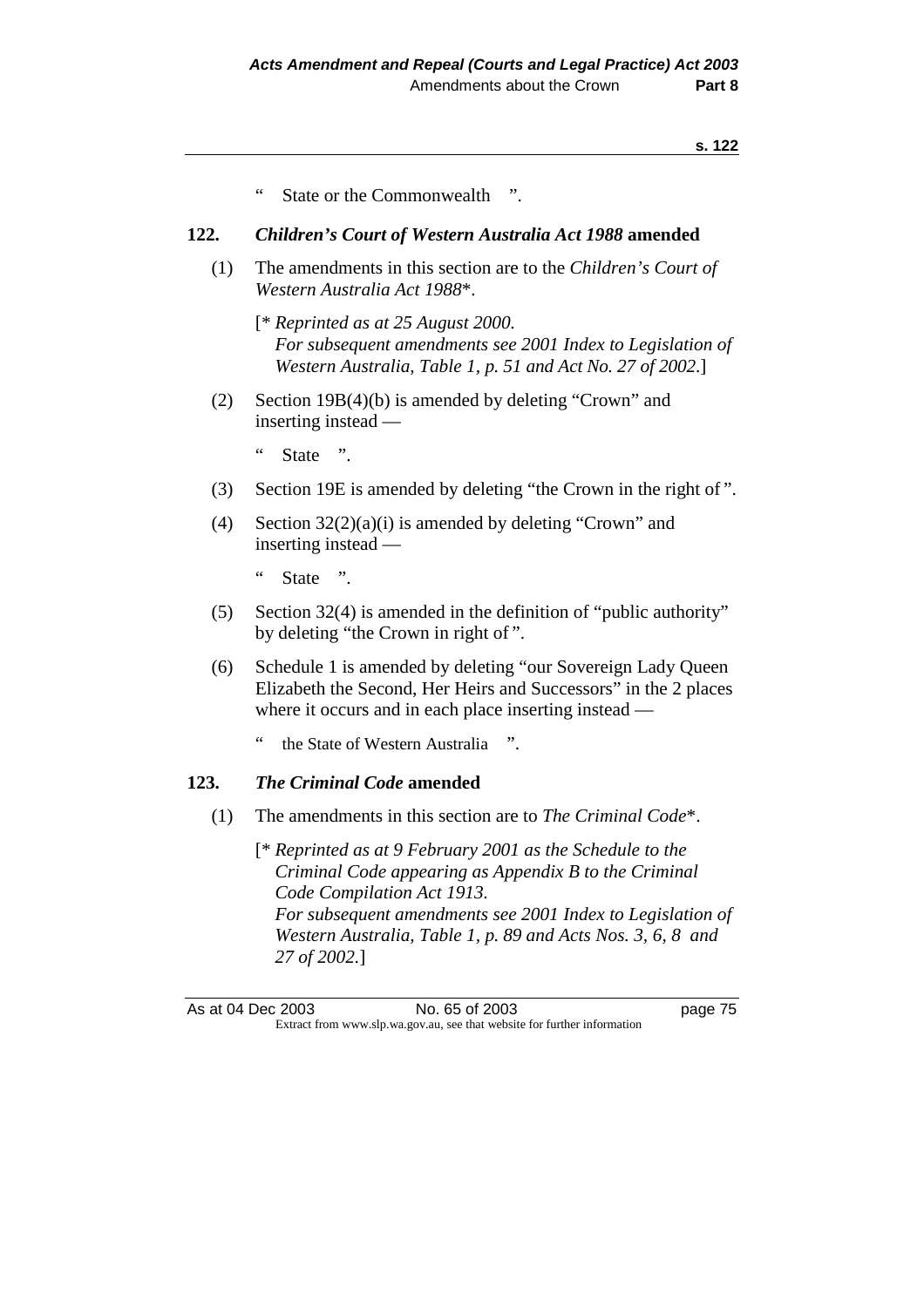"    State or the Commonwealth    ".

### 122. *Children's Court of Western Australia Act 1988* amended

(1) The amendments in this section are to the *Children's Court of Western Australia Act 1988*\*.

[\* *Reprinted as at 25 August 2000. For subsequent amendments see 2001 Index to Legislation of Western Australia, Table 1, p. 51 and Act No. 27 of 2002.*]

(2) Section 19B(4)(b) is amended by deleting "Crown" and inserting instead —

"    State    ".

(3) Section 19E is amended by deleting "the Crown in the right of ".

(4) Section 32(2)(a)(i) is amended by deleting "Crown" and inserting instead —

"    State    ".

(5) Section 32(4) is amended in the definition of "public authority" by deleting "the Crown in right of ".

(6) Schedule 1 is amended by deleting "our Sovereign Lady Queen Elizabeth the Second, Her Heirs and Successors" in the 2 places where it occurs and in each place inserting instead —

"    the State of Western Australia    ".

### 123. *The Criminal Code* amended

(1) The amendments in this section are to *The Criminal Code*\*.

[\* *Reprinted as at 9 February 2001 as the Schedule to the Criminal Code appearing as Appendix B to the Criminal Code Compilation Act 1913. For subsequent amendments see 2001 Index to Legislation of Western Australia, Table 1, p. 89 and Acts Nos. 3, 6, 8 and 27 of 2002.*]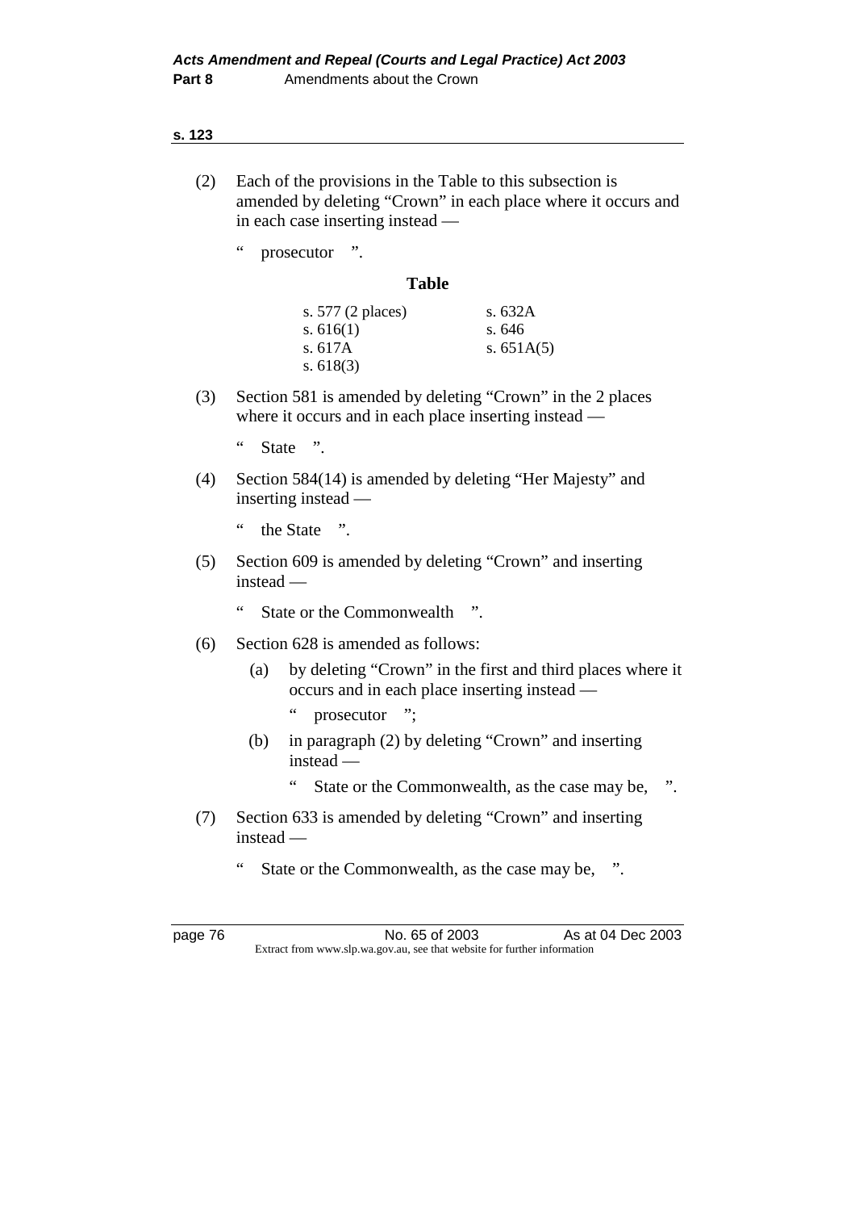(2) Each of the provisions in the Table to this subsection is amended by deleting "Crown" in each place where it occurs and in each case inserting instead —

" prosecutor ".

**Table**

| | |
|---|---|
| s. 577 (2 places) | s. 632A |
| s. 616(1) | s. 646 |
| s. 617A | s. 651A(5) |
| s. 618(3) | |

(3) Section 581 is amended by deleting "Crown" in the 2 places where it occurs and in each place inserting instead —

" State ".

(4) Section 584(14) is amended by deleting "Her Majesty" and inserting instead —

" the State ".

(5) Section 609 is amended by deleting "Crown" and inserting instead —

" State or the Commonwealth ".

(6) Section 628 is amended as follows:

(a) by deleting "Crown" in the first and third places where it occurs and in each place inserting instead —

" prosecutor ";

(b) in paragraph (2) by deleting "Crown" and inserting instead —

" State or the Commonwealth, as the case may be, ".

(7) Section 633 is amended by deleting "Crown" and inserting instead —

" State or the Commonwealth, as the case may be, ".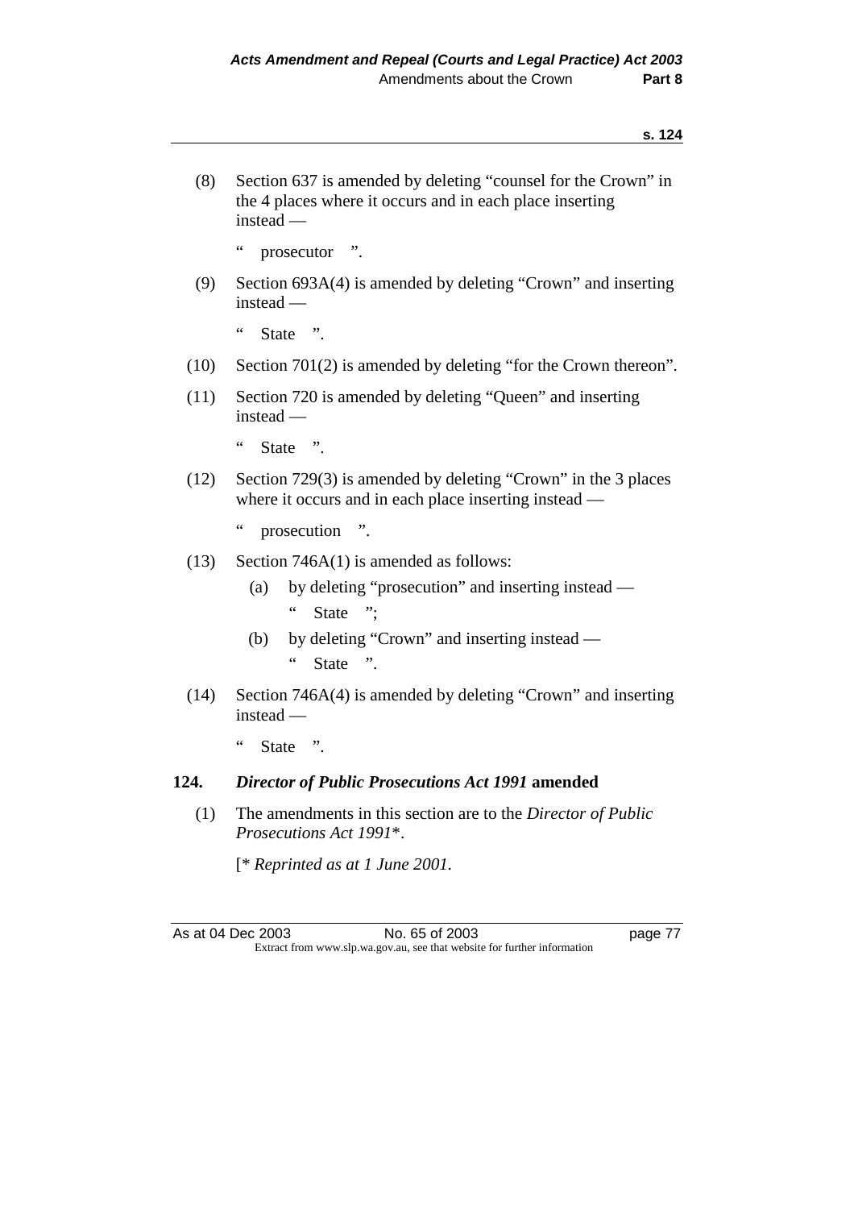(8) Section 637 is amended by deleting "counsel for the Crown" in the 4 places where it occurs and in each place inserting instead —

" prosecutor ".

(9) Section 693A(4) is amended by deleting "Crown" and inserting instead —

" State ".

(10) Section 701(2) is amended by deleting "for the Crown thereon".

(11) Section 720 is amended by deleting "Queen" and inserting instead —

" State ".

(12) Section 729(3) is amended by deleting "Crown" in the 3 places where it occurs and in each place inserting instead —

" prosecution ".

(13) Section 746A(1) is amended as follows:

(a) by deleting "prosecution" and inserting instead —

" State ";

(b) by deleting "Crown" and inserting instead —

" State ".

(14) Section 746A(4) is amended by deleting "Crown" and inserting instead —

" State ".

### 124. *Director of Public Prosecutions Act 1991* amended

(1) The amendments in this section are to the *Director of Public Prosecutions Act 1991*\*.

[\* *Reprinted as at 1 June 2001.*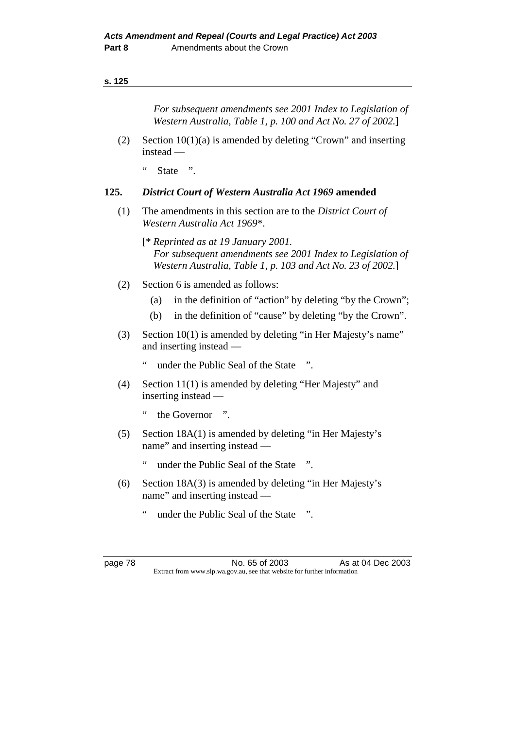*For subsequent amendments see 2001 Index to Legislation of Western Australia, Table 1, p. 100 and Act No. 27 of 2002.*]

(2) Section 10(1)(a) is amended by deleting "Crown" and inserting instead —

" State ".

## 125. *District Court of Western Australia Act 1969* amended

(1) The amendments in this section are to the *District Court of Western Australia Act 1969*\*.

[\* *Reprinted as at 19 January 2001.*
*For subsequent amendments see 2001 Index to Legislation of Western Australia, Table 1, p. 103 and Act No. 23 of 2002.*]

(2) Section 6 is amended as follows:

(a) in the definition of "action" by deleting "by the Crown";

(b) in the definition of "cause" by deleting "by the Crown".

(3) Section 10(1) is amended by deleting "in Her Majesty's name" and inserting instead —

" under the Public Seal of the State ".

(4) Section 11(1) is amended by deleting "Her Majesty" and inserting instead —

" the Governor ".

(5) Section 18A(1) is amended by deleting "in Her Majesty's name" and inserting instead —

" under the Public Seal of the State ".

(6) Section 18A(3) is amended by deleting "in Her Majesty's name" and inserting instead —

" under the Public Seal of the State ".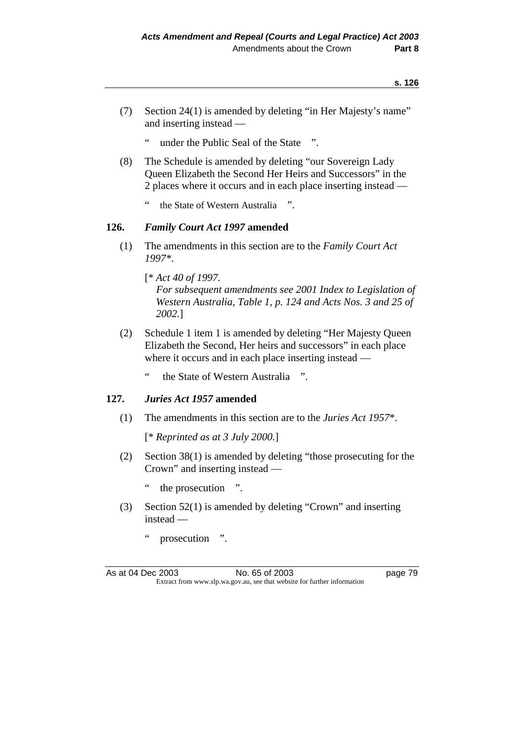(7) Section 24(1) is amended by deleting "in Her Majesty's name" and inserting instead —

" under the Public Seal of the State ".

(8) The Schedule is amended by deleting "our Sovereign Lady Queen Elizabeth the Second Her Heirs and Successors" in the 2 places where it occurs and in each place inserting instead —

" the State of Western Australia ".

## 126. *Family Court Act 1997* amended

(1) The amendments in this section are to the *Family Court Act 1997*\*.

[\* *Act 40 of 1997.*
*For subsequent amendments see 2001 Index to Legislation of Western Australia, Table 1, p. 124 and Acts Nos. 3 and 25 of 2002.*]

(2) Schedule 1 item 1 is amended by deleting "Her Majesty Queen Elizabeth the Second, Her heirs and successors" in each place where it occurs and in each place inserting instead —

" the State of Western Australia ".

## 127. *Juries Act 1957* amended

(1) The amendments in this section are to the *Juries Act 1957*\*.

[\* *Reprinted as at 3 July 2000.*]

(2) Section 38(1) is amended by deleting "those prosecuting for the Crown" and inserting instead —

" the prosecution ".

(3) Section 52(1) is amended by deleting "Crown" and inserting instead —

" prosecution ".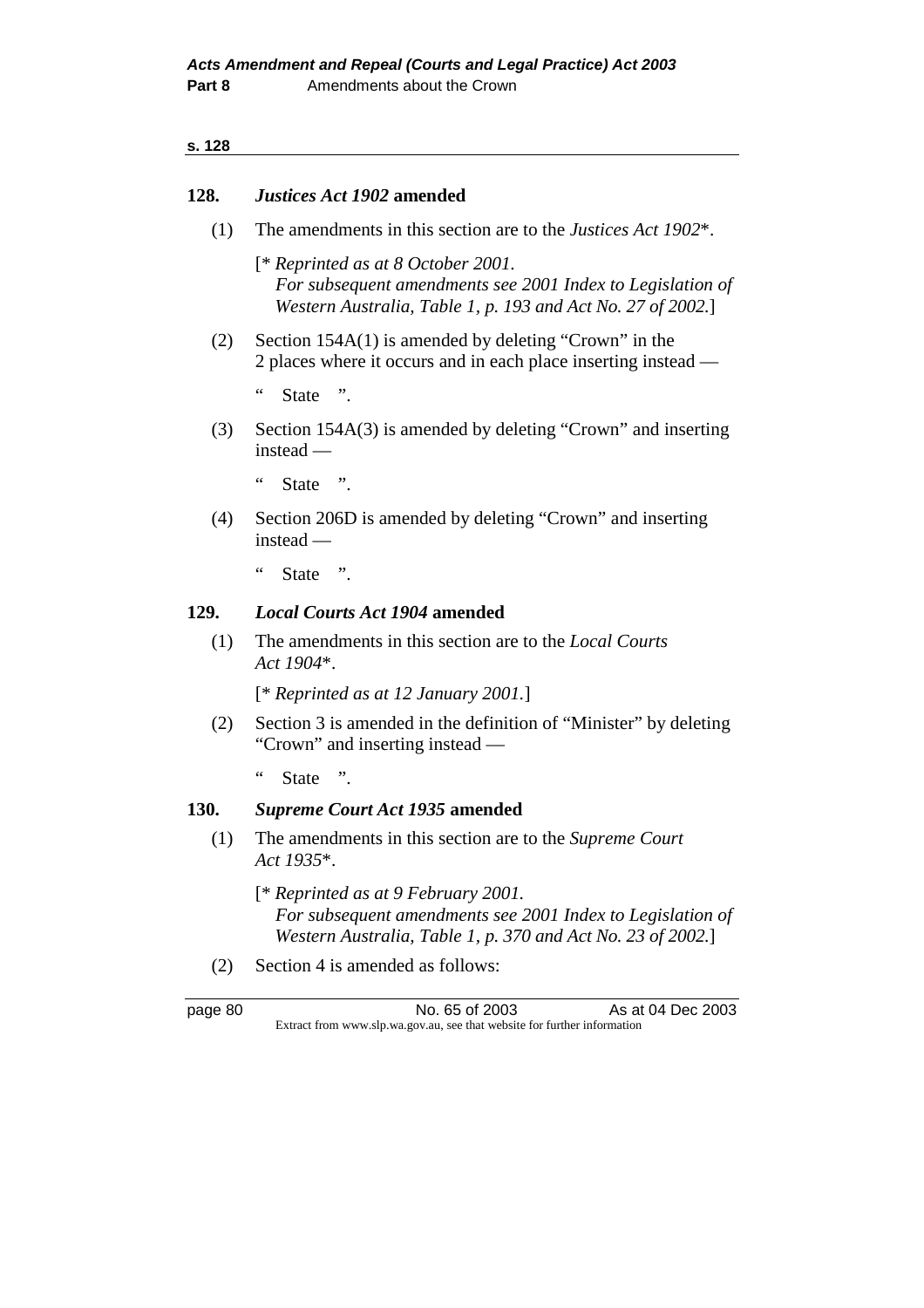### 128. *Justices Act 1902* amended

(1) The amendments in this section are to the *Justices Act 1902*\*.

[\* *Reprinted as at 8 October 2001.*
*For subsequent amendments see 2001 Index to Legislation of Western Australia, Table 1, p. 193 and Act No. 27 of 2002.*]

(2) Section 154A(1) is amended by deleting "Crown" in the 2 places where it occurs and in each place inserting instead —

" State ".

(3) Section 154A(3) is amended by deleting "Crown" and inserting instead —

" State ".

(4) Section 206D is amended by deleting "Crown" and inserting instead —

" State ".

### 129. *Local Courts Act 1904* amended

(1) The amendments in this section are to the *Local Courts Act 1904*\*.

[\* *Reprinted as at 12 January 2001.*]

(2) Section 3 is amended in the definition of "Minister" by deleting "Crown" and inserting instead —

" State ".

### 130. *Supreme Court Act 1935* amended

(1) The amendments in this section are to the *Supreme Court Act 1935*\*.

[\* *Reprinted as at 9 February 2001.*
*For subsequent amendments see 2001 Index to Legislation of Western Australia, Table 1, p. 370 and Act No. 23 of 2002.*]

(2) Section 4 is amended as follows: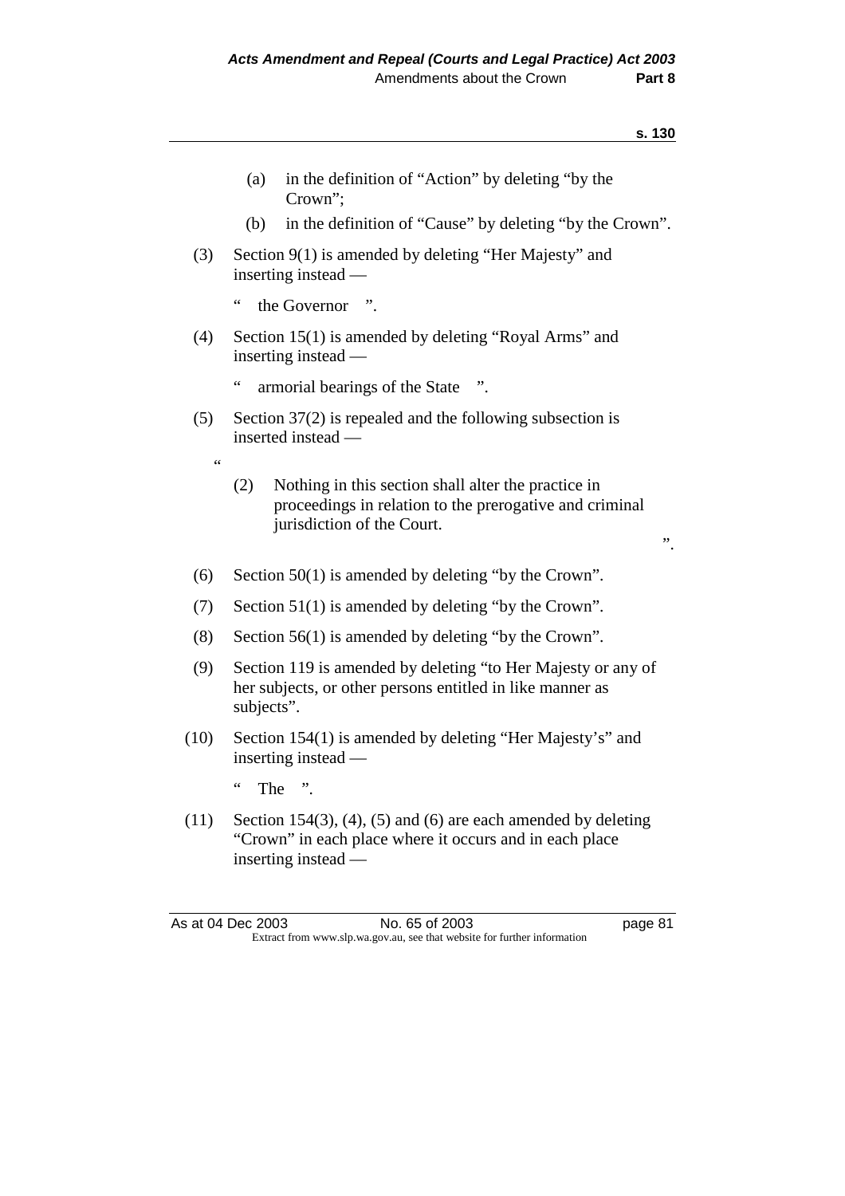(a) in the definition of "Action" by deleting "by the Crown";

(b) in the definition of "Cause" by deleting "by the Crown".

(3) Section 9(1) is amended by deleting "Her Majesty" and inserting instead —

" the Governor ".

(4) Section 15(1) is amended by deleting "Royal Arms" and inserting instead —

" armorial bearings of the State ".

(5) Section 37(2) is repealed and the following subsection is inserted instead —

"

(2) Nothing in this section shall alter the practice in proceedings in relation to the prerogative and criminal jurisdiction of the Court.

".

(6) Section 50(1) is amended by deleting "by the Crown".

(7) Section 51(1) is amended by deleting "by the Crown".

(8) Section 56(1) is amended by deleting "by the Crown".

(9) Section 119 is amended by deleting "to Her Majesty or any of her subjects, or other persons entitled in like manner as subjects".

(10) Section 154(1) is amended by deleting "Her Majesty's" and inserting instead —

" The ".

(11) Section 154(3), (4), (5) and (6) are each amended by deleting "Crown" in each place where it occurs and in each place inserting instead —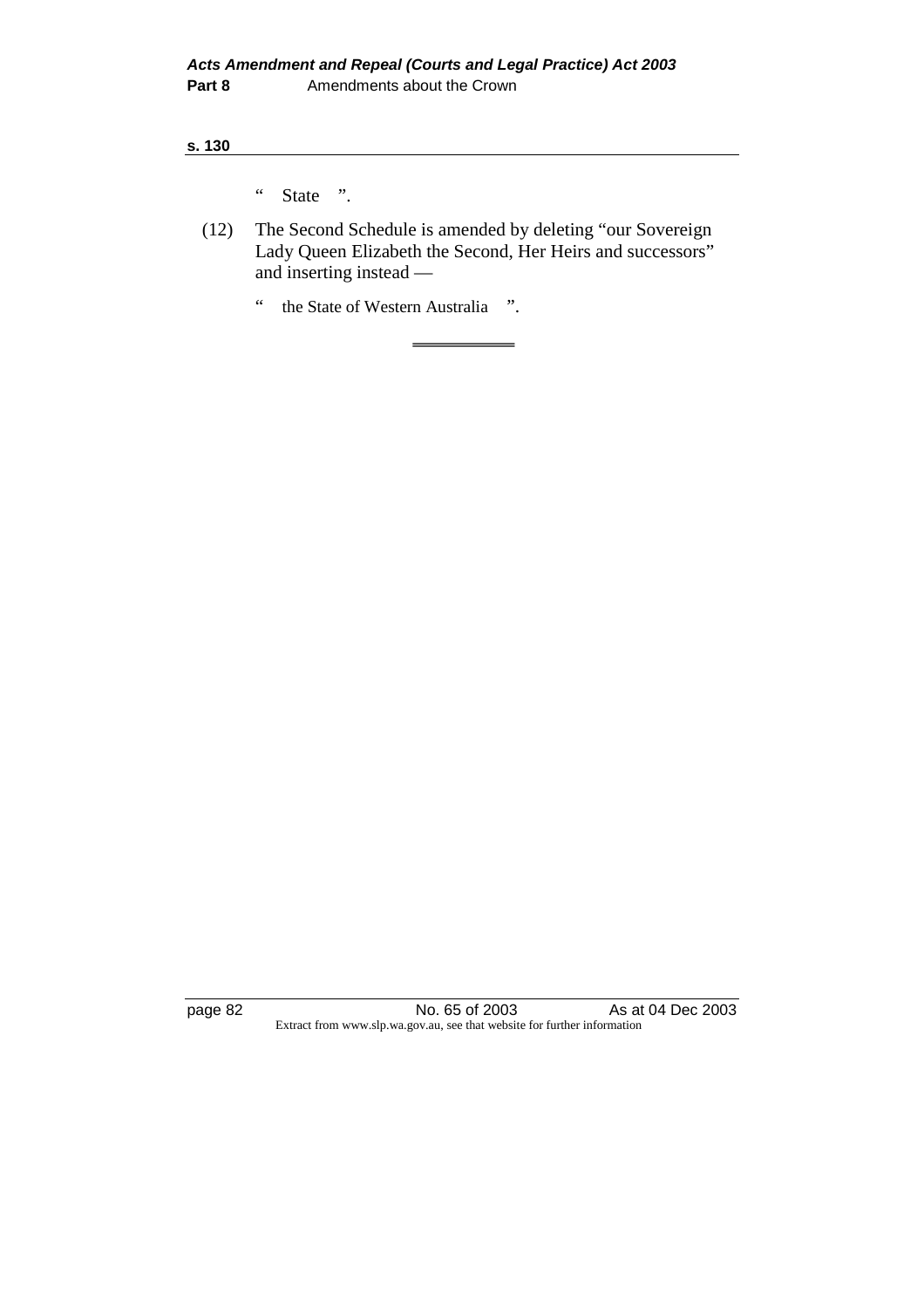" State ".

(12) The Second Schedule is amended by deleting "our Sovereign Lady Queen Elizabeth the Second, Her Heirs and successors" and inserting instead —

" the State of Western Australia ".